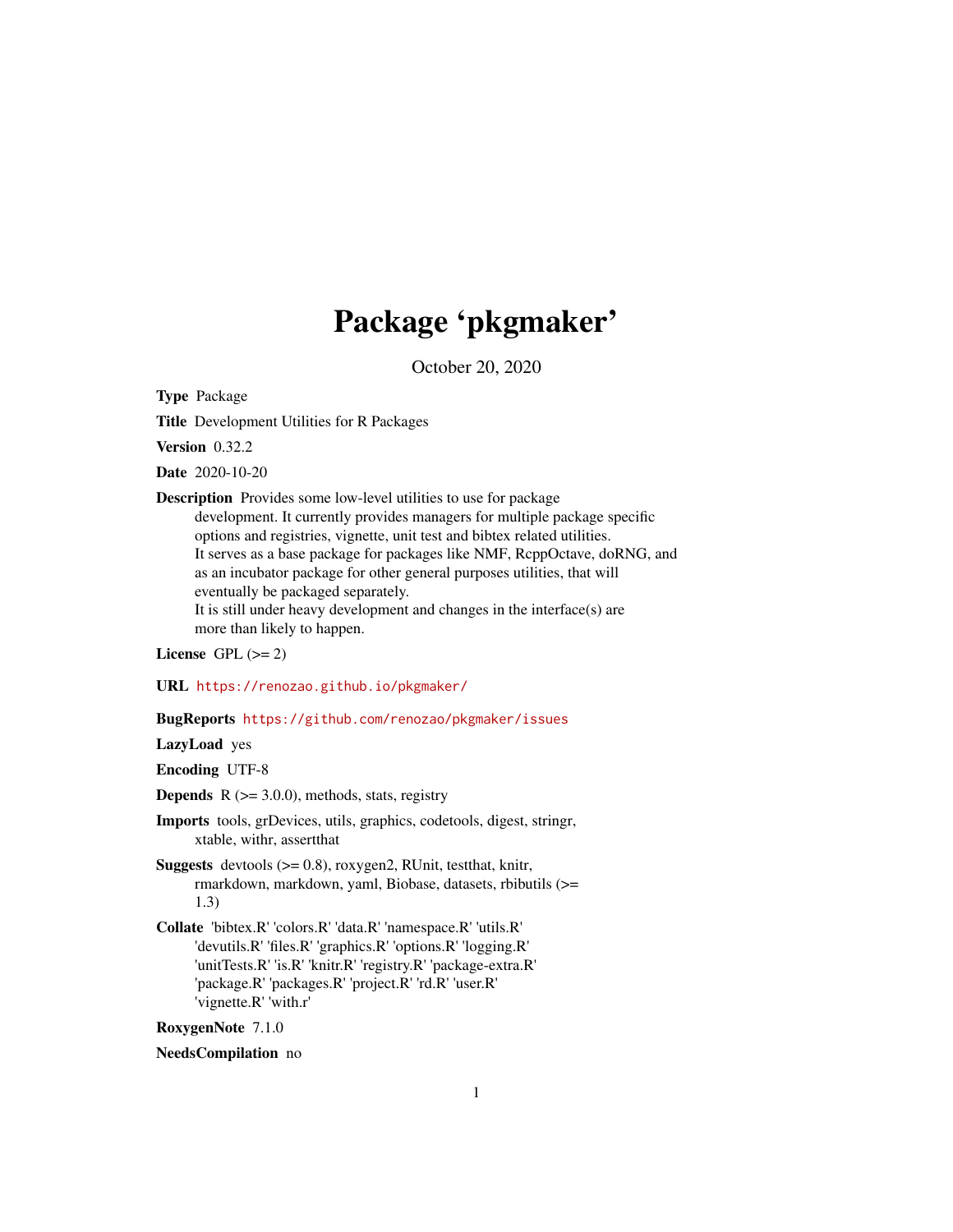# Package 'pkgmaker'

October 20, 2020

**Type** Package

**Title** Development Utilities for R Packages

**Version** 0.32.2

**Date** 2020-10-20

**Description** Provides some low-level utilities to use for package development. It currently provides managers for multiple package specific options and registries, vignette, unit test and bibtex related utilities. It serves as a base package for packages like NMF, RcppOctave, doRNG, and as an incubator package for other general purposes utilities, that will eventually be packaged separately. It is still under heavy development and changes in the interface(s) are more than likely to happen.

**License** GPL (>= 2)

**URL** https://renozao.github.io/pkgmaker/

**BugReports** https://github.com/renozao/pkgmaker/issues

**LazyLoad** yes

**Encoding** UTF-8

**Depends** R (>= 3.0.0), methods, stats, registry

**Imports** tools, grDevices, utils, graphics, codetools, digest, stringr, xtable, withr, assertthat

**Suggests** devtools (>= 0.8), roxygen2, RUnit, testthat, knitr, rmarkdown, markdown, yaml, Biobase, datasets, rbibutils (>= 1.3)

**Collate** 'bibtex.R' 'colors.R' 'data.R' 'namespace.R' 'utils.R' 'devutils.R' 'files.R' 'graphics.R' 'options.R' 'logging.R' 'unitTests.R' 'is.R' 'knitr.R' 'registry.R' 'package-extra.R' 'package.R' 'packages.R' 'project.R' 'rd.R' 'user.R' 'vignette.R' 'with.r'

**RoxygenNote** 7.1.0

**NeedsCompilation** no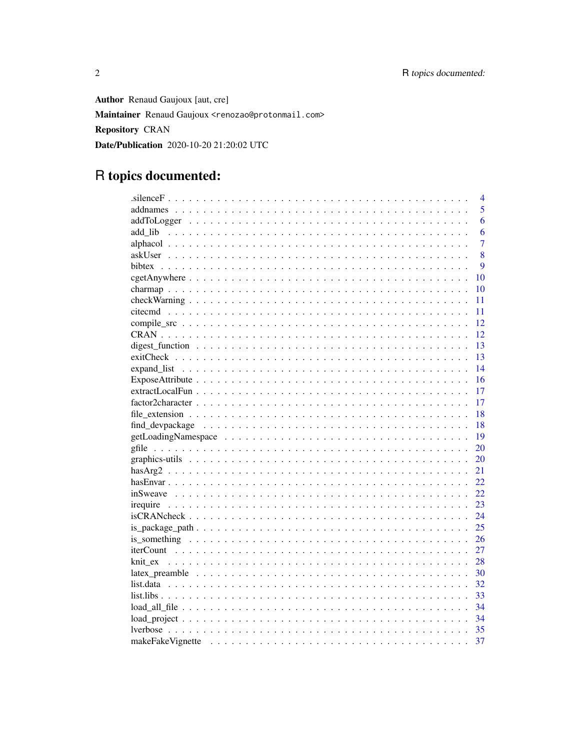**Author** Renaud Gaujoux [aut, cre]

**Maintainer** Renaud Gaujoux <renozao@protonmail.com>

**Repository** CRAN

**Date/Publication** 2020-10-20 21:20:02 UTC

# R topics documented:

| | |
|---|---|
| .silenceF | 4 |
| addnames | 5 |
| addToLogger | 6 |
| add_lib | 6 |
| alphacol | 7 |
| askUser | 8 |
| bibtex | 9 |
| cgetAnywhere | 10 |
| charmap | 10 |
| checkWarning | 11 |
| citecmd | 11 |
| compile_src | 12 |
| CRAN | 12 |
| digest_function | 13 |
| exitCheck | 13 |
| expand_list | 14 |
| ExposeAttribute | 16 |
| extractLocalFun | 17 |
| factor2character | 17 |
| file_extension | 18 |
| find_devpackage | 18 |
| getLoadingNamespace | 19 |
| gfile | 20 |
| graphics-utils | 20 |
| hasArg2 | 21 |
| hasEnvar | 22 |
| inSweave | 22 |
| irequire | 23 |
| isCRANcheck | 24 |
| is_package_path | 25 |
| is_something | 26 |
| iterCount | 27 |
| knit_ex | 28 |
| latex_preamble | 30 |
| list.data | 32 |
| list.libs | 33 |
| load_all_file | 34 |
| load_project | 34 |
| lverbose | 35 |
| makeFakeVignette | 37 |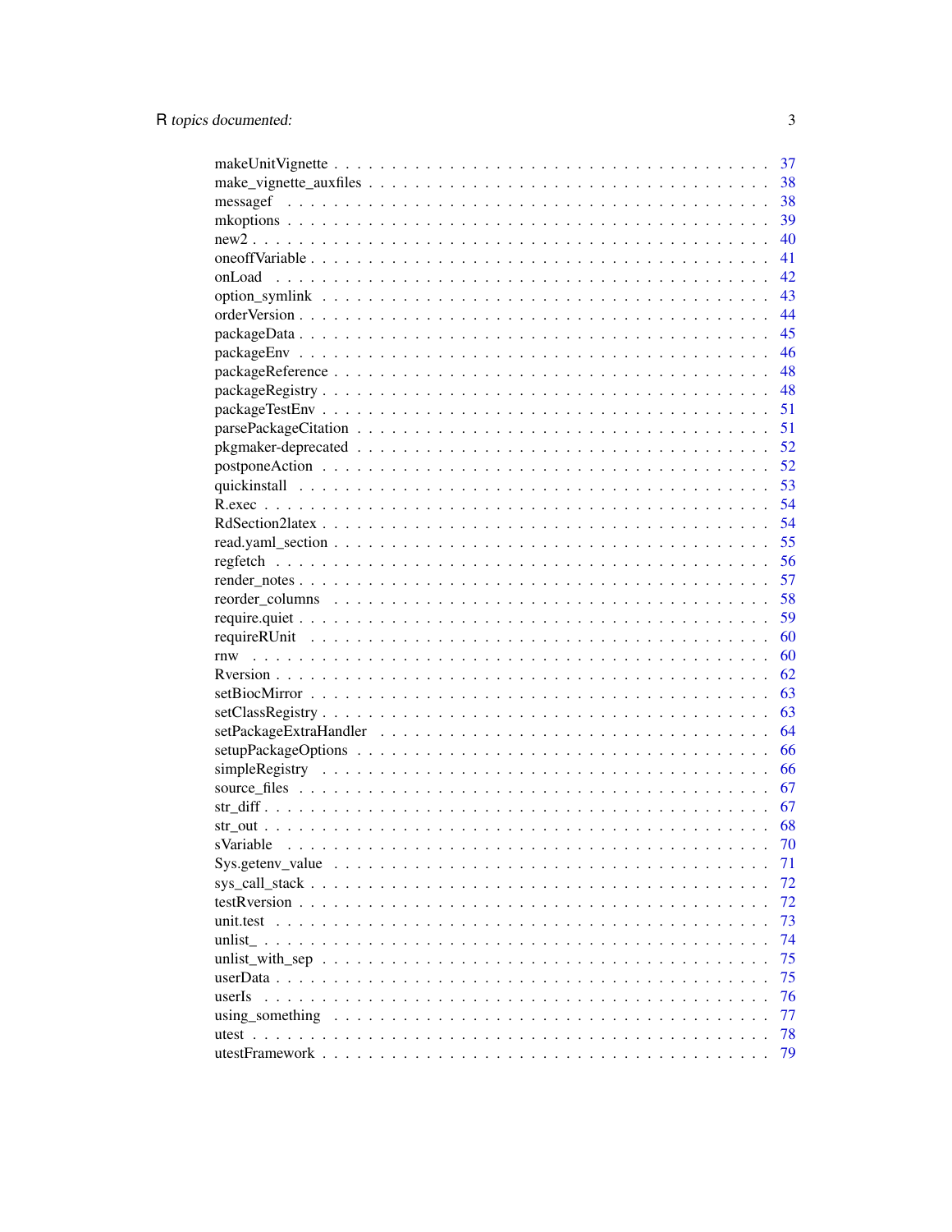makeUnitVignette . . . . . . . . . . . . . . . . . . . . . . . . . . . . . . . . . . . . 37
make_vignette_auxfiles . . . . . . . . . . . . . . . . . . . . . . . . . . . . . . . . . 38
messagef . . . . . . . . . . . . . . . . . . . . . . . . . . . . . . . . . . . . . . . . . 38
mkoptions . . . . . . . . . . . . . . . . . . . . . . . . . . . . . . . . . . . . . . . . 39
new2 . . . . . . . . . . . . . . . . . . . . . . . . . . . . . . . . . . . . . . . . . . . 40
oneoffVariable . . . . . . . . . . . . . . . . . . . . . . . . . . . . . . . . . . . . . . 41
onLoad . . . . . . . . . . . . . . . . . . . . . . . . . . . . . . . . . . . . . . . . . . 42
option_symlink . . . . . . . . . . . . . . . . . . . . . . . . . . . . . . . . . . . . . . 43
orderVersion . . . . . . . . . . . . . . . . . . . . . . . . . . . . . . . . . . . . . . . 44
packageData . . . . . . . . . . . . . . . . . . . . . . . . . . . . . . . . . . . . . . . . 45
packageEnv . . . . . . . . . . . . . . . . . . . . . . . . . . . . . . . . . . . . . . . . 46
packageReference . . . . . . . . . . . . . . . . . . . . . . . . . . . . . . . . . . . . . 48
packageRegistry . . . . . . . . . . . . . . . . . . . . . . . . . . . . . . . . . . . . . . 48
packageTestEnv . . . . . . . . . . . . . . . . . . . . . . . . . . . . . . . . . . . . . . 51
parsePackageCitation . . . . . . . . . . . . . . . . . . . . . . . . . . . . . . . . . . . 51
pkgmaker-deprecated . . . . . . . . . . . . . . . . . . . . . . . . . . . . . . . . . . . 52
postponeAction . . . . . . . . . . . . . . . . . . . . . . . . . . . . . . . . . . . . . . 52
quickinstall . . . . . . . . . . . . . . . . . . . . . . . . . . . . . . . . . . . . . . . 53
R.exec . . . . . . . . . . . . . . . . . . . . . . . . . . . . . . . . . . . . . . . . . . 54
RdSection2latex . . . . . . . . . . . . . . . . . . . . . . . . . . . . . . . . . . . . . . 54
read.yaml_section . . . . . . . . . . . . . . . . . . . . . . . . . . . . . . . . . . . . . 55
regfetch . . . . . . . . . . . . . . . . . . . . . . . . . . . . . . . . . . . . . . . . . 56
render_notes . . . . . . . . . . . . . . . . . . . . . . . . . . . . . . . . . . . . . . . 57
reorder_columns . . . . . . . . . . . . . . . . . . . . . . . . . . . . . . . . . . . . . 58
require.quiet . . . . . . . . . . . . . . . . . . . . . . . . . . . . . . . . . . . . . . . 59
requireRUnit . . . . . . . . . . . . . . . . . . . . . . . . . . . . . . . . . . . . . . . 60
rnw . . . . . . . . . . . . . . . . . . . . . . . . . . . . . . . . . . . . . . . . . . . . 60
Rversion . . . . . . . . . . . . . . . . . . . . . . . . . . . . . . . . . . . . . . . . . 62
setBiocMirror . . . . . . . . . . . . . . . . . . . . . . . . . . . . . . . . . . . . . . . 63
setClassRegistry . . . . . . . . . . . . . . . . . . . . . . . . . . . . . . . . . . . . . . 63
setPackageExtraHandler . . . . . . . . . . . . . . . . . . . . . . . . . . . . . . . . . . 64
setupPackageOptions . . . . . . . . . . . . . . . . . . . . . . . . . . . . . . . . . . . . 66
simpleRegistry . . . . . . . . . . . . . . . . . . . . . . . . . . . . . . . . . . . . . . 66
source_files . . . . . . . . . . . . . . . . . . . . . . . . . . . . . . . . . . . . . . . 67
str_diff . . . . . . . . . . . . . . . . . . . . . . . . . . . . . . . . . . . . . . . . . 67
str_out . . . . . . . . . . . . . . . . . . . . . . . . . . . . . . . . . . . . . . . . . . 68
sVariable . . . . . . . . . . . . . . . . . . . . . . . . . . . . . . . . . . . . . . . . . 70
Sys.getenv_value . . . . . . . . . . . . . . . . . . . . . . . . . . . . . . . . . . . . . 71
sys_call_stack . . . . . . . . . . . . . . . . . . . . . . . . . . . . . . . . . . . . . . 72
testRversion . . . . . . . . . . . . . . . . . . . . . . . . . . . . . . . . . . . . . . . 72
unit.test . . . . . . . . . . . . . . . . . . . . . . . . . . . . . . . . . . . . . . . . . 73
unlist_ . . . . . . . . . . . . . . . . . . . . . . . . . . . . . . . . . . . . . . . . . . 74
unlist_with_sep . . . . . . . . . . . . . . . . . . . . . . . . . . . . . . . . . . . . . . 75
userData . . . . . . . . . . . . . . . . . . . . . . . . . . . . . . . . . . . . . . . . . 75
userIs . . . . . . . . . . . . . . . . . . . . . . . . . . . . . . . . . . . . . . . . . . . 76
using_something . . . . . . . . . . . . . . . . . . . . . . . . . . . . . . . . . . . . . 77
utest . . . . . . . . . . . . . . . . . . . . . . . . . . . . . . . . . . . . . . . . . . . 78
utestFramework . . . . . . . . . . . . . . . . . . . . . . . . . . . . . . . . . . . . . . 79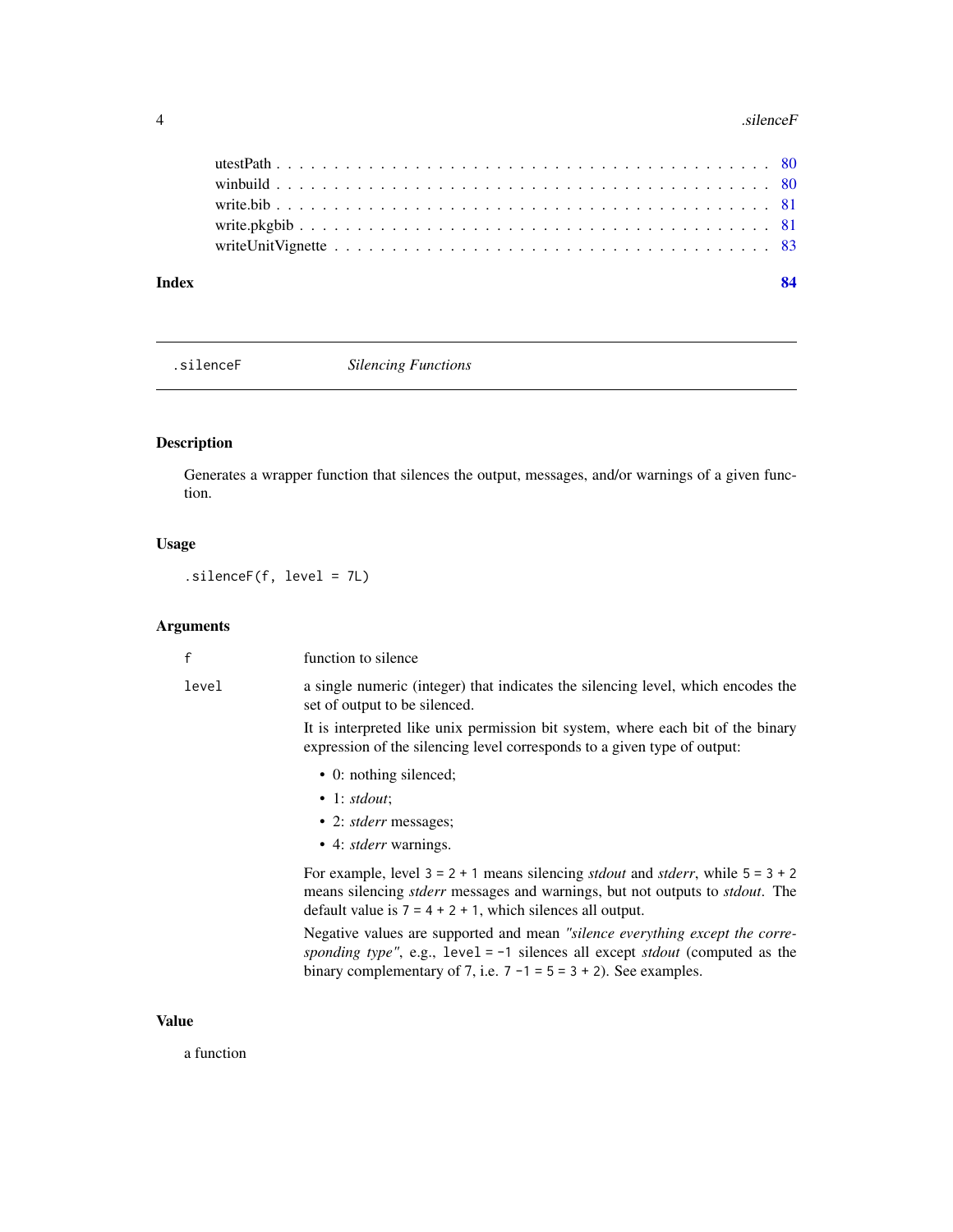utestPath . . . . . . . . . . . . . . . . . . . . . . . . . . . . . . . . . . . . . . . . 80
winbuild . . . . . . . . . . . . . . . . . . . . . . . . . . . . . . . . . . . . . . . . 80
write.bib . . . . . . . . . . . . . . . . . . . . . . . . . . . . . . . . . . . . . . . . 81
write.pkgbib . . . . . . . . . . . . . . . . . . . . . . . . . . . . . . . . . . . . . . . 81
writeUnitVignette . . . . . . . . . . . . . . . . . . . . . . . . . . . . . . . . . . . . 83

**Index** **84**

---

`.silenceF` *Silencing Functions*

---

## Description

Generates a wrapper function that silences the output, messages, and/or warnings of a given function.

## Usage

```
.silenceF(f, level = 7L)
```

## Arguments

| | |
|---|---|
| `f` | function to silence |
| `level` | a single numeric (integer) that indicates the silencing level, which encodes the set of output to be silenced. |

It is interpreted like unix permission bit system, where each bit of the binary expression of the silencing level corresponds to a given type of output:

- 0: nothing silenced;
- 1: *stdout*;
- 2: *stderr* messages;
- 4: *stderr* warnings.

For example, level `3 = 2 + 1` means silencing *stdout* and *stderr*, while `5 = 3 + 2` means silencing *stderr* messages and warnings, but not outputs to *stdout*. The default value is `7 = 4 + 2 + 1`, which silences all output.

Negative values are supported and mean *"silence everything except the corresponding type"*, e.g., `level = -1` silences all except *stdout* (computed as the binary complementary of 7, i.e. `7 -1 = 5 = 3 + 2`). See examples.

## Value

a function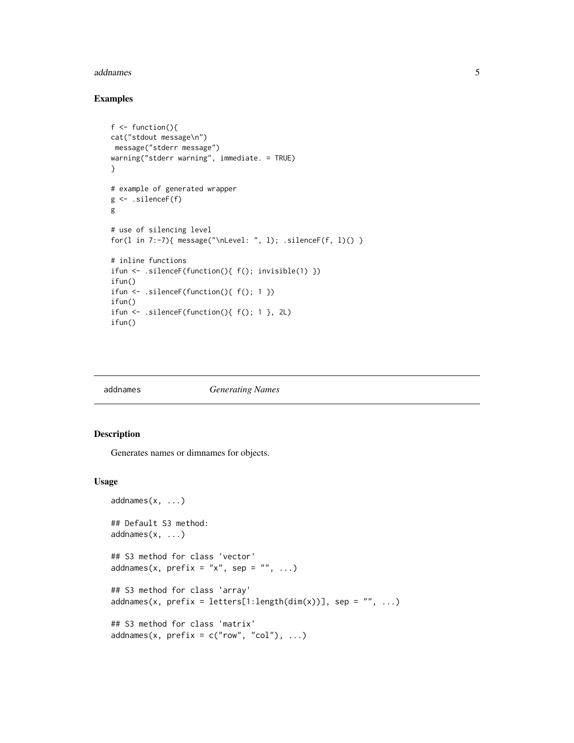### Examples

```
f <- function(){
cat("stdout message\n")
 message("stderr message")
warning("stderr warning", immediate. = TRUE)
}

# example of generated wrapper
g <- .silenceF(f)
g

# use of silencing level
for(l in 7:-7){ message("\nLevel: ", l); .silenceF(f, l)() }

# inline functions
ifun <- .silenceF(function(){ f(); invisible(1) })
ifun()
ifun <- .silenceF(function(){ f(); 1 })
ifun()
ifun <- .silenceF(function(){ f(); 1 }, 2L)
ifun()
```

---

## addnames *Generating Names*

---

### Description

Generates names or dimnames for objects.

### Usage

```
addnames(x, ...)

## Default S3 method:
addnames(x, ...)

## S3 method for class 'vector'
addnames(x, prefix = "x", sep = "", ...)

## S3 method for class 'array'
addnames(x, prefix = letters[1:length(dim(x))], sep = "", ...)

## S3 method for class 'matrix'
addnames(x, prefix = c("row", "col"), ...)
```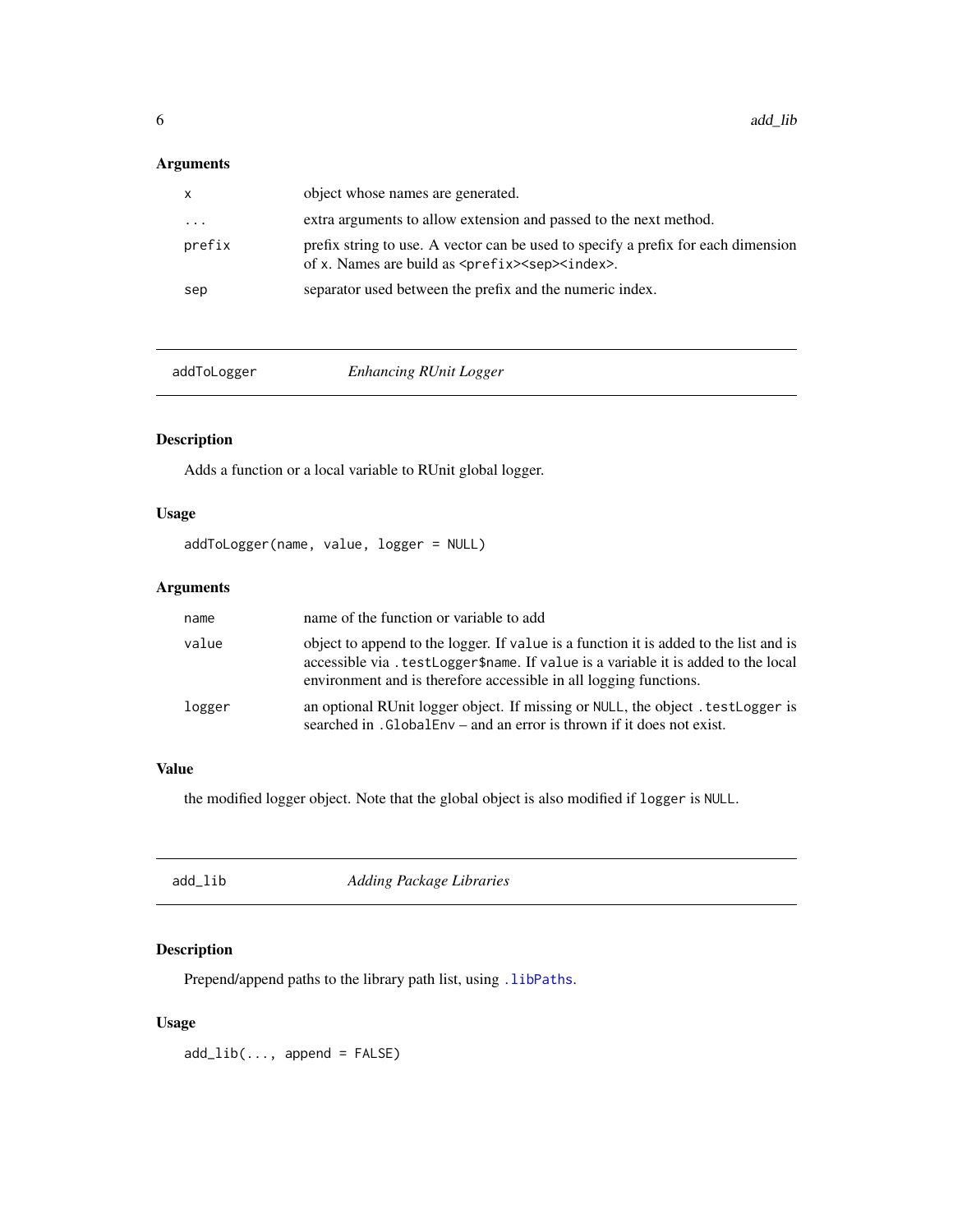### Arguments

| | |
|---|---|
| `x` | object whose names are generated. |
| `...` | extra arguments to allow extension and passed to the next method. |
| `prefix` | prefix string to use. A vector can be used to specify a prefix for each dimension of `x`. Names are build as `<prefix><sep><index>`. |
| `sep` | separator used between the prefix and the numeric index. |

## addToLogger — *Enhancing RUnit Logger*

### Description

Adds a function or a local variable to RUnit global logger.

### Usage

```
addToLogger(name, value, logger = NULL)
```

### Arguments

| | |
|---|---|
| `name` | name of the function or variable to add |
| `value` | object to append to the logger. If `value` is a function it is added to the list and is accessible via `.testLogger$name`. If `value` is a variable it is added to the local environment and is therefore accessible in all logging functions. |
| `logger` | an optional RUnit logger object. If missing or `NULL`, the object `.testLogger` is searched in `.GlobalEnv` – and an error is thrown if it does not exist. |

### Value

the modified logger object. Note that the global object is also modified if `logger` is `NULL`.

## add_lib — *Adding Package Libraries*

### Description

Prepend/append paths to the library path list, using `.libPaths`.

### Usage

```
add_lib(..., append = FALSE)
```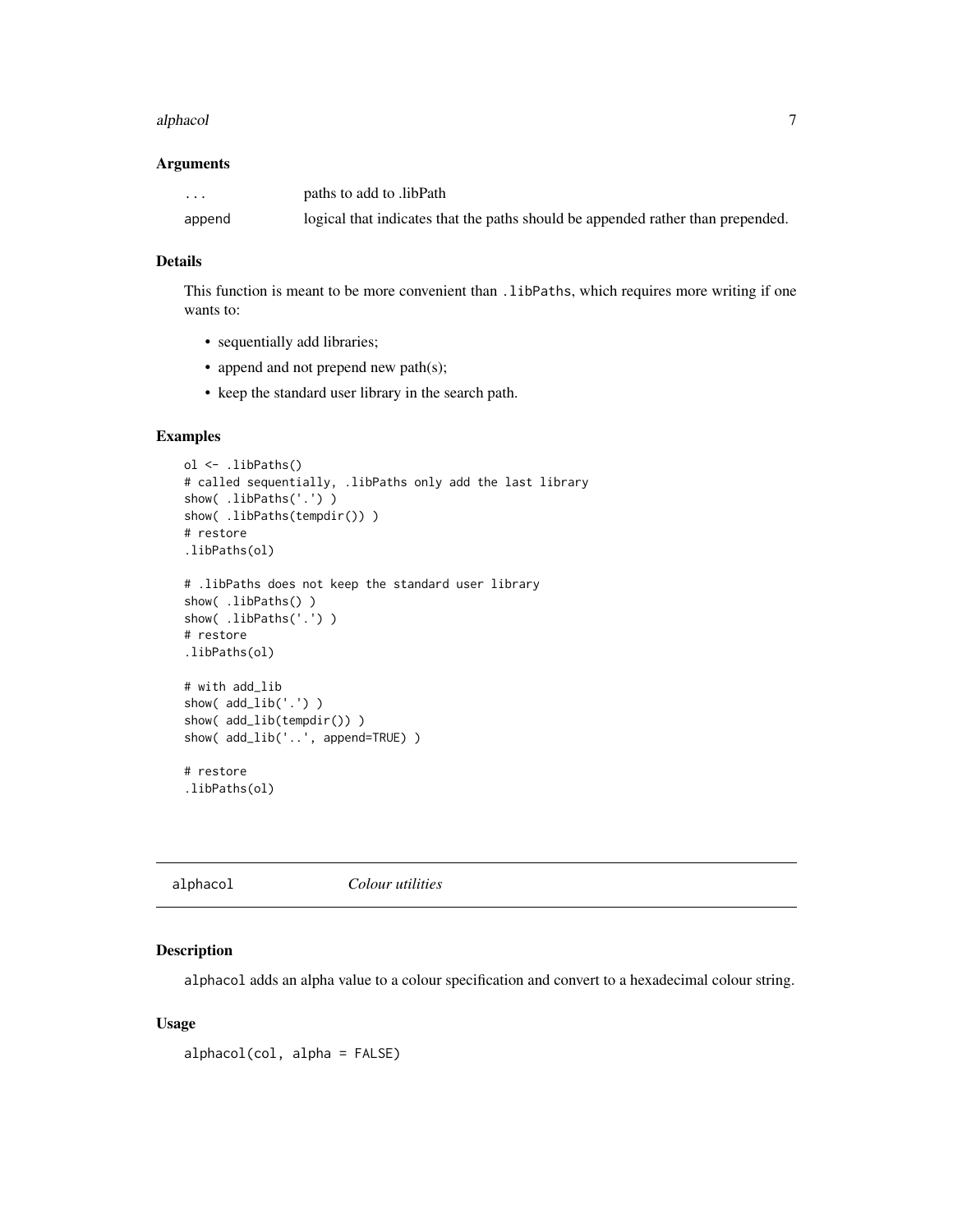### Arguments

| | |
|---|---|
| ... | paths to add to .libPath |
| append | logical that indicates that the paths should be appended rather than prepended. |

### Details

This function is meant to be more convenient than `.libPaths`, which requires more writing if one wants to:

- sequentially add libraries;
- append and not prepend new path(s);
- keep the standard user library in the search path.

### Examples

```
ol <- .libPaths()
# called sequentially, .libPaths only add the last library
show( .libPaths('.') )
show( .libPaths(tempdir()) )
# restore
.libPaths(ol)

# .libPaths does not keep the standard user library
show( .libPaths() )
show( .libPaths('.') )
# restore
.libPaths(ol)

# with add_lib
show( add_lib('.') )
show( add_lib(tempdir()) )
show( add_lib('..', append=TRUE) )

# restore
.libPaths(ol)
```

---

## alphacol    *Colour utilities*

---

### Description

`alphacol` adds an alpha value to a colour specification and convert to a hexadecimal colour string.

### Usage

```
alphacol(col, alpha = FALSE)
```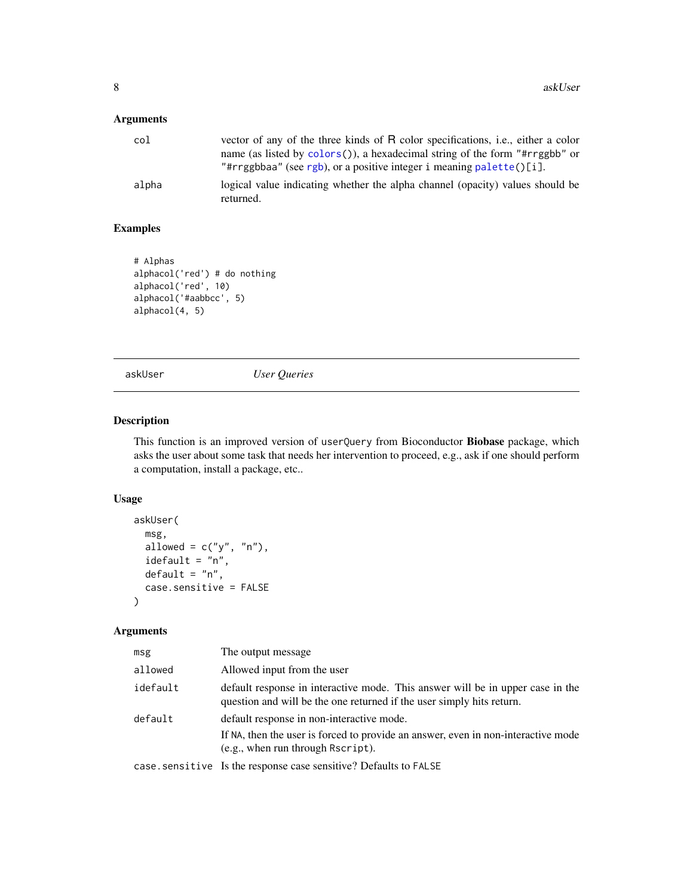## Arguments

| | |
|---|---|
| col | vector of any of the three kinds of R color specifications, i.e., either a color name (as listed by colors()), a hexadecimal string of the form "#rrggbb" or "#rrggbbaa" (see rgb), or a positive integer i meaning palette()[i]. |
| alpha | logical value indicating whether the alpha channel (opacity) values should be returned. |

## Examples

```
# Alphas
alphacol('red') # do nothing
alphacol('red', 10)
alphacol('#aabbcc', 5)
alphacol(4, 5)
```

---

# askUser *User Queries*

---

## Description

This function is an improved version of userQuery from Bioconductor **Biobase** package, which asks the user about some task that needs her intervention to proceed, e.g., ask if one should perform a computation, install a package, etc..

## Usage

```
askUser(
  msg,
  allowed = c("y", "n"),
  idefault = "n",
  default = "n",
  case.sensitive = FALSE
)
```

## Arguments

| | |
|---|---|
| msg | The output message |
| allowed | Allowed input from the user |
| idefault | default response in interactive mode. This answer will be in upper case in the question and will be the one returned if the user simply hits return. |
| default | default response in non-interactive mode. If NA, then the user is forced to provide an answer, even in non-interactive mode (e.g., when run through Rscript). |
| case.sensitive | Is the response case sensitive? Defaults to FALSE |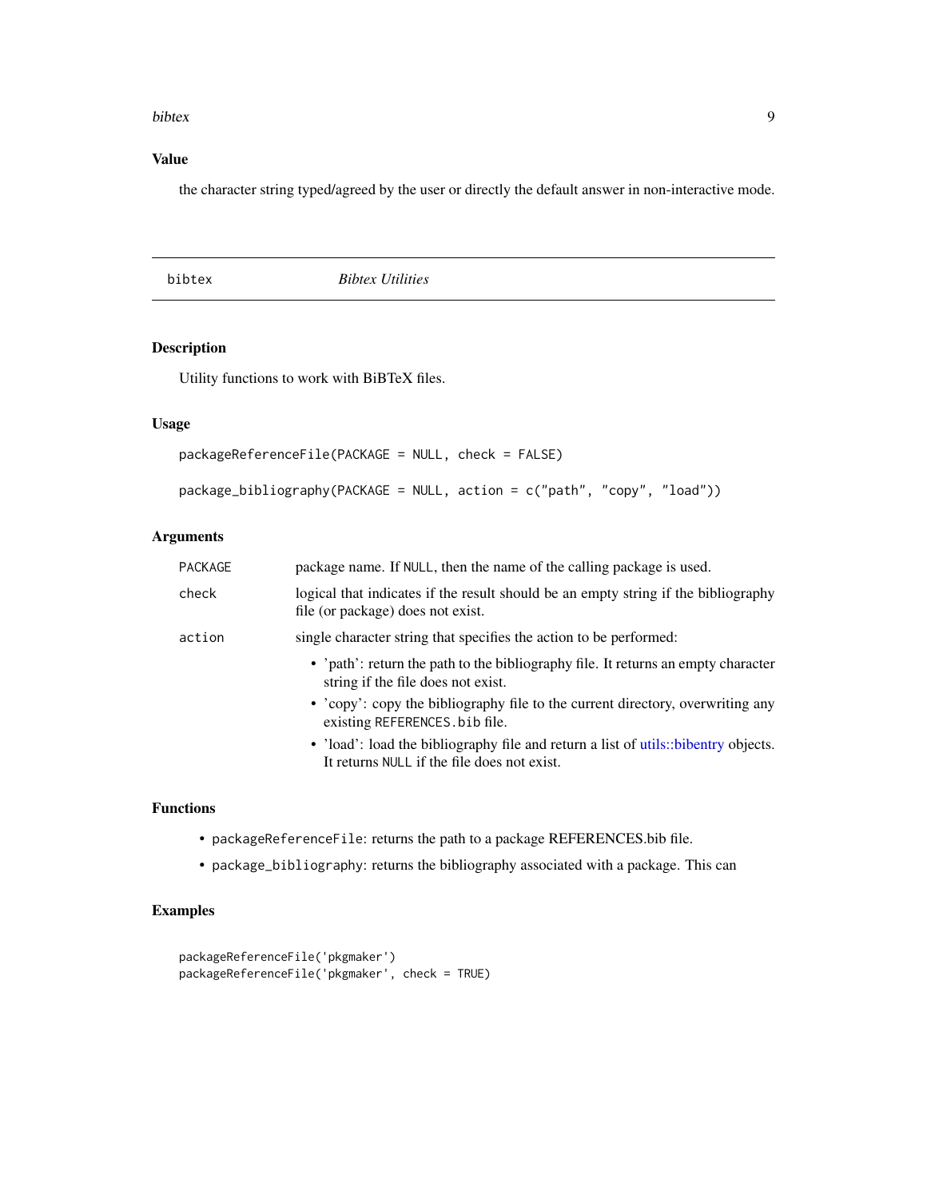## Value

the character string typed/agreed by the user or directly the default answer in non-interactive mode.

---

`bibtex` *Bibtex Utilities*

---

## Description

Utility functions to work with BiBTeX files.

## Usage

```
packageReferenceFile(PACKAGE = NULL, check = FALSE)

package_bibliography(PACKAGE = NULL, action = c("path", "copy", "load"))
```

## Arguments

| | |
|---|---|
| `PACKAGE` | package name. If `NULL`, then the name of the calling package is used. |
| `check` | logical that indicates if the result should be an empty string if the bibliography file (or package) does not exist. |
| `action` | single character string that specifies the action to be performed:<br>• 'path': return the path to the bibliography file. It returns an empty character string if the file does not exist.<br>• 'copy': copy the bibliography file to the current directory, overwriting any existing `REFERENCES.bib` file.<br>• 'load': load the bibliography file and return a list of utils::bibentry objects. It returns `NULL` if the file does not exist. |

## Functions

- `packageReferenceFile`: returns the path to a package REFERENCES.bib file.
- `package_bibliography`: returns the bibliography associated with a package. This can

## Examples

```
packageReferenceFile('pkgmaker')
packageReferenceFile('pkgmaker', check = TRUE)
```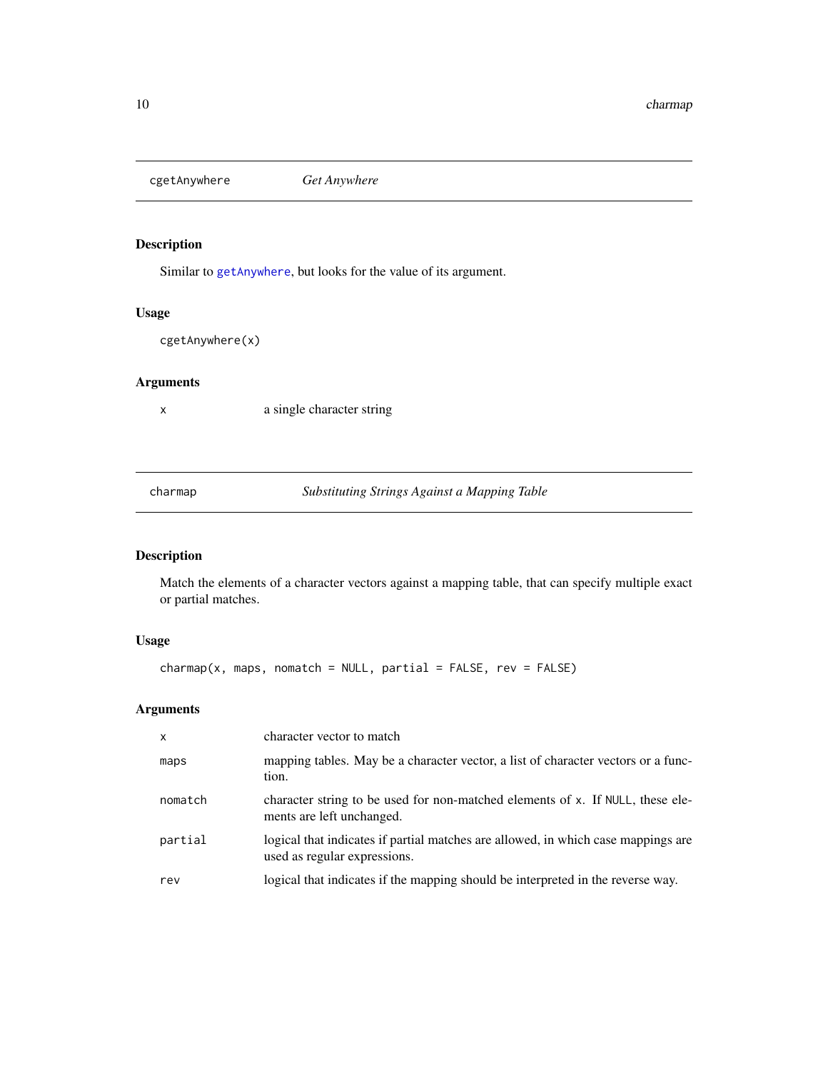## cgetAnywhere — *Get Anywhere*

### Description

Similar to `getAnywhere`, but looks for the value of its argument.

### Usage

```
cgetAnywhere(x)
```

### Arguments

| | |
|---|---|
| `x` | a single character string |

## charmap — *Substituting Strings Against a Mapping Table*

### Description

Match the elements of a character vectors against a mapping table, that can specify multiple exact or partial matches.

### Usage

```
charmap(x, maps, nomatch = NULL, partial = FALSE, rev = FALSE)
```

### Arguments

| | |
|---|---|
| `x` | character vector to match |
| `maps` | mapping tables. May be a character vector, a list of character vectors or a function. |
| `nomatch` | character string to be used for non-matched elements of `x`. If `NULL`, these elements are left unchanged. |
| `partial` | logical that indicates if partial matches are allowed, in which case mappings are used as regular expressions. |
| `rev` | logical that indicates if the mapping should be interpreted in the reverse way. |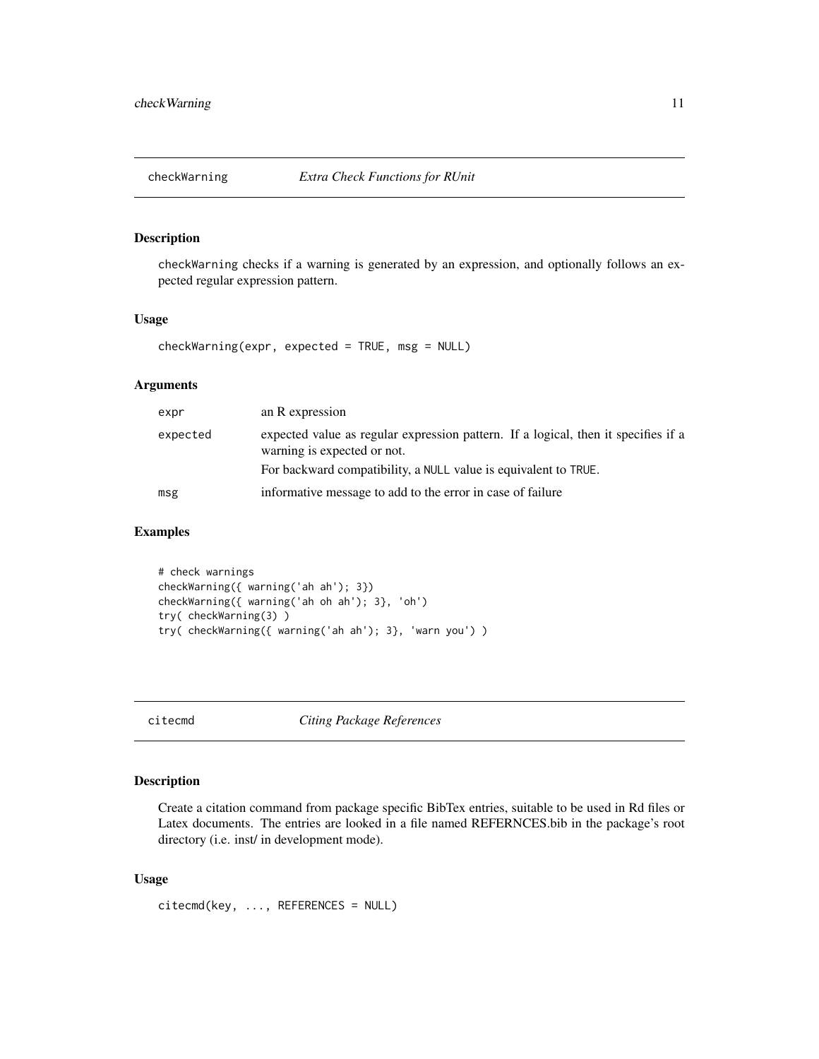## checkWarning — *Extra Check Functions for RUnit*

### Description

checkWarning checks if a warning is generated by an expression, and optionally follows an expected regular expression pattern.

### Usage

```
checkWarning(expr, expected = TRUE, msg = NULL)
```

### Arguments

| | |
|---|---|
| expr | an R expression |
| expected | expected value as regular expression pattern. If a logical, then it specifies if a warning is expected or not.<br>For backward compatibility, a NULL value is equivalent to TRUE. |
| msg | informative message to add to the error in case of failure |

### Examples

```
# check warnings
checkWarning({ warning('ah ah'); 3})
checkWarning({ warning('ah oh ah'); 3}, 'oh')
try( checkWarning(3) )
try( checkWarning({ warning('ah ah'); 3}, 'warn you') )
```

## citecmd — *Citing Package References*

### Description

Create a citation command from package specific BibTex entries, suitable to be used in Rd files or Latex documents. The entries are looked in a file named REFERNCES.bib in the package's root directory (i.e. inst/ in development mode).

### Usage

```
citecmd(key, ..., REFERENCES = NULL)
```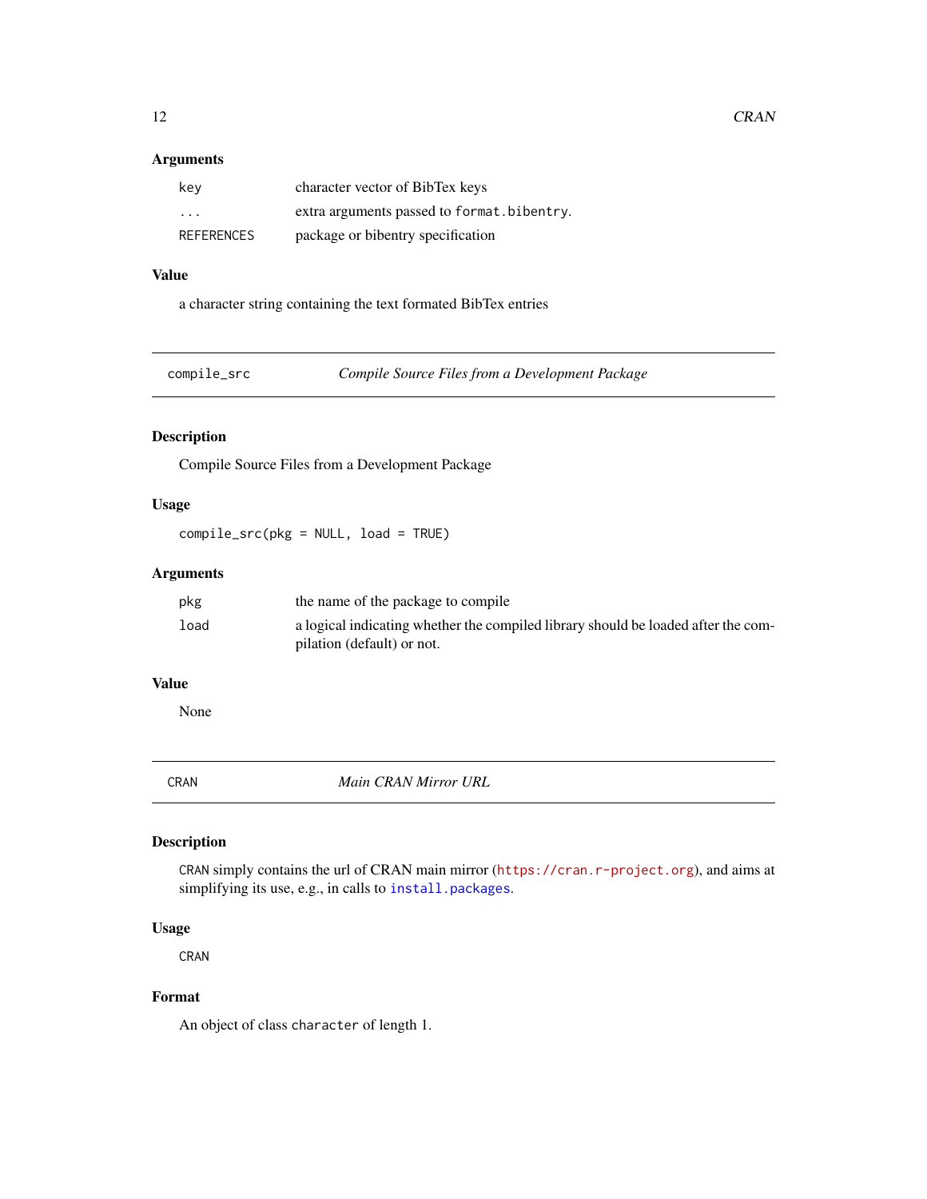### Arguments

| | |
|---|---|
| `key` | character vector of BibTex keys |
| `...` | extra arguments passed to `format.bibentry`. |
| `REFERENCES` | package or bibentry specification |

### Value

a character string containing the text formated BibTex entries

---

## `compile_src` — *Compile Source Files from a Development Package*

### Description

Compile Source Files from a Development Package

### Usage

```
compile_src(pkg = NULL, load = TRUE)
```

### Arguments

| | |
|---|---|
| `pkg` | the name of the package to compile |
| `load` | a logical indicating whether the compiled library should be loaded after the compilation (default) or not. |

### Value

None

---

## `CRAN` — *Main CRAN Mirror URL*

### Description

`CRAN` simply contains the url of CRAN main mirror (`https://cran.r-project.org`), and aims at simplifying its use, e.g., in calls to `install.packages`.

### Usage

```
CRAN
```

### Format

An object of class `character` of length 1.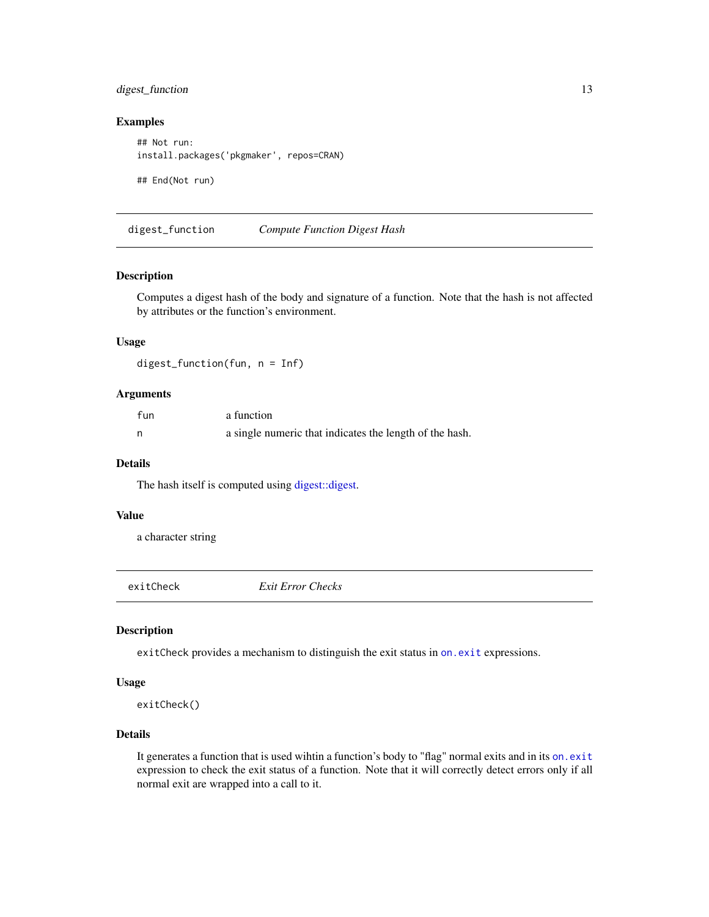### Examples

```
## Not run:
install.packages('pkgmaker', repos=CRAN)

## End(Not run)
```

## digest_function    *Compute Function Digest Hash*

### Description

Computes a digest hash of the body and signature of a function. Note that the hash is not affected by attributes or the function's environment.

### Usage

```
digest_function(fun, n = Inf)
```

### Arguments

| | |
|---|---|
| fun | a function |
| n | a single numeric that indicates the length of the hash. |

### Details

The hash itself is computed using digest::digest.

### Value

a character string

## exitCheck    *Exit Error Checks*

### Description

`exitCheck` provides a mechanism to distinguish the exit status in `on.exit` expressions.

### Usage

```
exitCheck()
```

### Details

It generates a function that is used wihtin a function's body to "flag" normal exits and in its `on.exit` expression to check the exit status of a function. Note that it will correctly detect errors only if all normal exit are wrapped into a call to it.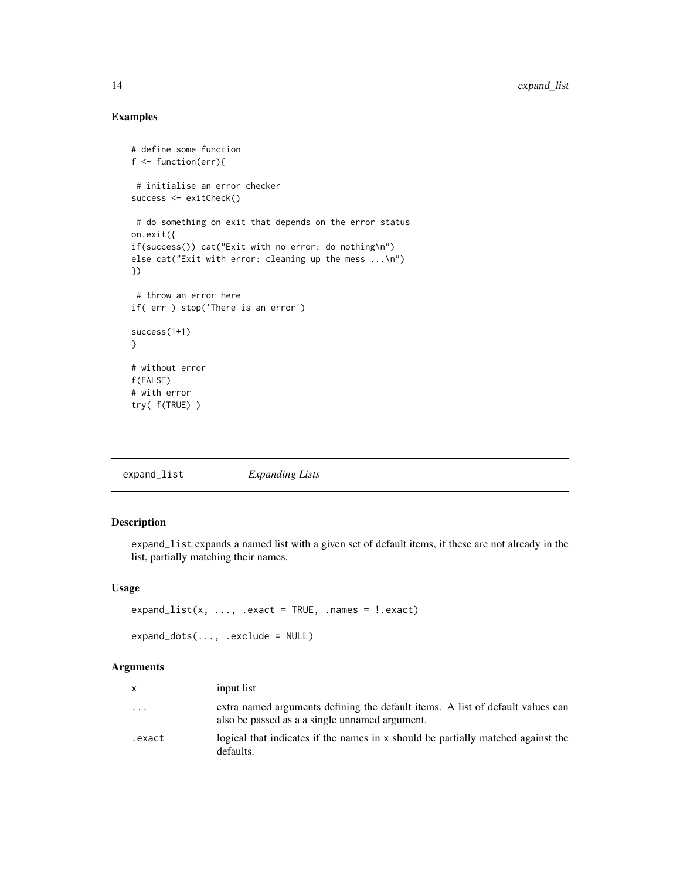## Examples

```
# define some function
f <- function(err){

 # initialise an error checker
success <- exitCheck()

 # do something on exit that depends on the error status
on.exit({
if(success()) cat("Exit with no error: do nothing\n")
else cat("Exit with error: cleaning up the mess ...\n")
})

 # throw an error here
if( err ) stop('There is an error')

success(1+1)
}

# without error
f(FALSE)
# with error
try( f(TRUE) )
```

---

`expand_list` *Expanding Lists*

---

## Description

`expand_list` expands a named list with a given set of default items, if these are not already in the list, partially matching their names.

## Usage

```
expand_list(x, ..., .exact = TRUE, .names = !.exact)

expand_dots(..., .exclude = NULL)
```

## Arguments

| | |
|---|---|
| `x` | input list |
| `...` | extra named arguments defining the default items. A list of default values can also be passed as a a single unnamed argument. |
| `.exact` | logical that indicates if the names in `x` should be partially matched against the defaults. |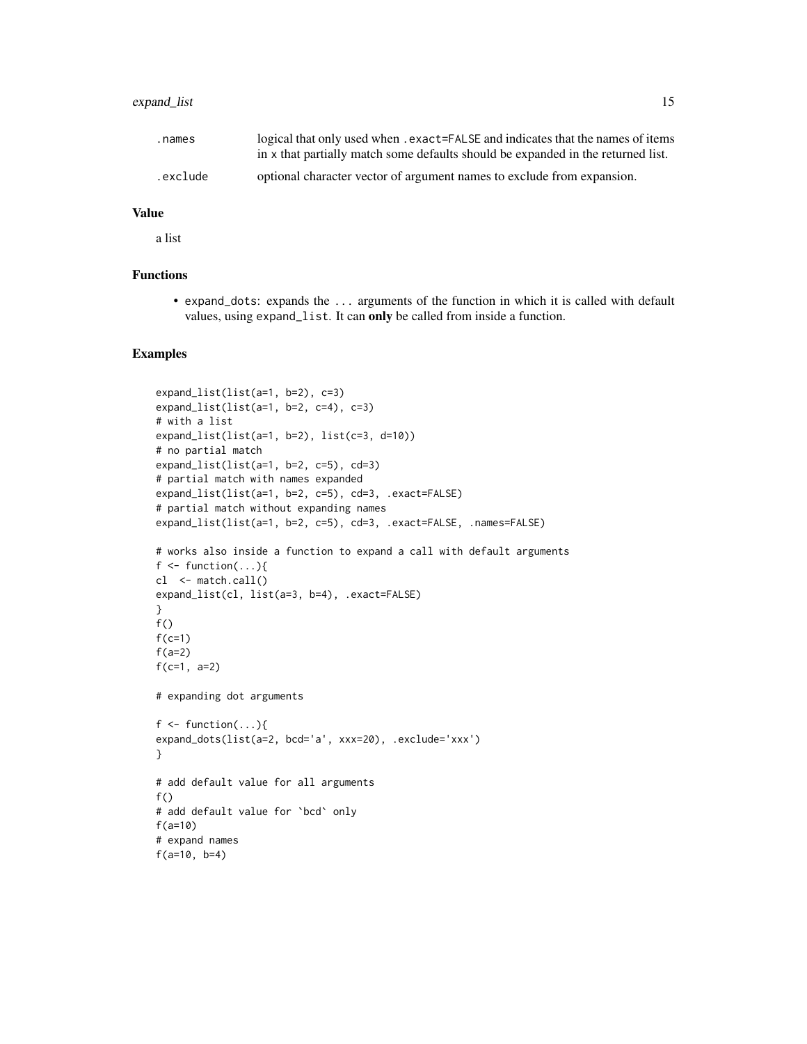| | |
|---|---|
| `.names` | logical that only used when `.exact=FALSE` and indicates that the names of items in `x` that partially match some defaults should be expanded in the returned list. |
| `.exclude` | optional character vector of argument names to exclude from expansion. |

### Value

a list

### Functions

- `expand_dots`: expands the `...` arguments of the function in which it is called with default values, using `expand_list`. It can **only** be called from inside a function.

### Examples

```
expand_list(list(a=1, b=2), c=3)
expand_list(list(a=1, b=2, c=4), c=3)
# with a list
expand_list(list(a=1, b=2), list(c=3, d=10))
# no partial match
expand_list(list(a=1, b=2, c=5), cd=3)
# partial match with names expanded
expand_list(list(a=1, b=2, c=5), cd=3, .exact=FALSE)
# partial match without expanding names
expand_list(list(a=1, b=2, c=5), cd=3, .exact=FALSE, .names=FALSE)

# works also inside a function to expand a call with default arguments
f <- function(...){
cl  <- match.call()
expand_list(cl, list(a=3, b=4), .exact=FALSE)
}
f()
f(c=1)
f(a=2)
f(c=1, a=2)

# expanding dot arguments

f <- function(...){
expand_dots(list(a=2, bcd='a', xxx=20), .exclude='xxx')
}

# add default value for all arguments
f()
# add default value for `bcd` only
f(a=10)
# expand names
f(a=10, b=4)
```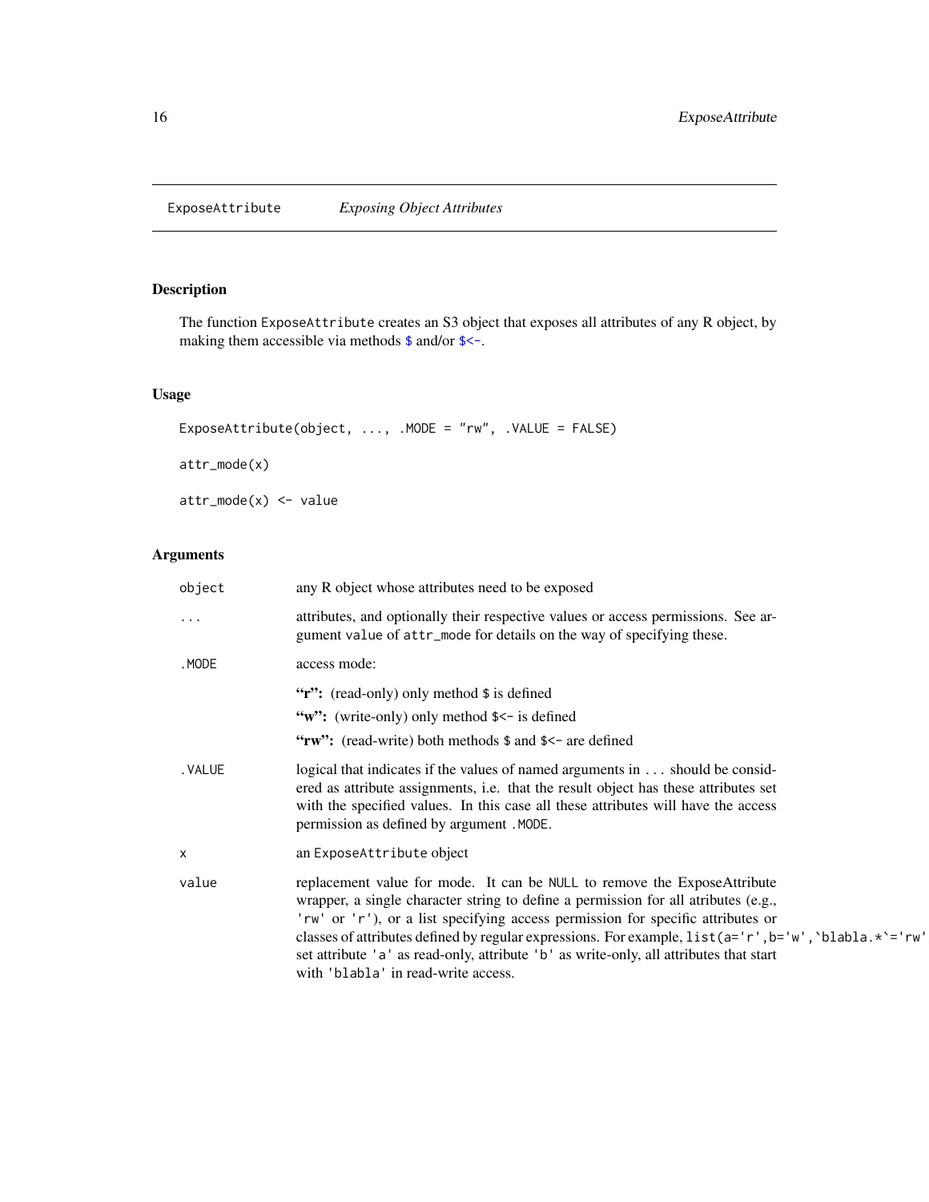## ExposeAttribute *Exposing Object Attributes*

### Description

The function ExposeAttribute creates an S3 object that exposes all attributes of any R object, by making them accessible via methods `$` and/or `$<-`.

### Usage

```
ExposeAttribute(object, ..., .MODE = "rw", .VALUE = FALSE)

attr_mode(x)

attr_mode(x) <- value
```

### Arguments

| | |
|---|---|
| `object` | any R object whose attributes need to be exposed |
| `...` | attributes, and optionally their respective values or access permissions. See argument `value` of `attr_mode` for details on the way of specifying these. |
| `.MODE` | access mode:<br>**"r":** (read-only) only method `$` is defined<br>**"w":** (write-only) only method `$<-` is defined<br>**"rw":** (read-write) both methods `$` and `$<-` are defined |
| `.VALUE` | logical that indicates if the values of named arguments in `...` should be considered as attribute assignments, i.e. that the result object has these attributes set with the specified values. In this case all these attributes will have the access permission as defined by argument `.MODE`. |
| `x` | an `ExposeAttribute` object |
| `value` | replacement value for mode. It can be `NULL` to remove the ExposeAttribute wrapper, a single character string to define a permission for all atributes (e.g., `'rw'` or `'r'`), or a list specifying access permission for specific attributes or classes of attributes defined by regular expressions. For example, ``list(a='r',b='w',`blabla.*`='rw')`` set attribute `'a'` as read-only, attribute `'b'` as write-only, all attributes that start with `'blabla'` in read-write access. |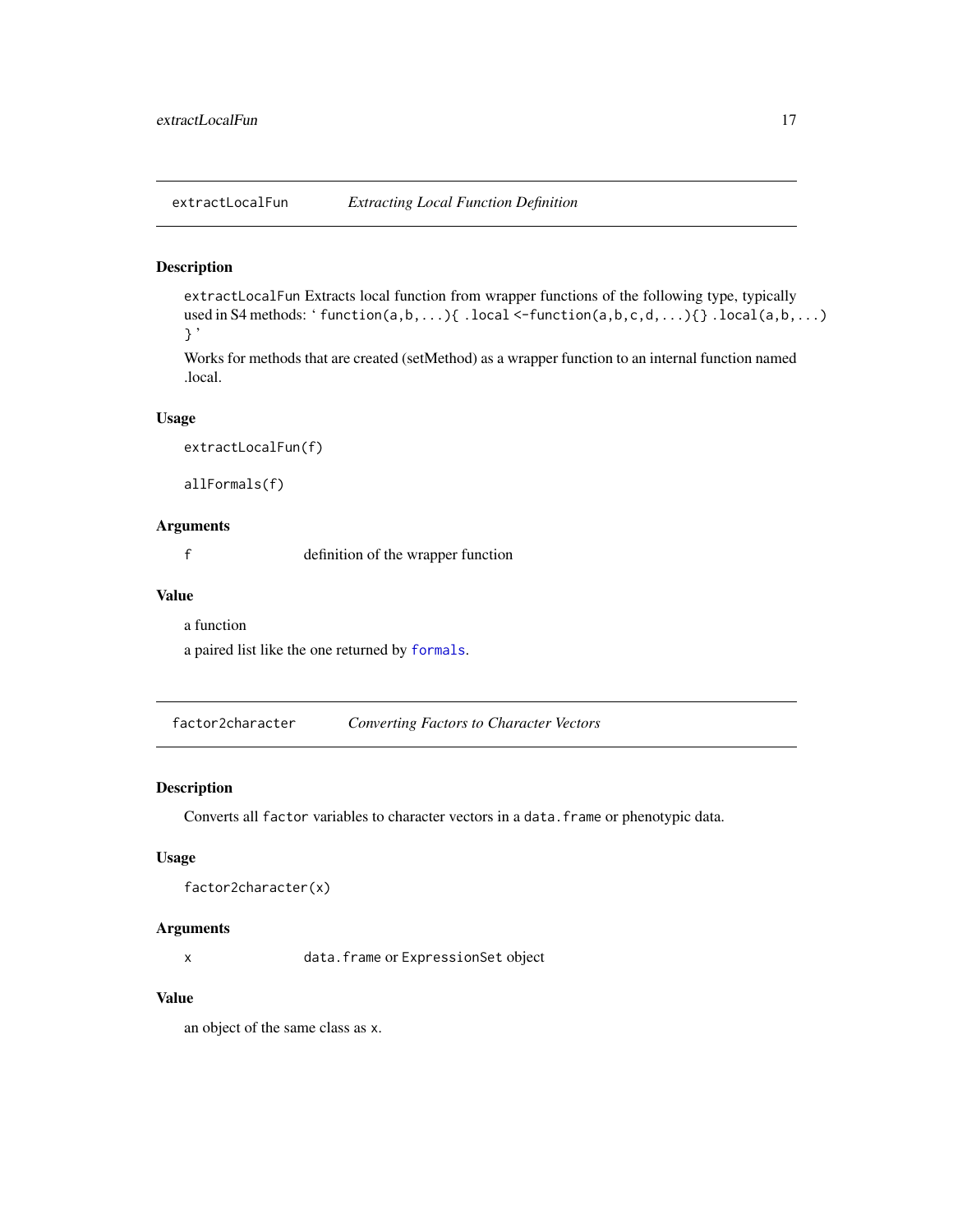## extractLocalFun — *Extracting Local Function Definition*

### Description

`extractLocalFun` Extracts local function from wrapper functions of the following type, typically used in S4 methods: ‘ `function(a,b,...){ .local <-function(a,b,c,d,...){} .local(a,b,...) }` ’

Works for methods that are created (setMethod) as a wrapper function to an internal function named .local.

### Usage

```
extractLocalFun(f)

allFormals(f)
```

### Arguments

| | |
|---|---|
| `f` | definition of the wrapper function |

### Value

a function

a paired list like the one returned by `formals`.

## factor2character — *Converting Factors to Character Vectors*

### Description

Converts all `factor` variables to character vectors in a `data.frame` or phenotypic data.

### Usage

```
factor2character(x)
```

### Arguments

| | |
|---|---|
| `x` | `data.frame` or `ExpressionSet` object |

### Value

an object of the same class as `x`.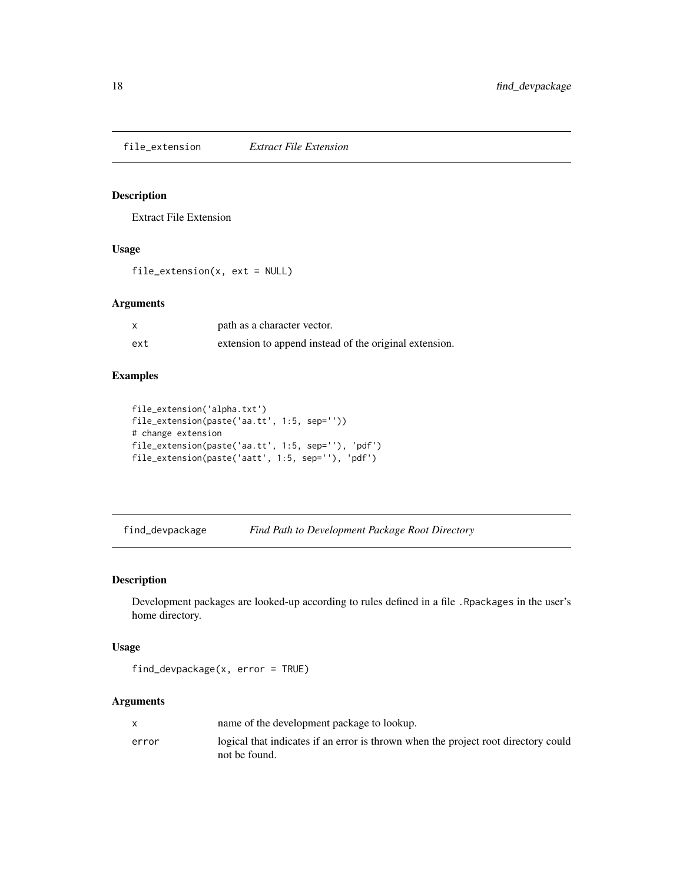## file_extension *Extract File Extension*

### Description

Extract File Extension

### Usage

```
file_extension(x, ext = NULL)
```

### Arguments

| | |
|---|---|
| x | path as a character vector. |
| ext | extension to append instead of the original extension. |

### Examples

```
file_extension('alpha.txt')
file_extension(paste('aa.tt', 1:5, sep=''))
# change extension
file_extension(paste('aa.tt', 1:5, sep=''), 'pdf')
file_extension(paste('aatt', 1:5, sep=''), 'pdf')
```

## find_devpackage *Find Path to Development Package Root Directory*

### Description

Development packages are looked-up according to rules defined in a file `.Rpackages` in the user's home directory.

### Usage

```
find_devpackage(x, error = TRUE)
```

### Arguments

| | |
|---|---|
| x | name of the development package to lookup. |
| error | logical that indicates if an error is thrown when the project root directory could not be found. |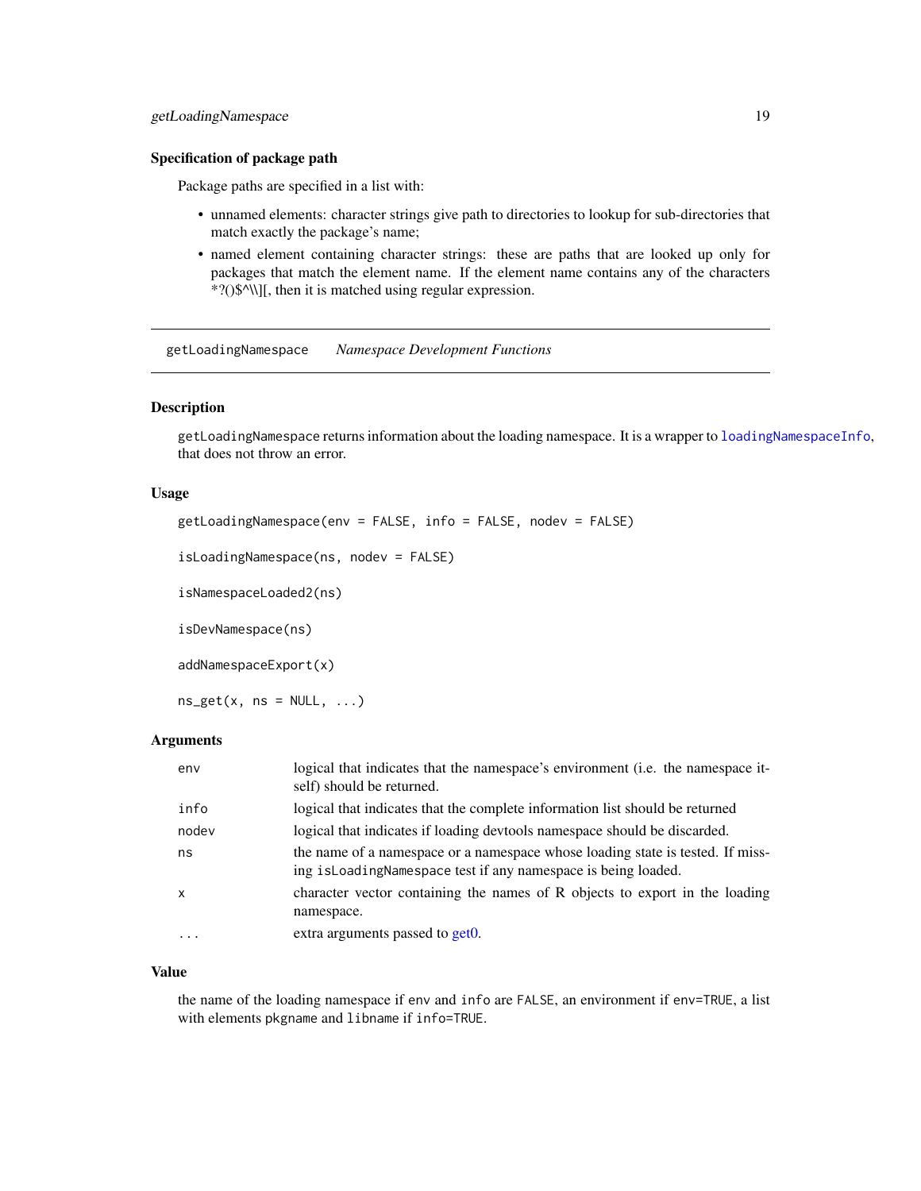### Specification of package path

Package paths are specified in a list with:

- unnamed elements: character strings give path to directories to lookup for sub-directories that match exactly the package's name;
- named element containing character strings: these are paths that are looked up only for packages that match the element name. If the element name contains any of the characters *?()$^\\][, then it is matched using regular expression.

---

## getLoadingNamespace *Namespace Development Functions*

### Description

`getLoadingNamespace` returns information about the loading namespace. It is a wrapper to `loadingNamespaceInfo`, that does not throw an error.

### Usage

```
getLoadingNamespace(env = FALSE, info = FALSE, nodev = FALSE)

isLoadingNamespace(ns, nodev = FALSE)

isNamespaceLoaded2(ns)

isDevNamespace(ns)

addNamespaceExport(x)

ns_get(x, ns = NULL, ...)
```

### Arguments

| | |
|---|---|
| `env` | logical that indicates that the namespace's environment (i.e. the namespace itself) should be returned. |
| `info` | logical that indicates that the complete information list should be returned |
| `nodev` | logical that indicates if loading devtools namespace should be discarded. |
| `ns` | the name of a namespace or a namespace whose loading state is tested. If missing `isLoadingNamespace` test if any namespace is being loaded. |
| `x` | character vector containing the names of R objects to export in the loading namespace. |
| `...` | extra arguments passed to get0. |

### Value

the name of the loading namespace if `env` and `info` are `FALSE`, an environment if `env=TRUE`, a list with elements `pkgname` and `libname` if `info=TRUE`.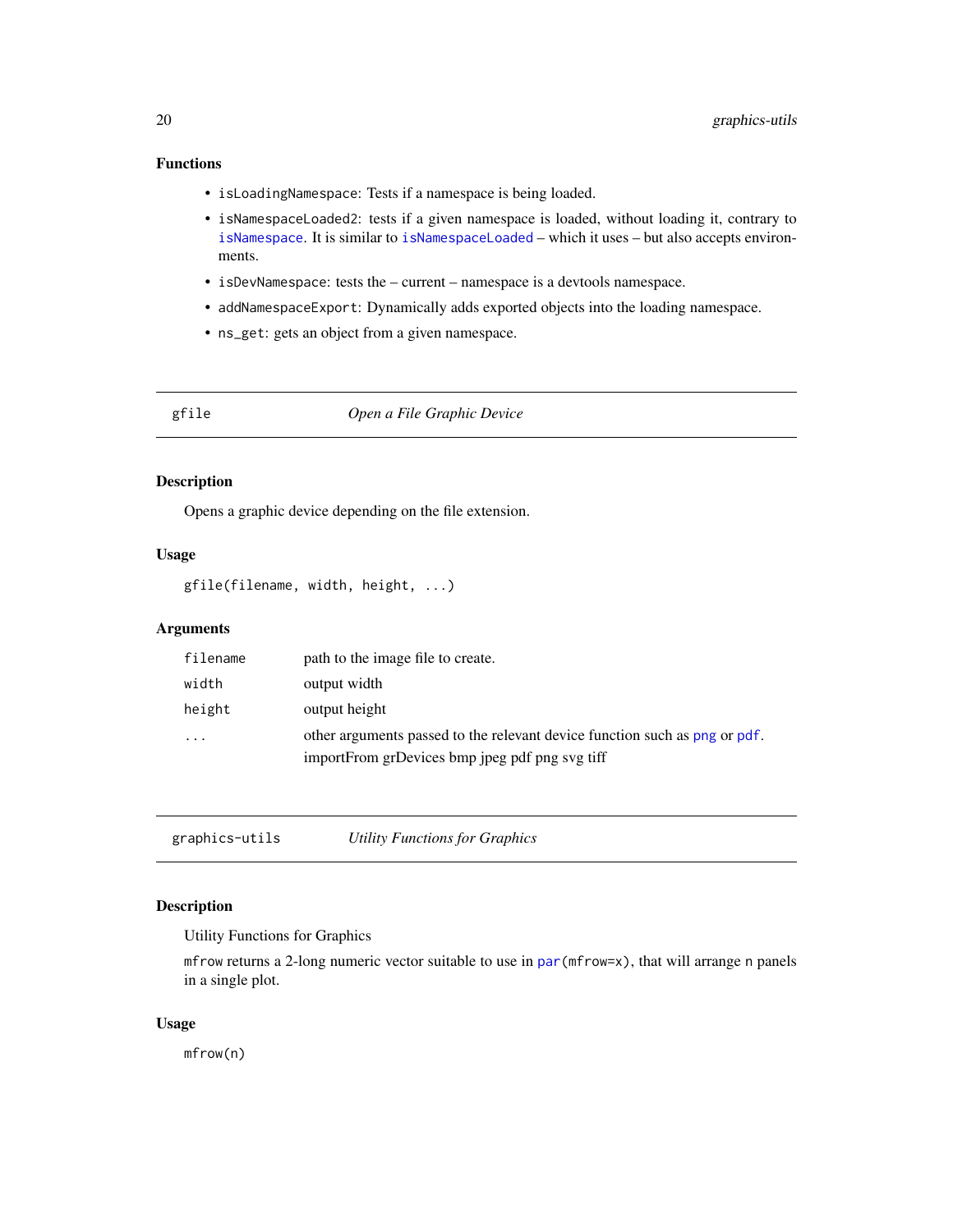### Functions

- `isLoadingNamespace`: Tests if a namespace is being loaded.
- `isNamespaceLoaded2`: tests if a given namespace is loaded, without loading it, contrary to `isNamespace`. It is similar to `isNamespaceLoaded` – which it uses – but also accepts environments.
- `isDevNamespace`: tests the – current – namespace is a devtools namespace.
- `addNamespaceExport`: Dynamically adds exported objects into the loading namespace.
- `ns_get`: gets an object from a given namespace.

---

## gfile — *Open a File Graphic Device*

### Description

Opens a graphic device depending on the file extension.

### Usage

```
gfile(filename, width, height, ...)
```

### Arguments

| | |
|---|---|
| `filename` | path to the image file to create. |
| `width` | output width |
| `height` | output height |
| `...` | other arguments passed to the relevant device function such as `png` or `pdf`. importFrom grDevices bmp jpeg pdf png svg tiff |

---

## graphics-utils — *Utility Functions for Graphics*

### Description

Utility Functions for Graphics

`mfrow` returns a 2-long numeric vector suitable to use in `par(mfrow=x)`, that will arrange `n` panels in a single plot.

### Usage

```
mfrow(n)
```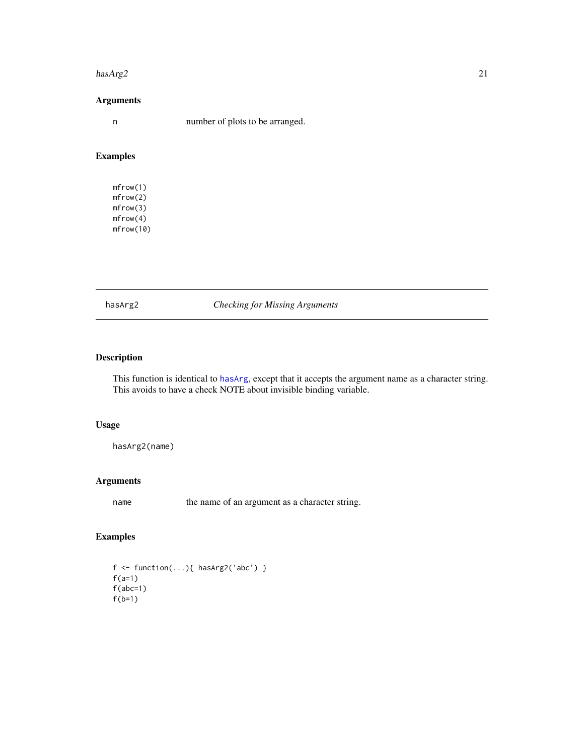### Arguments

| | |
|---|---|
| n | number of plots to be arranged. |

### Examples

```
mfrow(1)
mfrow(2)
mfrow(3)
mfrow(4)
mfrow(10)
```

---

## hasArg2 — *Checking for Missing Arguments*

### Description

This function is identical to hasArg, except that it accepts the argument name as a character string. This avoids to have a check NOTE about invisible binding variable.

### Usage

```
hasArg2(name)
```

### Arguments

| | |
|---|---|
| name | the name of an argument as a character string. |

### Examples

```
f <- function(...){ hasArg2('abc') }
f(a=1)
f(abc=1)
f(b=1)
```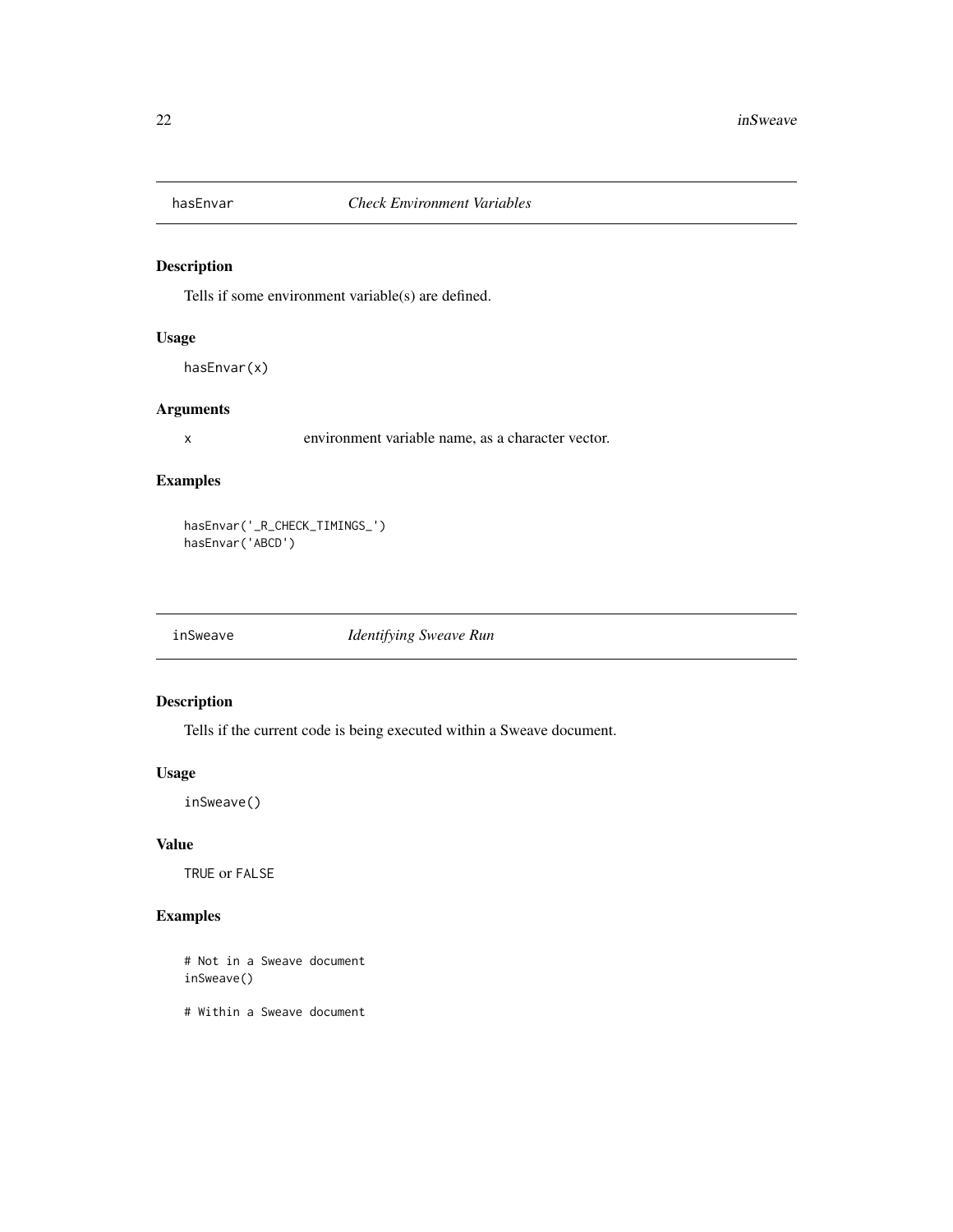## hasEnvar *Check Environment Variables*

### Description

Tells if some environment variable(s) are defined.

### Usage

```
hasEnvar(x)
```

### Arguments

`x` environment variable name, as a character vector.

### Examples

```
hasEnvar('_R_CHECK_TIMINGS_')
hasEnvar('ABCD')
```

## inSweave *Identifying Sweave Run*

### Description

Tells if the current code is being executed within a Sweave document.

### Usage

```
inSweave()
```

### Value

`TRUE` or `FALSE`

### Examples

```
# Not in a Sweave document
inSweave()

# Within a Sweave document
```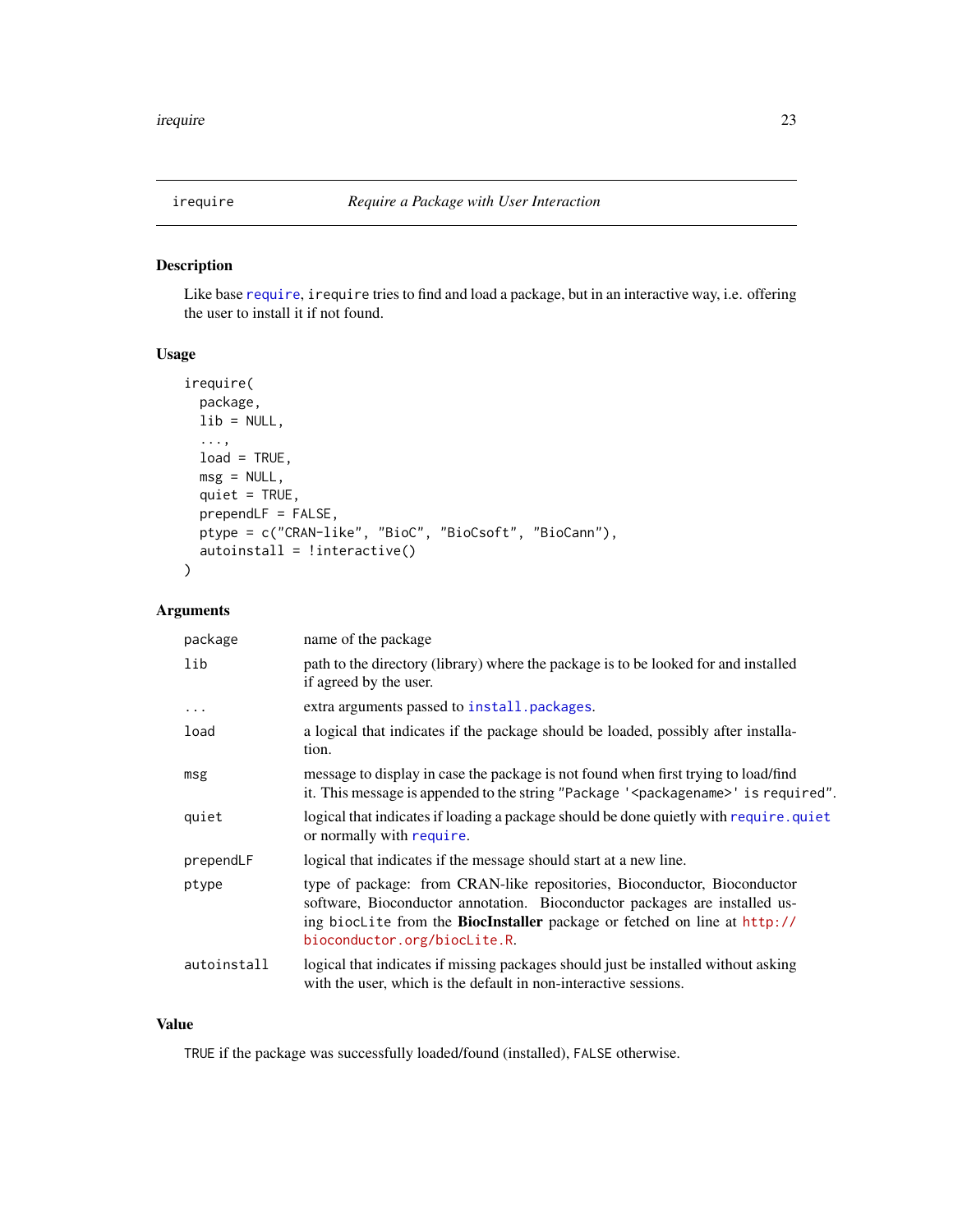irequire — *Require a Package with User Interaction*

## Description

Like base `require`, `irequire` tries to find and load a package, but in an interactive way, i.e. offering the user to install it if not found.

## Usage

```
irequire(
  package,
  lib = NULL,
  ...,
  load = TRUE,
  msg = NULL,
  quiet = TRUE,
  prependLF = FALSE,
  ptype = c("CRAN-like", "BioC", "BioCsoft", "BioCann"),
  autoinstall = !interactive()
)
```

## Arguments

| | |
|---|---|
| `package` | name of the package |
| `lib` | path to the directory (library) where the package is to be looked for and installed if agreed by the user. |
| `...` | extra arguments passed to `install.packages`. |
| `load` | a logical that indicates if the package should be loaded, possibly after installation. |
| `msg` | message to display in case the package is not found when first trying to load/find it. This message is appended to the string `"Package '<packagename>' is required"`. |
| `quiet` | logical that indicates if loading a package should be done quietly with `require.quiet` or normally with `require`. |
| `prependLF` | logical that indicates if the message should start at a new line. |
| `ptype` | type of package: from CRAN-like repositories, Bioconductor, Bioconductor software, Bioconductor annotation. Bioconductor packages are installed using `biocLite` from the **BiocInstaller** package or fetched on line at http://bioconductor.org/biocLite.R. |
| `autoinstall` | logical that indicates if missing packages should just be installed without asking with the user, which is the default in non-interactive sessions. |

## Value

`TRUE` if the package was successfully loaded/found (installed), `FALSE` otherwise.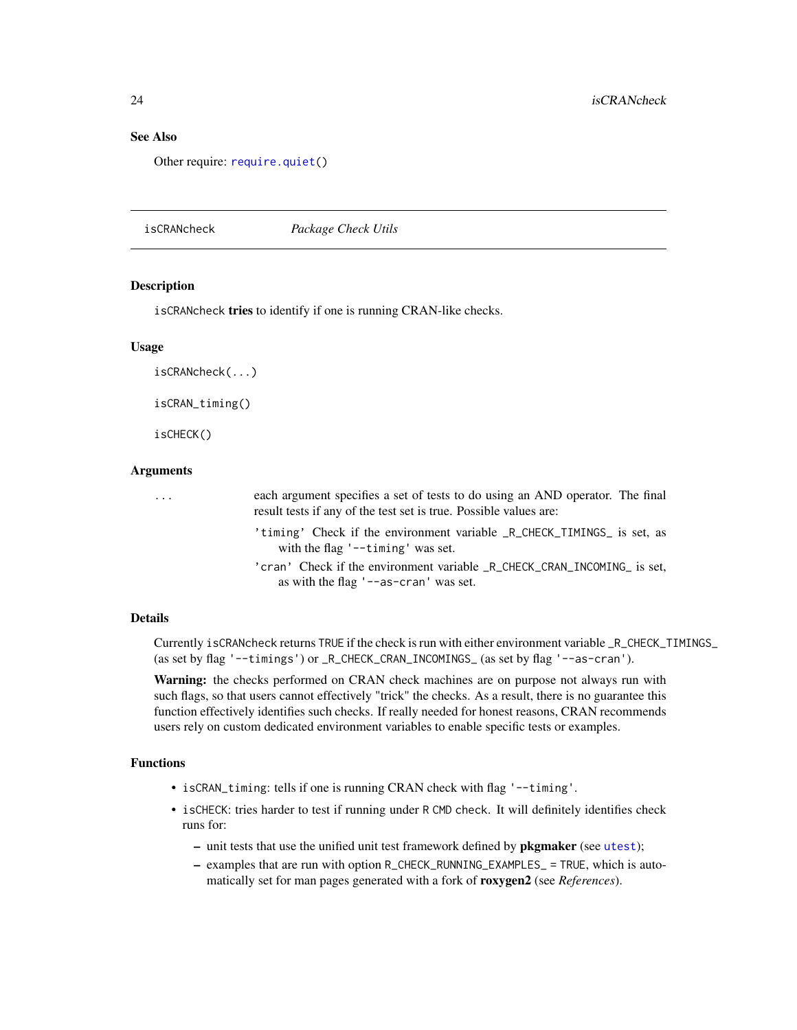## See Also

Other require: `require.quiet()`

---

## isCRANcheck — *Package Check Utils*

### Description

`isCRANcheck` **tries** to identify if one is running CRAN-like checks.

### Usage

```
isCRANcheck(...)

isCRAN_timing()

isCHECK()
```

### Arguments

`...` each argument specifies a set of tests to do using an AND operator. The final result tests if any of the test set is true. Possible values are:

- `'timing'` Check if the environment variable `_R_CHECK_TIMINGS_` is set, as with the flag `'--timing'` was set.
- `'cran'` Check if the environment variable `_R_CHECK_CRAN_INCOMING_` is set, as with the flag `'--as-cran'` was set.

### Details

Currently `isCRANcheck` returns `TRUE` if the check is run with either environment variable `_R_CHECK_TIMINGS_` (as set by flag `'--timings'`) or `_R_CHECK_CRAN_INCOMINGS_` (as set by flag `'--as-cran'`).

**Warning:** the checks performed on CRAN check machines are on purpose not always run with such flags, so that users cannot effectively "trick" the checks. As a result, there is no guarantee this function effectively identifies such checks. If really needed for honest reasons, CRAN recommends users rely on custom dedicated environment variables to enable specific tests or examples.

### Functions

- `isCRAN_timing`: tells if one is running CRAN check with flag `'--timing'`.
- `isCHECK`: tries harder to test if running under `R CMD check`. It will definitely identifies check runs for:
  - unit tests that use the unified unit test framework defined by **pkgmaker** (see `utest`);
  - examples that are run with option `R_CHECK_RUNNING_EXAMPLES_ = TRUE`, which is automatically set for man pages generated with a fork of **roxygen2** (see *References*).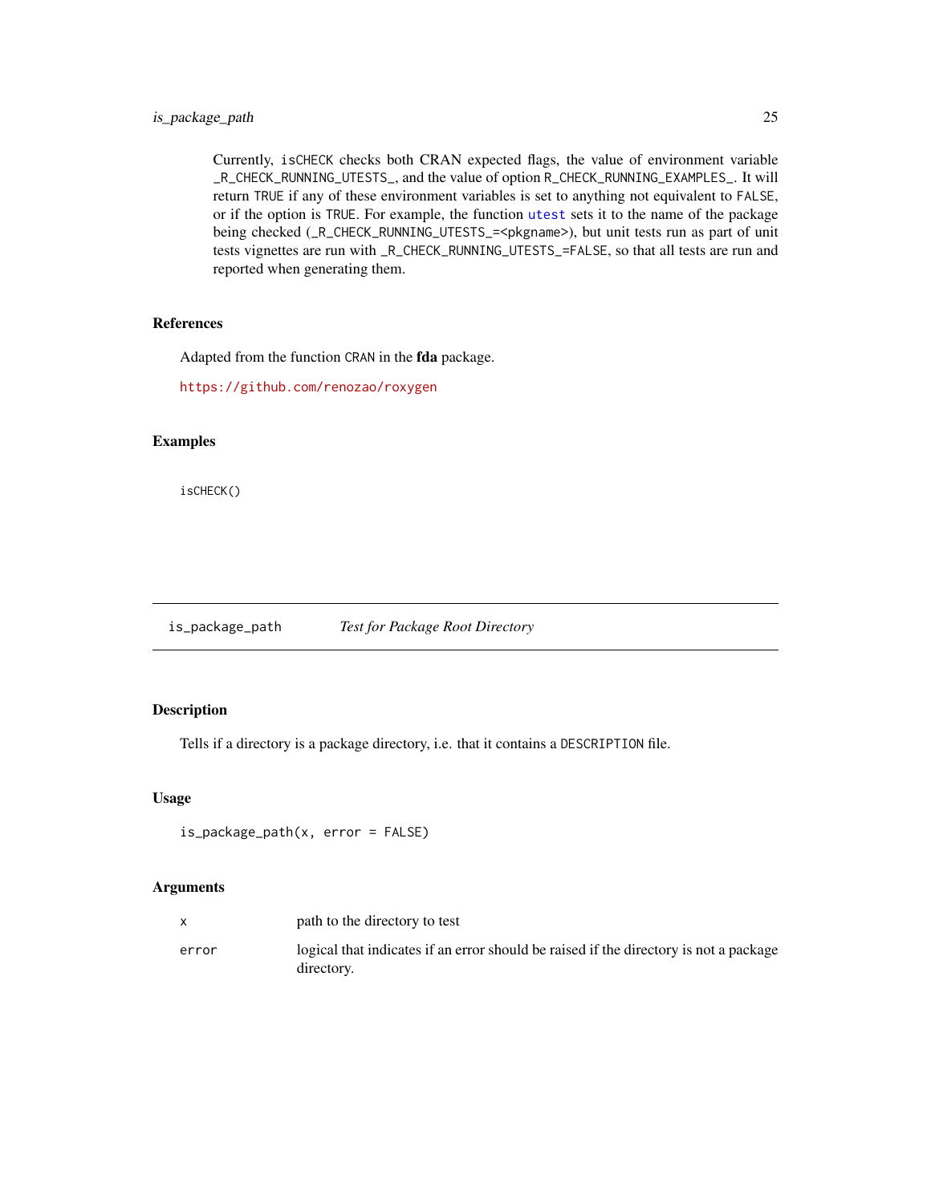Currently, `isCHECK` checks both CRAN expected flags, the value of environment variable `_R_CHECK_RUNNING_UTESTS_`, and the value of option `R_CHECK_RUNNING_EXAMPLES_`. It will return `TRUE` if any of these environment variables is set to anything not equivalent to `FALSE`, or if the option is `TRUE`. For example, the function `utest` sets it to the name of the package being checked (`_R_CHECK_RUNNING_UTESTS_=<pkgname>`), but unit tests run as part of unit tests vignettes are run with `_R_CHECK_RUNNING_UTESTS_=FALSE`, so that all tests are run and reported when generating them.

## References

Adapted from the function `CRAN` in the **fda** package.

https://github.com/renozao/roxygen

## Examples

```
isCHECK()
```

---

# is_package_path    *Test for Package Root Directory*

## Description

Tells if a directory is a package directory, i.e. that it contains a `DESCRIPTION` file.

## Usage

```
is_package_path(x, error = FALSE)
```

## Arguments

| | |
|---|---|
| `x` | path to the directory to test |
| `error` | logical that indicates if an error should be raised if the directory is not a package directory. |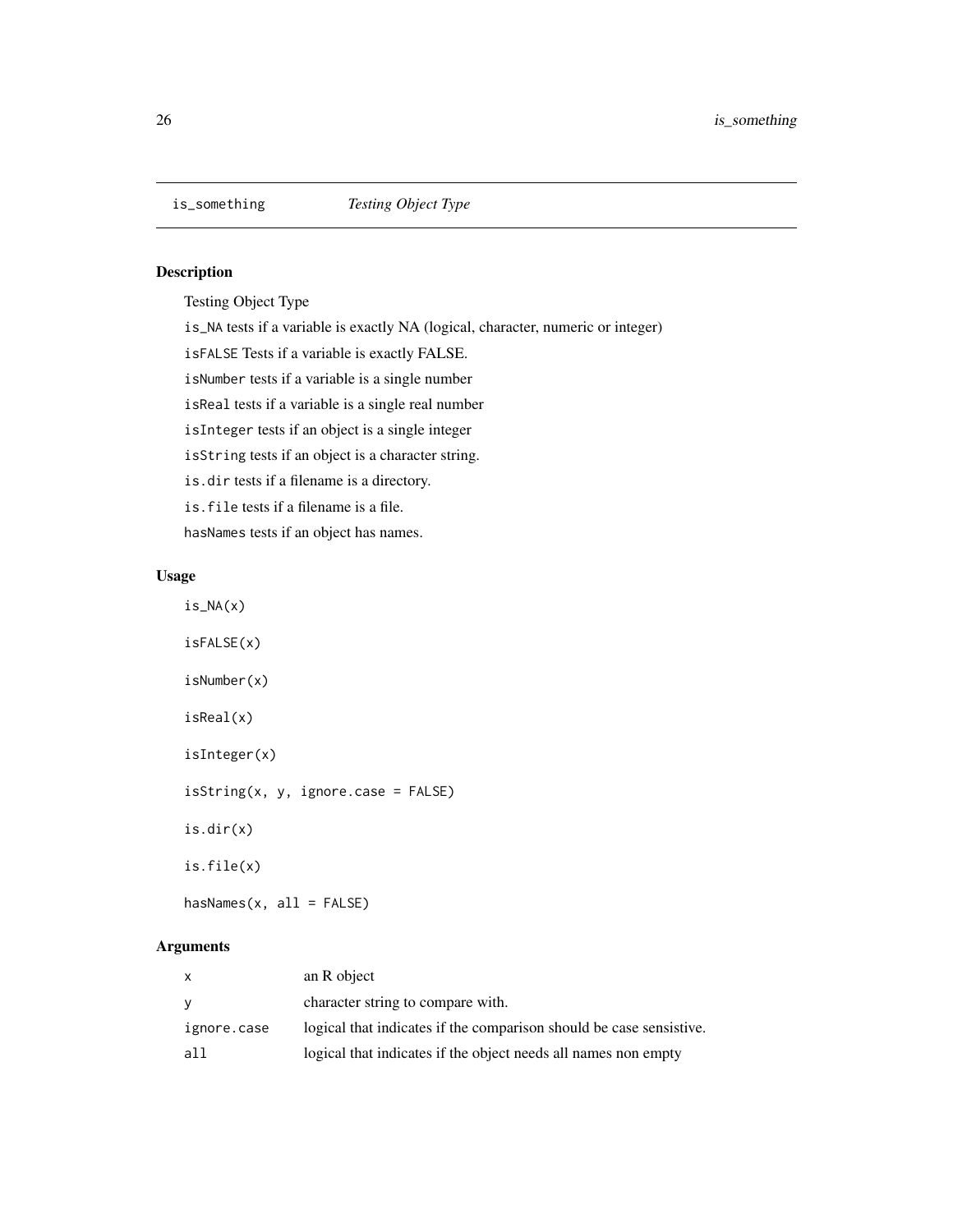# is_something *Testing Object Type*

## Description

Testing Object Type

`is_NA` tests if a variable is exactly NA (logical, character, numeric or integer)

`isFALSE` Tests if a variable is exactly FALSE.

`isNumber` tests if a variable is a single number

`isReal` tests if a variable is a single real number

`isInteger` tests if an object is a single integer

`isString` tests if an object is a character string.

`is.dir` tests if a filename is a directory.

`is.file` tests if a filename is a file.

`hasNames` tests if an object has names.

## Usage

```
is_NA(x)

isFALSE(x)

isNumber(x)

isReal(x)

isInteger(x)

isString(x, y, ignore.case = FALSE)

is.dir(x)

is.file(x)

hasNames(x, all = FALSE)
```

## Arguments

| | |
|---|---|
| `x` | an R object |
| `y` | character string to compare with. |
| `ignore.case` | logical that indicates if the comparison should be case sensistive. |
| `all` | logical that indicates if the object needs all names non empty |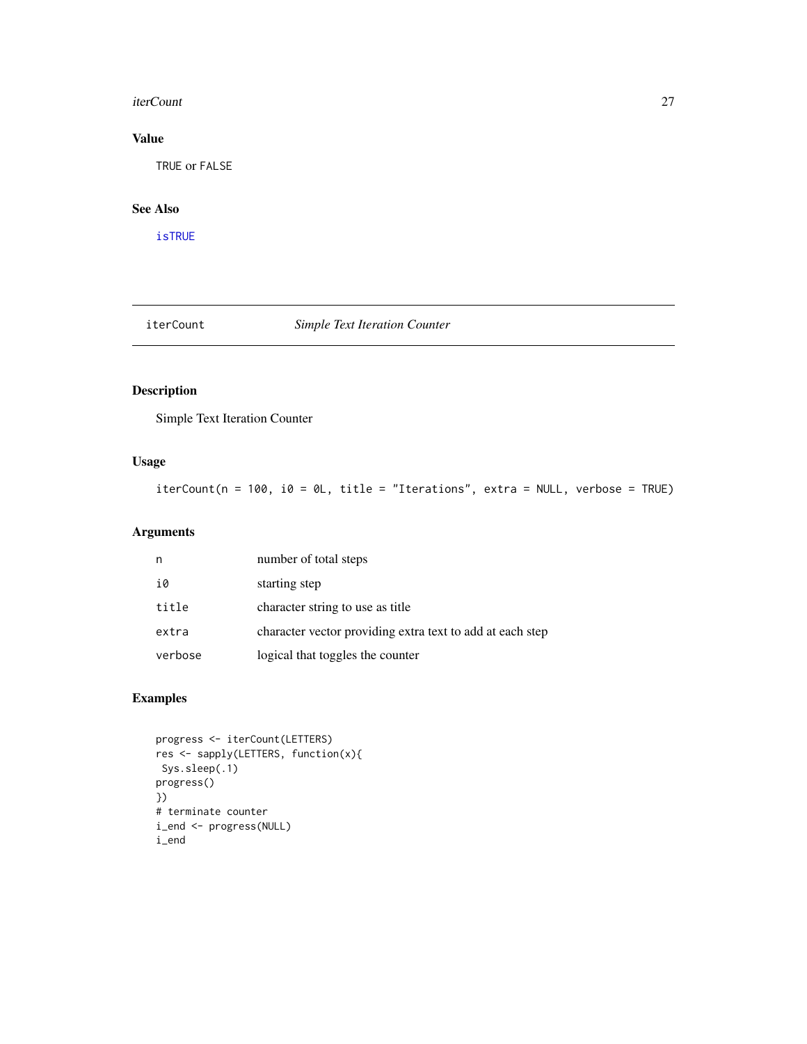## Value

`TRUE` or `FALSE`

## See Also

`isTRUE`

---

# iterCount — *Simple Text Iteration Counter*

## Description

Simple Text Iteration Counter

## Usage

```
iterCount(n = 100, i0 = 0L, title = "Iterations", extra = NULL, verbose = TRUE)
```

## Arguments

| | |
|---|---|
| `n` | number of total steps |
| `i0` | starting step |
| `title` | character string to use as title |
| `extra` | character vector providing extra text to add at each step |
| `verbose` | logical that toggles the counter |

## Examples

```
progress <- iterCount(LETTERS)
res <- sapply(LETTERS, function(x){
 Sys.sleep(.1)
progress()
})
# terminate counter
i_end <- progress(NULL)
i_end
```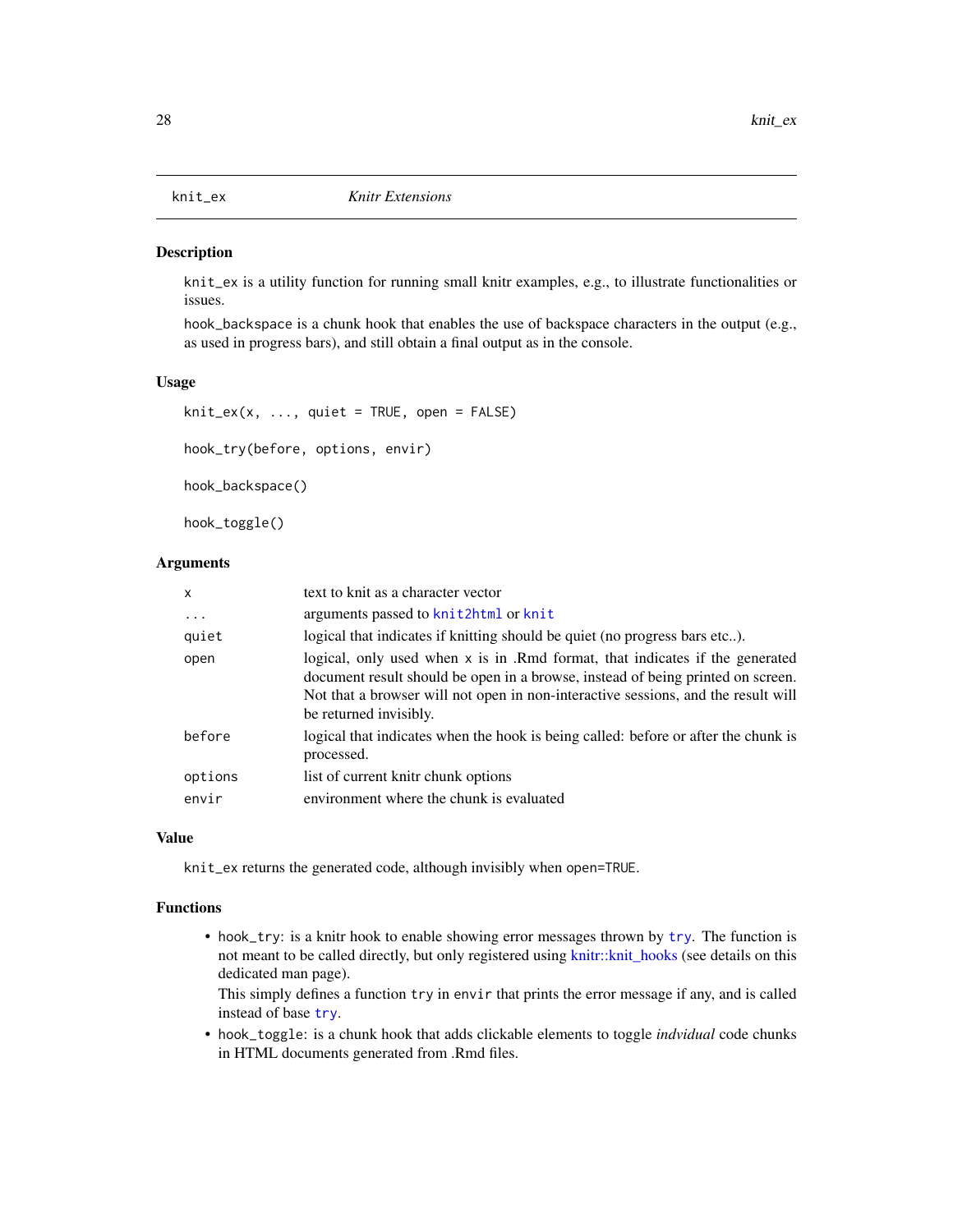# knit_ex — *Knitr Extensions*

## Description

knit_ex is a utility function for running small knitr examples, e.g., to illustrate functionalities or issues.

hook_backspace is a chunk hook that enables the use of backspace characters in the output (e.g., as used in progress bars), and still obtain a final output as in the console.

## Usage

```
knit_ex(x, ..., quiet = TRUE, open = FALSE)

hook_try(before, options, envir)

hook_backspace()

hook_toggle()
```

## Arguments

| | |
|---|---|
| x | text to knit as a character vector |
| ... | arguments passed to knit2html or knit |
| quiet | logical that indicates if knitting should be quiet (no progress bars etc..). |
| open | logical, only used when x is in .Rmd format, that indicates if the generated document result should be open in a browse, instead of being printed on screen. Not that a browser will not open in non-interactive sessions, and the result will be returned invisibly. |
| before | logical that indicates when the hook is being called: before or after the chunk is processed. |
| options | list of current knitr chunk options |
| envir | environment where the chunk is evaluated |

## Value

knit_ex returns the generated code, although invisibly when open=TRUE.

## Functions

- hook_try: is a knitr hook to enable showing error messages thrown by try. The function is not meant to be called directly, but only registered using knitr::knit_hooks (see details on this dedicated man page).

  This simply defines a function try in envir that prints the error message if any, and is called instead of base try.
- hook_toggle: is a chunk hook that adds clickable elements to toggle *indvidual* code chunks in HTML documents generated from .Rmd files.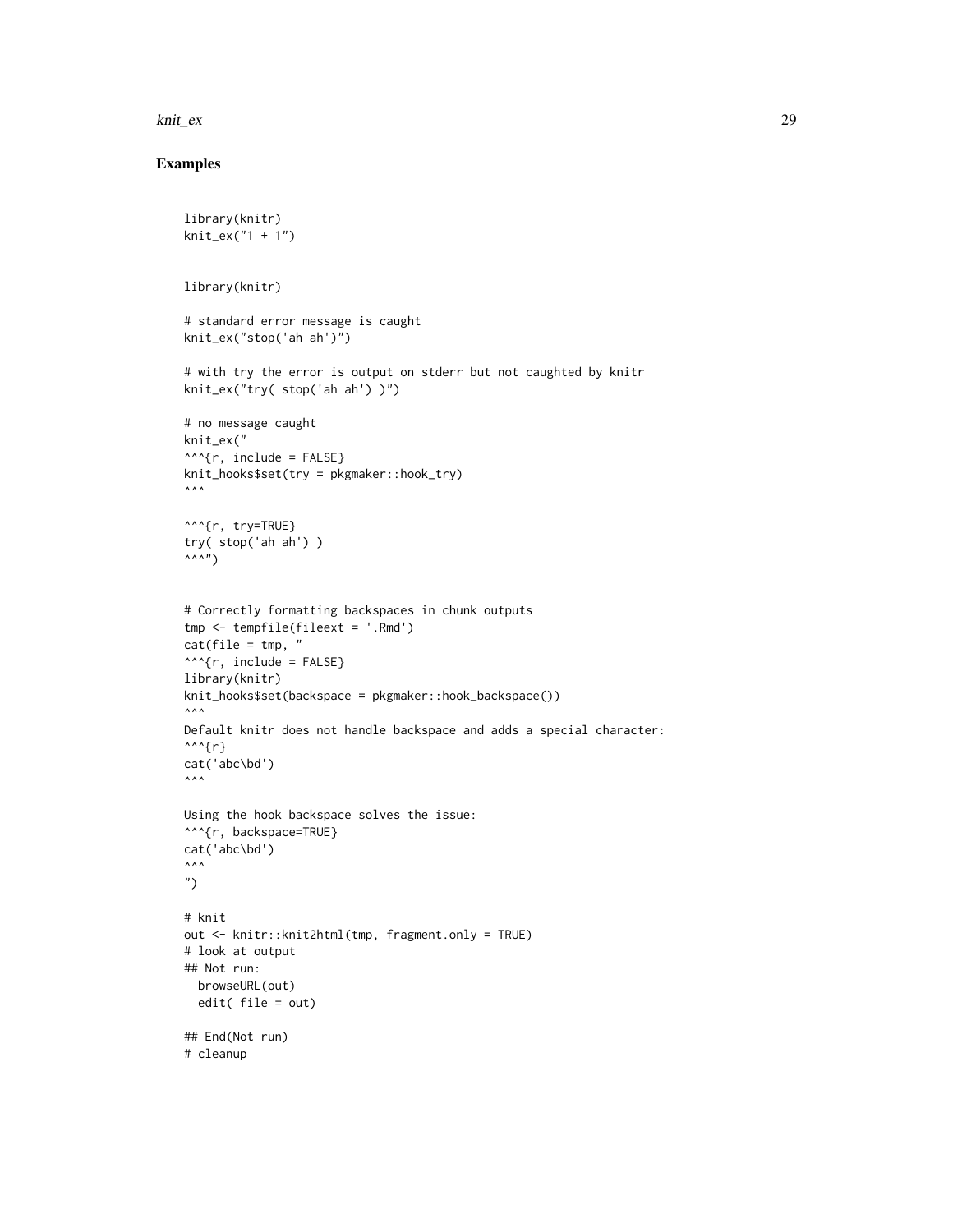## Examples

```
library(knitr)
knit_ex("1 + 1")


library(knitr)

# standard error message is caught
knit_ex("stop('ah ah')")

# with try the error is output on stderr but not caughted by knitr
knit_ex("try( stop('ah ah') )")

# no message caught
knit_ex("
^^^{r, include = FALSE}
knit_hooks$set(try = pkgmaker::hook_try)
^^^

^^^{r, try=TRUE}
try( stop('ah ah') )
^^^")


# Correctly formatting backspaces in chunk outputs
tmp <- tempfile(fileext = '.Rmd')
cat(file = tmp, "
^^^{r, include = FALSE}
library(knitr)
knit_hooks$set(backspace = pkgmaker::hook_backspace())
^^^
Default knitr does not handle backspace and adds a special character:
^^^{r}
cat('abc\bd')
^^^

Using the hook backspace solves the issue:
^^^{r, backspace=TRUE}
cat('abc\bd')
^^^
")

# knit
out <- knitr::knit2html(tmp, fragment.only = TRUE)
# look at output
## Not run:
  browseURL(out)
  edit( file = out)

## End(Not run)
# cleanup
```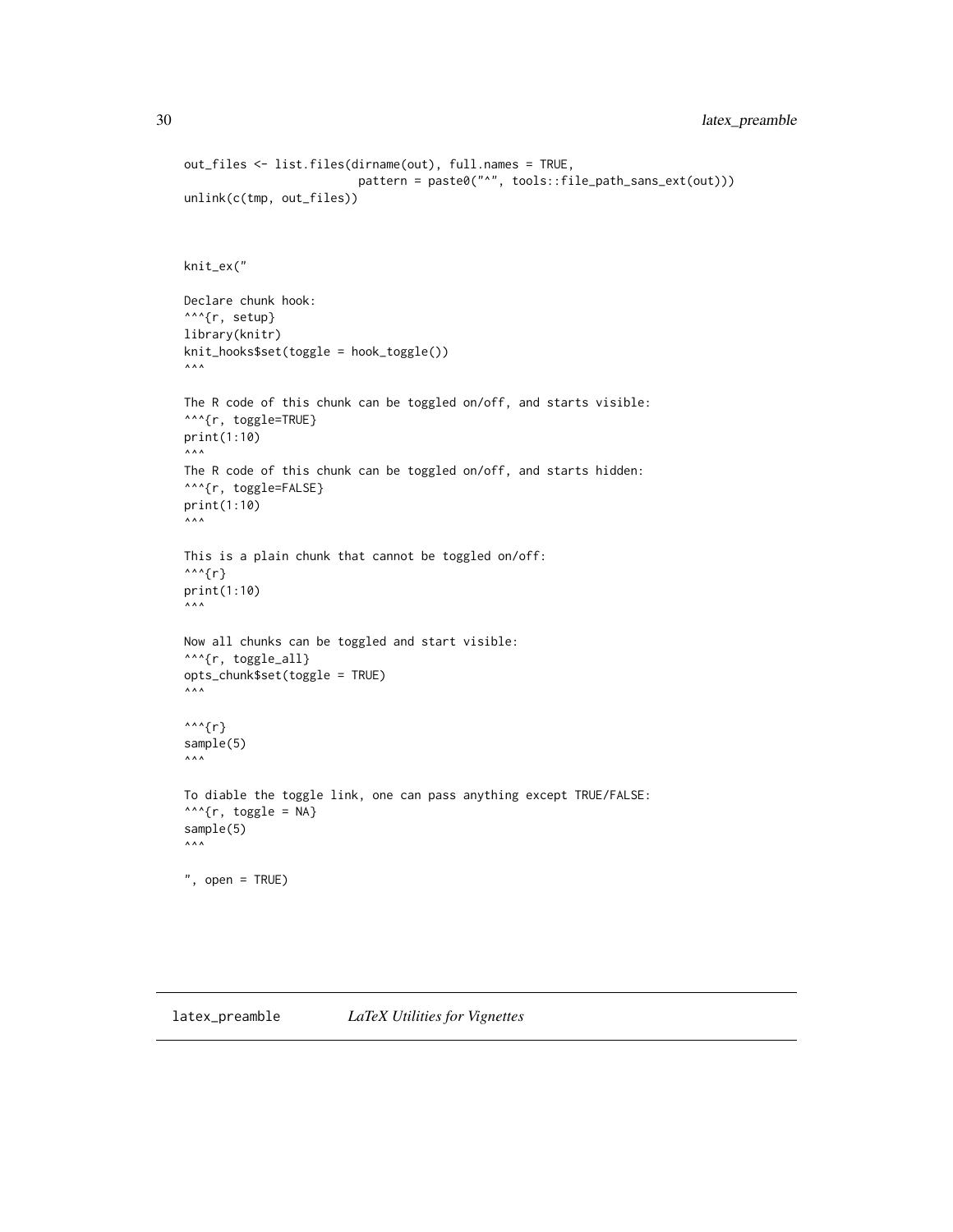```
out_files <- list.files(dirname(out), full.names = TRUE,
                        pattern = paste0("^", tools::file_path_sans_ext(out)))
unlink(c(tmp, out_files))


knit_ex("

Declare chunk hook:
^^^{r, setup}
library(knitr)
knit_hooks$set(toggle = hook_toggle())
^^^

The R code of this chunk can be toggled on/off, and starts visible:
^^^{r, toggle=TRUE}
print(1:10)
^^^
The R code of this chunk can be toggled on/off, and starts hidden:
^^^{r, toggle=FALSE}
print(1:10)
^^^

This is a plain chunk that cannot be toggled on/off:
^^^{r}
print(1:10)
^^^

Now all chunks can be toggled and start visible:
^^^{r, toggle_all}
opts_chunk$set(toggle = TRUE)
^^^

^^^{r}
sample(5)
^^^

To diable the toggle link, one can pass anything except TRUE/FALSE:
^^^{r, toggle = NA}
sample(5)
^^^

", open = TRUE)
```

## latex_preamble *LaTeX Utilities for Vignettes*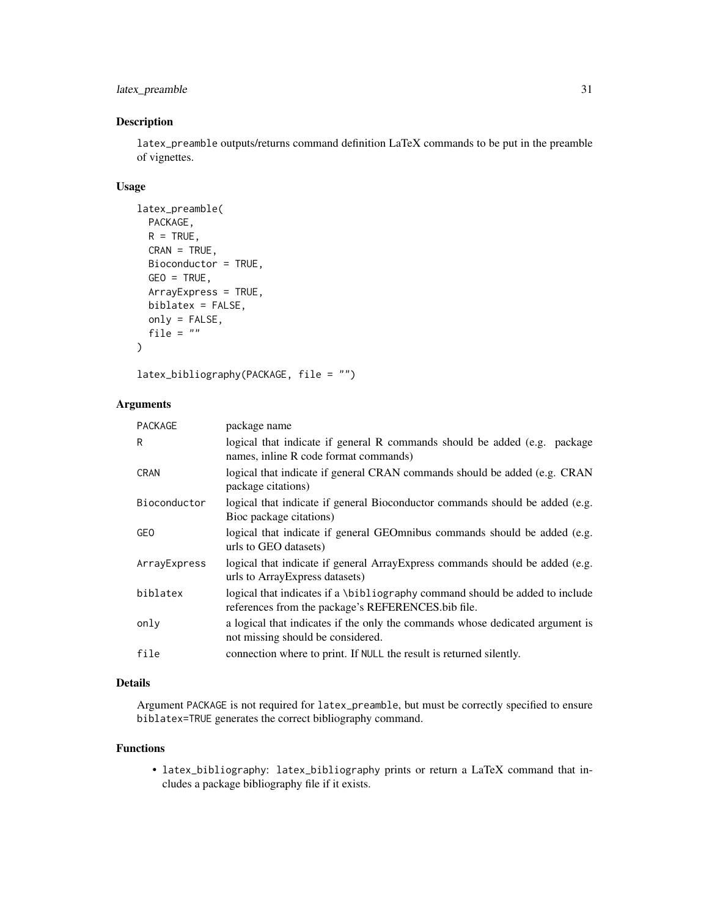## Description

`latex_preamble` outputs/returns command definition LaTeX commands to be put in the preamble of vignettes.

## Usage

```
latex_preamble(
  PACKAGE,
  R = TRUE,
  CRAN = TRUE,
  Bioconductor = TRUE,
  GEO = TRUE,
  ArrayExpress = TRUE,
  biblatex = FALSE,
  only = FALSE,
  file = ""
)

latex_bibliography(PACKAGE, file = "")
```

## Arguments

| | |
|---|---|
| `PACKAGE` | package name |
| `R` | logical that indicate if general R commands should be added (e.g. package names, inline R code format commands) |
| `CRAN` | logical that indicate if general CRAN commands should be added (e.g. CRAN package citations) |
| `Bioconductor` | logical that indicate if general Bioconductor commands should be added (e.g. Bioc package citations) |
| `GEO` | logical that indicate if general GEOmnibus commands should be added (e.g. urls to GEO datasets) |
| `ArrayExpress` | logical that indicate if general ArrayExpress commands should be added (e.g. urls to ArrayExpress datasets) |
| `biblatex` | logical that indicates if a `\bibliography` command should be added to include references from the package's REFERENCES.bib file. |
| `only` | a logical that indicates if the only the commands whose dedicated argument is not missing should be considered. |
| `file` | connection where to print. If `NULL` the result is returned silently. |

## Details

Argument `PACKAGE` is not required for `latex_preamble`, but must be correctly specified to ensure `biblatex=TRUE` generates the correct bibliography command.

## Functions

- `latex_bibliography`: `latex_bibliography` prints or return a LaTeX command that includes a package bibliography file if it exists.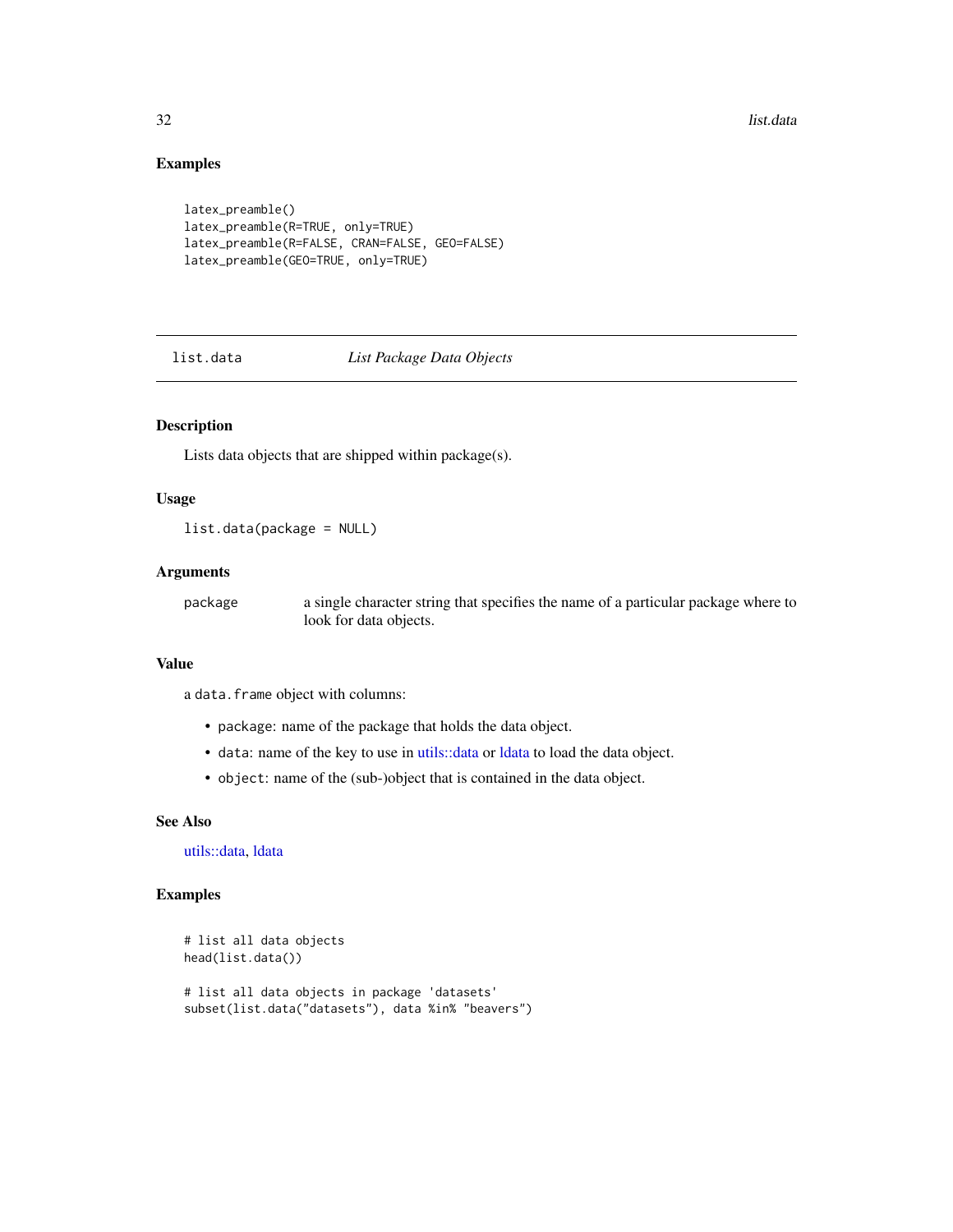## Examples

```
latex_preamble()
latex_preamble(R=TRUE, only=TRUE)
latex_preamble(R=FALSE, CRAN=FALSE, GEO=FALSE)
latex_preamble(GEO=TRUE, only=TRUE)
```

---

# list.data *List Package Data Objects*

---

## Description

Lists data objects that are shipped within package(s).

## Usage

```
list.data(package = NULL)
```

## Arguments

| | |
|---|---|
| package | a single character string that specifies the name of a particular package where to look for data objects. |

## Value

a `data.frame` object with columns:

- `package`: name of the package that holds the data object.
- `data`: name of the key to use in utils::data or ldata to load the data object.
- `object`: name of the (sub-)object that is contained in the data object.

## See Also

utils::data, ldata

## Examples

```
# list all data objects
head(list.data())

# list all data objects in package 'datasets'
subset(list.data("datasets"), data %in% "beavers")
```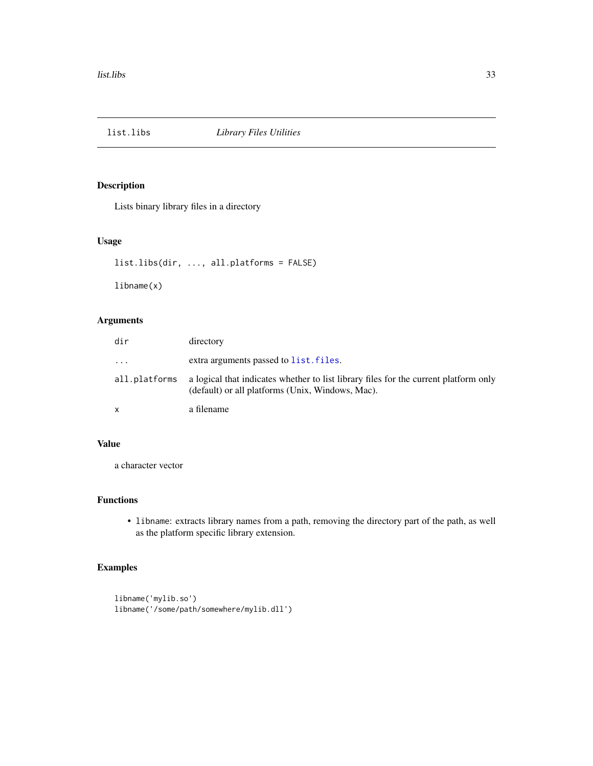## list.libs *Library Files Utilities*

### Description

Lists binary library files in a directory

### Usage

```
list.libs(dir, ..., all.platforms = FALSE)

libname(x)
```

### Arguments

| | |
|---|---|
| `dir` | directory |
| `...` | extra arguments passed to `list.files`. |
| `all.platforms` | a logical that indicates whether to list library files for the current platform only (default) or all platforms (Unix, Windows, Mac). |
| `x` | a filename |

### Value

a character vector

### Functions

- `libname`: extracts library names from a path, removing the directory part of the path, as well as the platform specific library extension.

### Examples

```
libname('mylib.so')
libname('/some/path/somewhere/mylib.dll')
```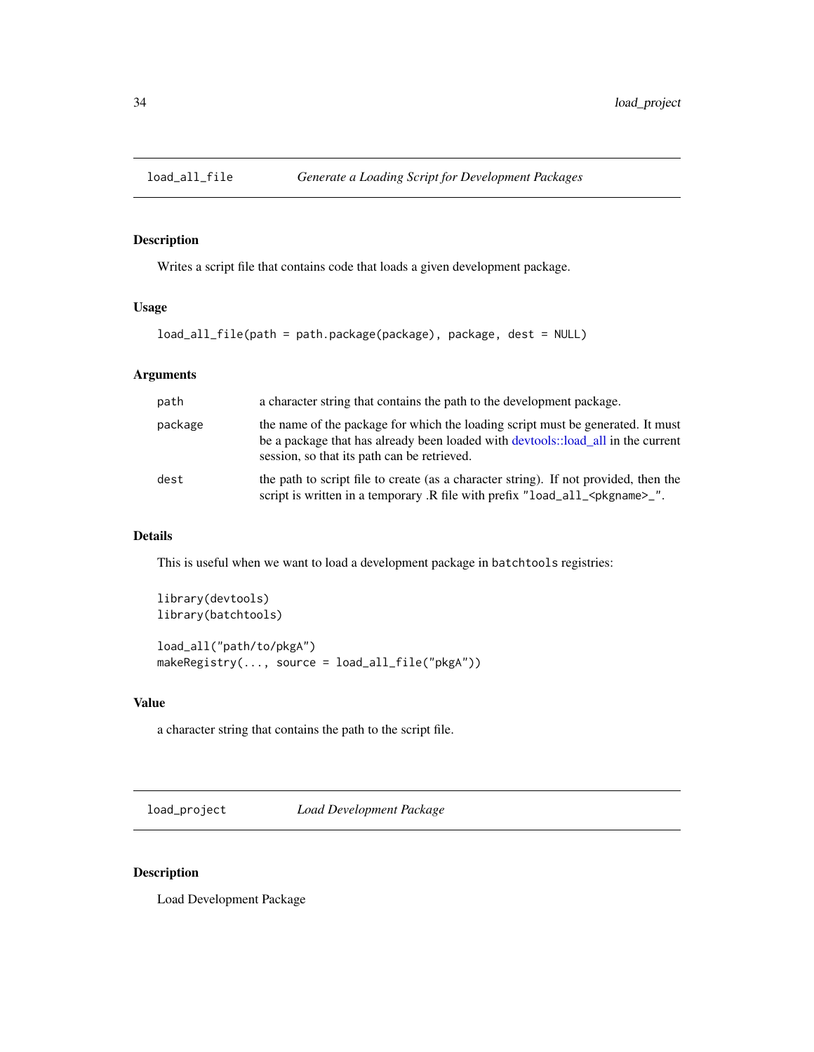## load_all_file — *Generate a Loading Script for Development Packages*

### Description

Writes a script file that contains code that loads a given development package.

### Usage

```
load_all_file(path = path.package(package), package, dest = NULL)
```

### Arguments

| | |
|---|---|
| `path` | a character string that contains the path to the development package. |
| `package` | the name of the package for which the loading script must be generated. It must be a package that has already been loaded with devtools::load_all in the current session, so that its path can be retrieved. |
| `dest` | the path to script file to create (as a character string). If not provided, then the script is written in a temporary .R file with prefix `"load_all_<pkgname>_"`. |

### Details

This is useful when we want to load a development package in `batchtools` registries:

```
library(devtools)
library(batchtools)

load_all("path/to/pkgA")
makeRegistry(..., source = load_all_file("pkgA"))
```

### Value

a character string that contains the path to the script file.

## load_project — *Load Development Package*

### Description

Load Development Package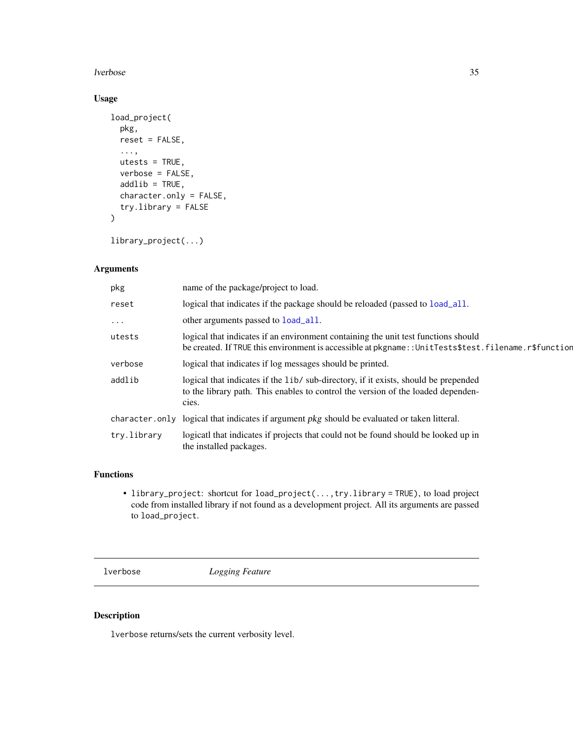### Usage

```
load_project(
  pkg,
  reset = FALSE,
  ...,
  utests = TRUE,
  verbose = FALSE,
  addlib = TRUE,
  character.only = FALSE,
  try.library = FALSE
)

library_project(...)
```

### Arguments

| | |
|---|---|
| `pkg` | name of the package/project to load. |
| `reset` | logical that indicates if the package should be reloaded (passed to `load_all`. |
| `...` | other arguments passed to `load_all`. |
| `utests` | logical that indicates if an environment containing the unit test functions should be created. If TRUE this environment is accessible at `pkgname::UnitTests$test.filename.r$function` |
| `verbose` | logical that indicates if log messages should be printed. |
| `addlib` | logical that indicates if the `lib/` sub-directory, if it exists, should be prepended to the library path. This enables to control the version of the loaded dependencies. |
| `character.only` | logical that indicates if argument *pkg* should be evaluated or taken litteral. |
| `try.library` | logicatl that indicates if projects that could not be found should be looked up in the installed packages. |

### Functions

- `library_project`: shortcut for `load_project(...,try.library = TRUE)`, to load project code from installed library if not found as a development project. All its arguments are passed to `load_project`.

---

## lverbose — *Logging Feature*

---

### Description

`lverbose` returns/sets the current verbosity level.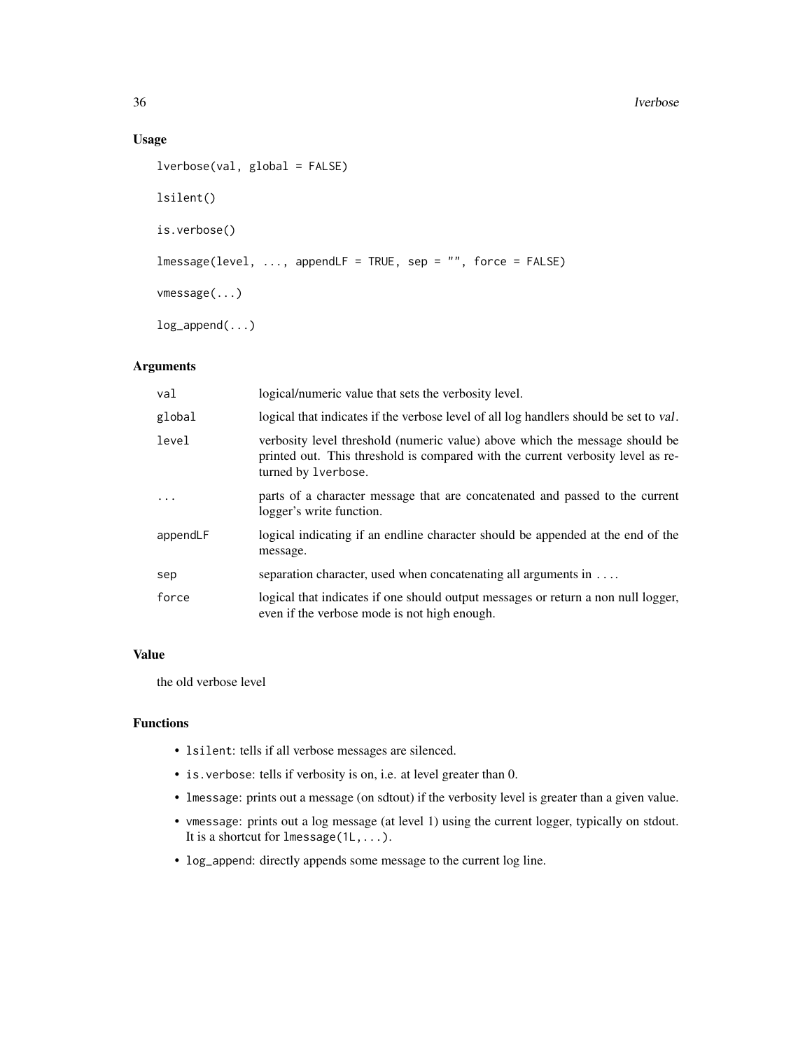## Usage

```
lverbose(val, global = FALSE)

lsilent()

is.verbose()

lmessage(level, ..., appendLF = TRUE, sep = "", force = FALSE)

vmessage(...)

log_append(...)
```

## Arguments

| Argument | Description |
|---|---|
| val | logical/numeric value that sets the verbosity level. |
| global | logical that indicates if the verbose level of all log handlers should be set to *val*. |
| level | verbosity level threshold (numeric value) above which the message should be printed out. This threshold is compared with the current verbosity level as returned by `lverbose`. |
| ... | parts of a character message that are concatenated and passed to the current logger's write function. |
| appendLF | logical indicating if an endline character should be appended at the end of the message. |
| sep | separation character, used when concatenating all arguments in `...`. |
| force | logical that indicates if one should output messages or return a non null logger, even if the verbose mode is not high enough. |

## Value

the old verbose level

## Functions

- `lsilent`: tells if all verbose messages are silenced.
- `is.verbose`: tells if verbosity is on, i.e. at level greater than 0.
- `lmessage`: prints out a message (on sdtout) if the verbosity level is greater than a given value.
- `vmessage`: prints out a log message (at level 1) using the current logger, typically on stdout. It is a shortcut for `lmessage(1L,...)`.
- `log_append`: directly appends some message to the current log line.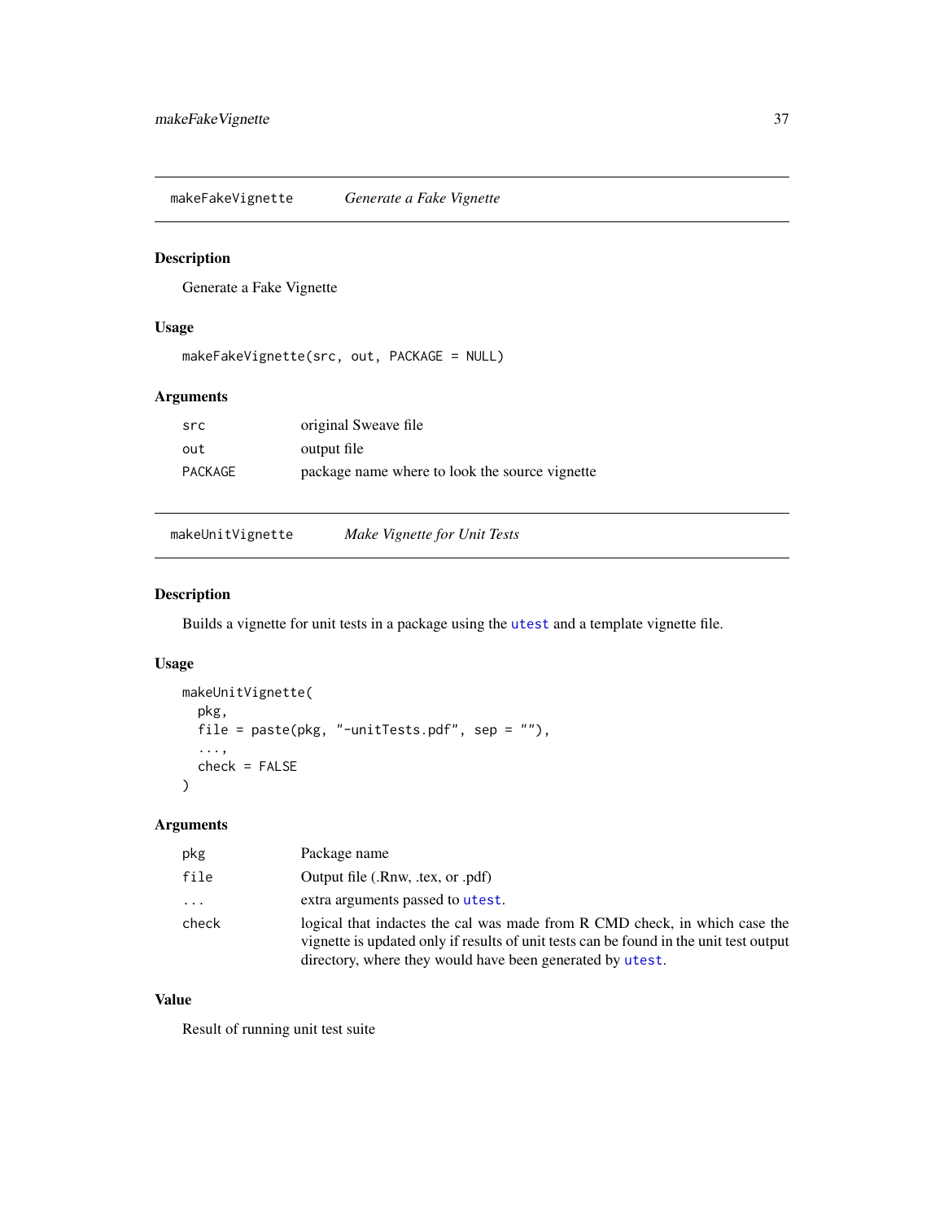## makeFakeVignette — *Generate a Fake Vignette*

### Description

Generate a Fake Vignette

### Usage

```
makeFakeVignette(src, out, PACKAGE = NULL)
```

### Arguments

| | |
|---|---|
| `src` | original Sweave file |
| `out` | output file |
| `PACKAGE` | package name where to look the source vignette |

## makeUnitVignette — *Make Vignette for Unit Tests*

### Description

Builds a vignette for unit tests in a package using the `utest` and a template vignette file.

### Usage

```
makeUnitVignette(
  pkg,
  file = paste(pkg, "-unitTests.pdf", sep = ""),
  ...,
  check = FALSE
)
```

### Arguments

| | |
|---|---|
| `pkg` | Package name |
| `file` | Output file (.Rnw, .tex, or .pdf) |
| `...` | extra arguments passed to `utest`. |
| `check` | logical that indactes the cal was made from R CMD check, in which case the vignette is updated only if results of unit tests can be found in the unit test output directory, where they would have been generated by `utest`. |

### Value

Result of running unit test suite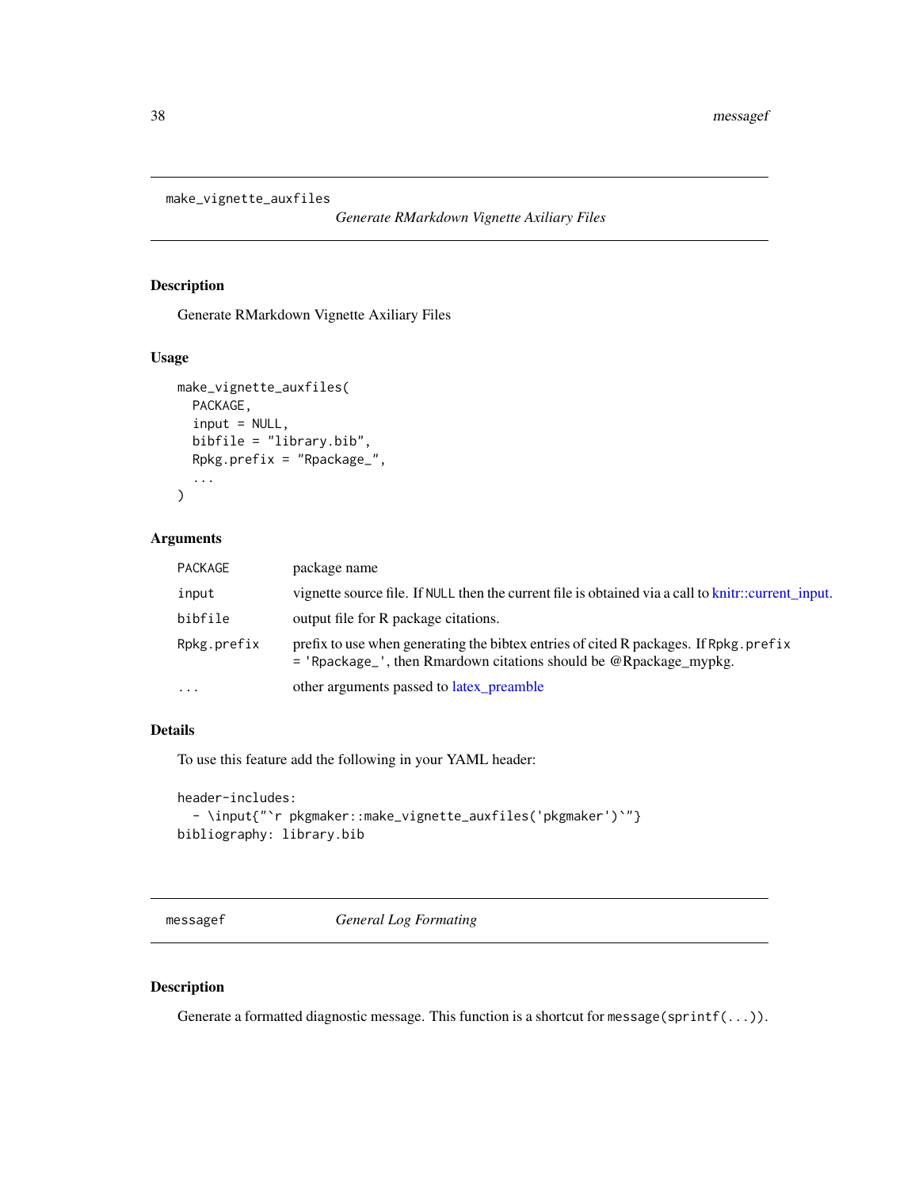## make_vignette_auxfiles

*Generate RMarkdown Vignette Axiliary Files*

### Description

Generate RMarkdown Vignette Axiliary Files

### Usage

```
make_vignette_auxfiles(
  PACKAGE,
  input = NULL,
  bibfile = "library.bib",
  Rpkg.prefix = "Rpackage_",
  ...
)
```

### Arguments

| | |
|---|---|
| `PACKAGE` | package name |
| `input` | vignette source file. If `NULL` then the current file is obtained via a call to knitr::current_input. |
| `bibfile` | output file for R package citations. |
| `Rpkg.prefix` | prefix to use when generating the bibtex entries of cited R packages. If `Rpkg.prefix = 'Rpackage_'`, then Rmardown citations should be @Rpackage_mypkg. |
| `...` | other arguments passed to latex_preamble |

### Details

To use this feature add the following in your YAML header:

```
header-includes:
  - \input{"`r pkgmaker::make_vignette_auxfiles('pkgmaker')`"}
bibliography: library.bib
```

## messagef

*General Log Formating*

### Description

Generate a formatted diagnostic message. This function is a shortcut for `message(sprintf(...))`.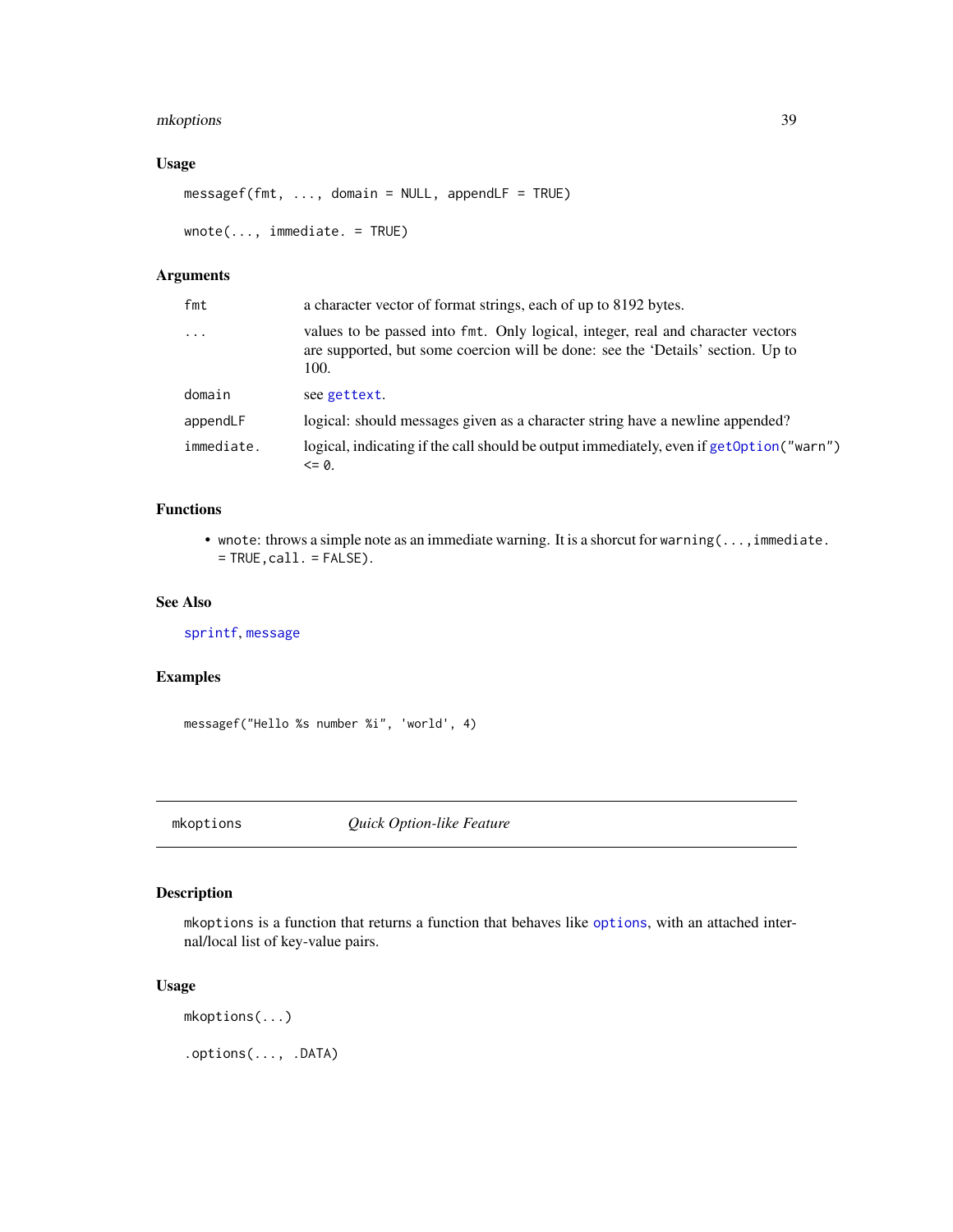## Usage

```
messagef(fmt, ..., domain = NULL, appendLF = TRUE)

wnote(..., immediate. = TRUE)
```

## Arguments

| | |
|---|---|
| fmt | a character vector of format strings, each of up to 8192 bytes. |
| ... | values to be passed into fmt. Only logical, integer, real and character vectors are supported, but some coercion will be done: see the 'Details' section. Up to 100. |
| domain | see gettext. |
| appendLF | logical: should messages given as a character string have a newline appended? |
| immediate. | logical, indicating if the call should be output immediately, even if getOption("warn") <= 0. |

## Functions

- wnote: throws a simple note as an immediate warning. It is a shorcut for warning(...,immediate. = TRUE,call. = FALSE).

## See Also

sprintf, message

## Examples

```
messagef("Hello %s number %i", 'world', 4)
```

---

# mkoptions *Quick Option-like Feature*

## Description

mkoptions is a function that returns a function that behaves like options, with an attached internal/local list of key-value pairs.

## Usage

```
mkoptions(...)

.options(..., .DATA)
```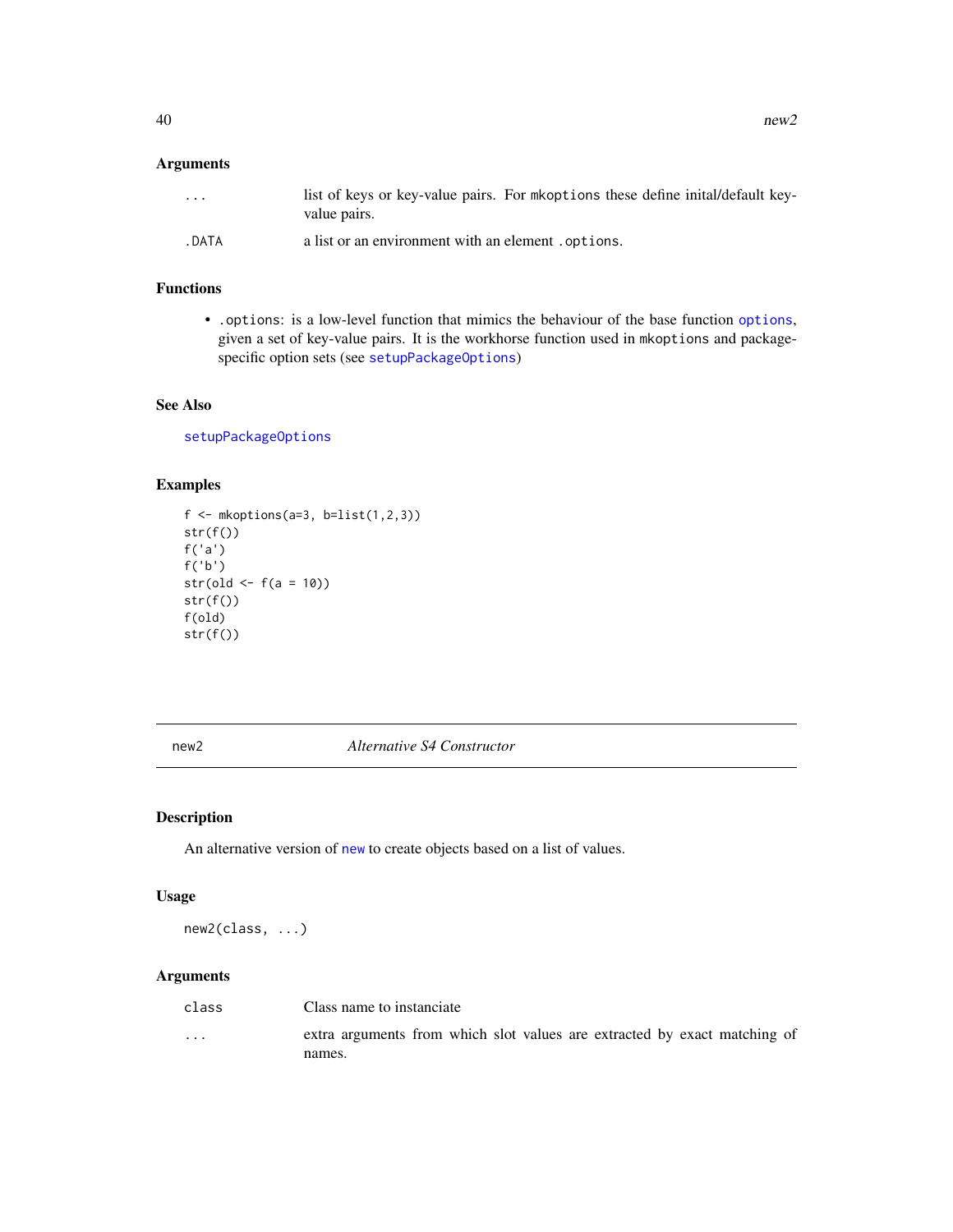### Arguments

| | |
|---|---|
| ... | list of keys or key-value pairs. For mkoptions these define inital/default key-value pairs. |
| .DATA | a list or an environment with an element .options. |

### Functions

- .options: is a low-level function that mimics the behaviour of the base function options, given a set of key-value pairs. It is the workhorse function used in mkoptions and package-specific option sets (see setupPackageOptions)

### See Also

setupPackageOptions

### Examples

```
f <- mkoptions(a=3, b=list(1,2,3))
str(f())
f('a')
f('b')
str(old <- f(a = 10))
str(f())
f(old)
str(f())
```

---

## new2 — *Alternative S4 Constructor*

### Description

An alternative version of new to create objects based on a list of values.

### Usage

```
new2(class, ...)
```

### Arguments

| | |
|---|---|
| class | Class name to instanciate |
| ... | extra arguments from which slot values are extracted by exact matching of names. |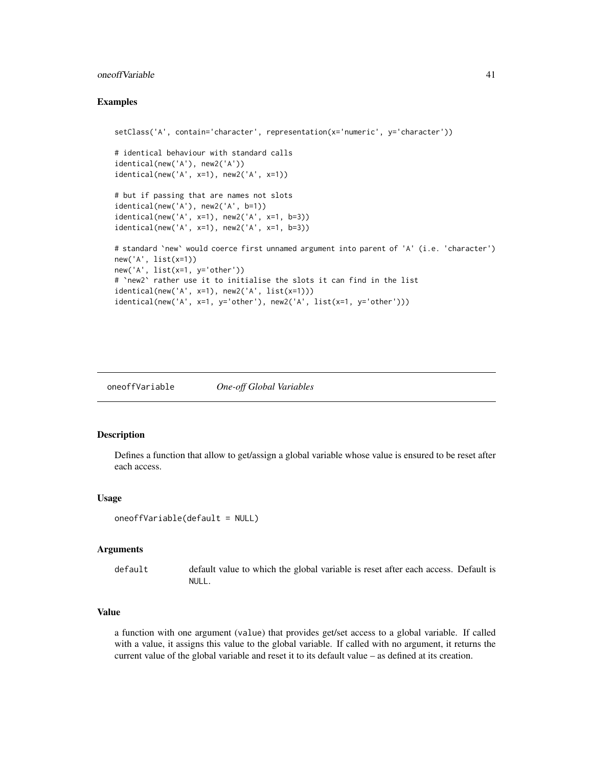### Examples

```
setClass('A', contain='character', representation(x='numeric', y='character'))

# identical behaviour with standard calls
identical(new('A'), new2('A'))
identical(new('A', x=1), new2('A', x=1))

# but if passing that are names not slots
identical(new('A'), new2('A', b=1))
identical(new('A', x=1), new2('A', x=1, b=3))
identical(new('A', x=1), new2('A', x=1, b=3))

# standard `new` would coerce first unnamed argument into parent of 'A' (i.e. 'character')
new('A', list(x=1))
new('A', list(x=1, y='other'))
# `new2` rather use it to initialise the slots it can find in the list
identical(new('A', x=1), new2('A', list(x=1)))
identical(new('A', x=1, y='other'), new2('A', list(x=1, y='other')))
```

---

## oneoffVariable    *One-off Global Variables*

### Description

Defines a function that allow to get/assign a global variable whose value is ensured to be reset after each access.

### Usage

```
oneoffVariable(default = NULL)
```

### Arguments

| | |
|---|---|
| default | default value to which the global variable is reset after each access. Default is `NULL`. |

### Value

a function with one argument (`value`) that provides get/set access to a global variable. If called with a value, it assigns this value to the global variable. If called with no argument, it returns the current value of the global variable and reset it to its default value – as defined at its creation.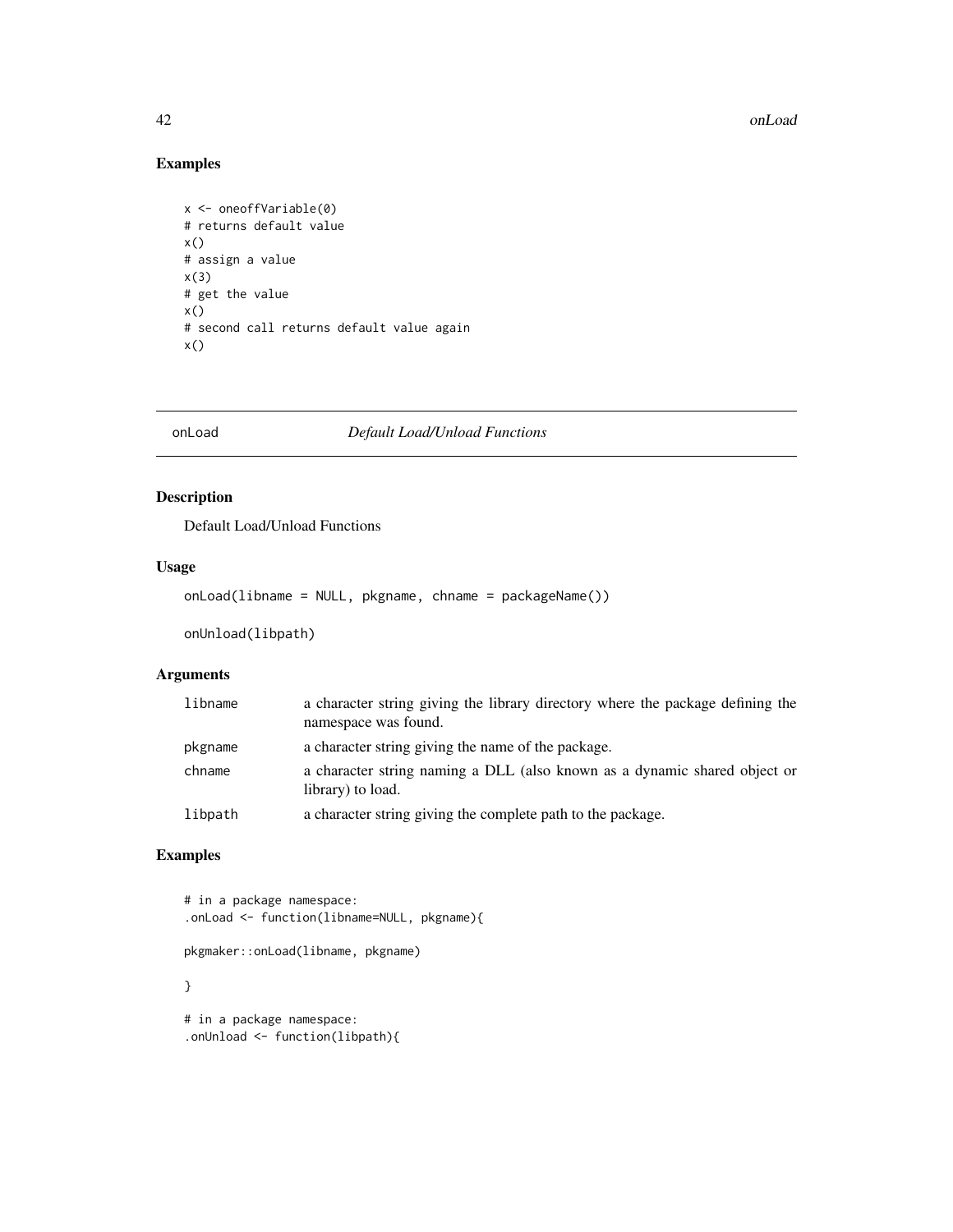## Examples

```
x <- oneoffVariable(0)
# returns default value
x()
# assign a value
x(3)
# get the value
x()
# second call returns default value again
x()
```

---

## onLoad — *Default Load/Unload Functions*

### Description

Default Load/Unload Functions

### Usage

```
onLoad(libname = NULL, pkgname, chname = packageName())

onUnload(libpath)
```

### Arguments

| | |
|---|---|
| libname | a character string giving the library directory where the package defining the namespace was found. |
| pkgname | a character string giving the name of the package. |
| chname | a character string naming a DLL (also known as a dynamic shared object or library) to load. |
| libpath | a character string giving the complete path to the package. |

### Examples

```
# in a package namespace:
.onLoad <- function(libname=NULL, pkgname){

pkgmaker::onLoad(libname, pkgname)

}

# in a package namespace:
.onUnload <- function(libpath){
```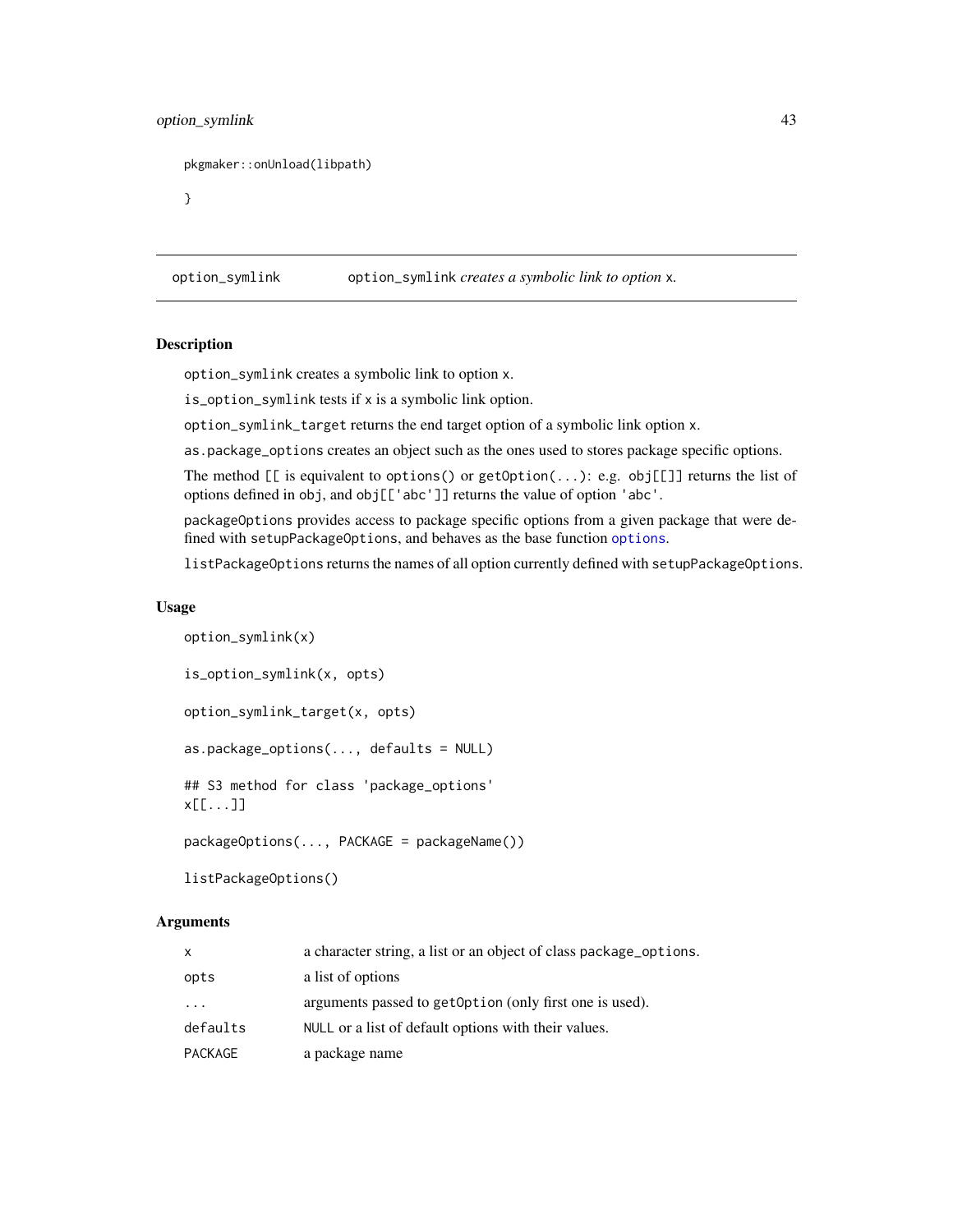```
pkgmaker::onUnload(libpath)

}
```

## option_symlink — option_symlink *creates a symbolic link to option* x.

### Description

option_symlink creates a symbolic link to option x.

is_option_symlink tests if x is a symbolic link option.

option_symlink_target returns the end target option of a symbolic link option x.

as.package_options creates an object such as the ones used to stores package specific options.

The method [[ is equivalent to options() or getOption(...): e.g. obj[[]] returns the list of options defined in obj, and obj[['abc']] returns the value of option 'abc'.

packageOptions provides access to package specific options from a given package that were defined with setupPackageOptions, and behaves as the base function options.

listPackageOptions returns the names of all option currently defined with setupPackageOptions.

### Usage

```
option_symlink(x)

is_option_symlink(x, opts)

option_symlink_target(x, opts)

as.package_options(..., defaults = NULL)

## S3 method for class 'package_options'
x[[...]]

packageOptions(..., PACKAGE = packageName())

listPackageOptions()
```

### Arguments

| | |
|---|---|
| x | a character string, a list or an object of class package_options. |
| opts | a list of options |
| ... | arguments passed to getOption (only first one is used). |
| defaults | NULL or a list of default options with their values. |
| PACKAGE | a package name |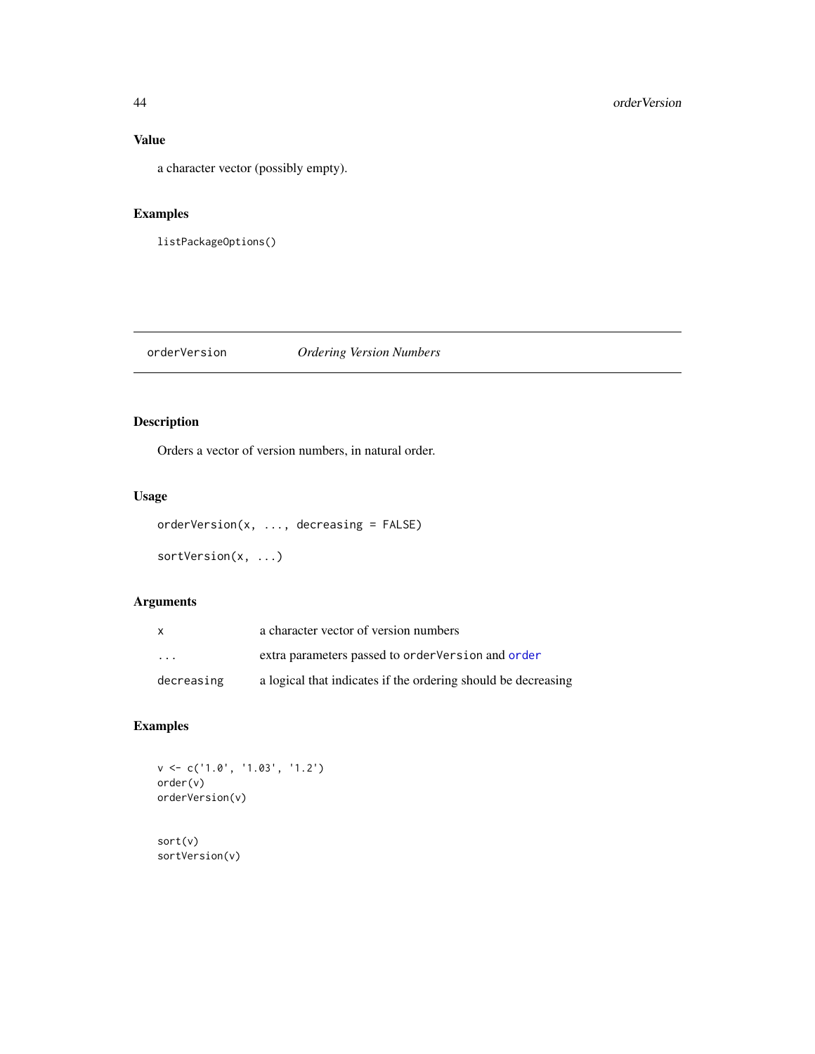### Value

a character vector (possibly empty).

### Examples

```
listPackageOptions()
```

---

## orderVersion *Ordering Version Numbers*

---

### Description

Orders a vector of version numbers, in natural order.

### Usage

```
orderVersion(x, ..., decreasing = FALSE)

sortVersion(x, ...)
```

### Arguments

| | |
|---|---|
| `x` | a character vector of version numbers |
| `...` | extra parameters passed to `orderVersion` and `order` |
| `decreasing` | a logical that indicates if the ordering should be decreasing |

### Examples

```
v <- c('1.0', '1.03', '1.2')
order(v)
orderVersion(v)


sort(v)
sortVersion(v)
```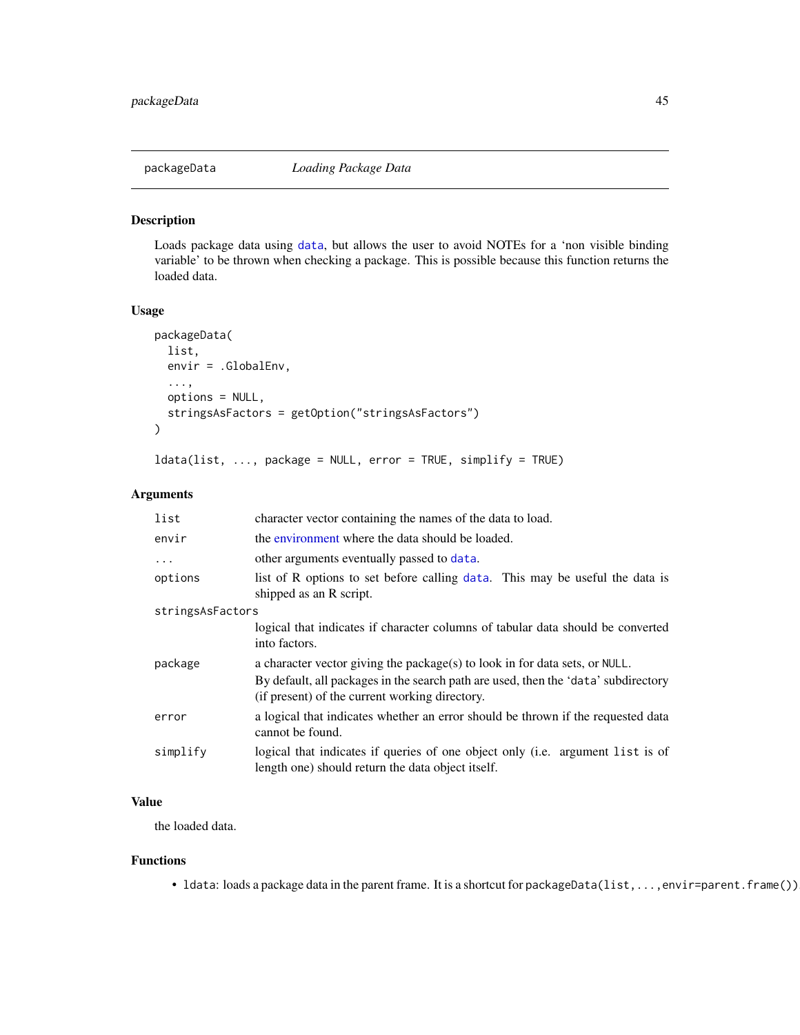## packageData *Loading Package Data*

### Description

Loads package data using `data`, but allows the user to avoid NOTEs for a 'non visible binding variable' to be thrown when checking a package. This is possible because this function returns the loaded data.

### Usage

```
packageData(
  list,
  envir = .GlobalEnv,
  ...,
  options = NULL,
  stringsAsFactors = getOption("stringsAsFactors")
)

ldata(list, ..., package = NULL, error = TRUE, simplify = TRUE)
```

### Arguments

| | |
|---|---|
| `list` | character vector containing the names of the data to load. |
| `envir` | the environment where the data should be loaded. |
| `...` | other arguments eventually passed to `data`. |
| `options` | list of R options to set before calling `data`. This may be useful the data is shipped as an R script. |
| `stringsAsFactors` | logical that indicates if character columns of tabular data should be converted into factors. |
| `package` | a character vector giving the package(s) to look in for data sets, or `NULL`. By default, all packages in the search path are used, then the '`data`' subdirectory (if present) of the current working directory. |
| `error` | a logical that indicates whether an error should be thrown if the requested data cannot be found. |
| `simplify` | logical that indicates if queries of one object only (i.e. argument `list` is of length one) should return the data object itself. |

### Value

the loaded data.

### Functions

- `ldata`: loads a package data in the parent frame. It is a shortcut for `packageData(list,...,envir=parent.frame())`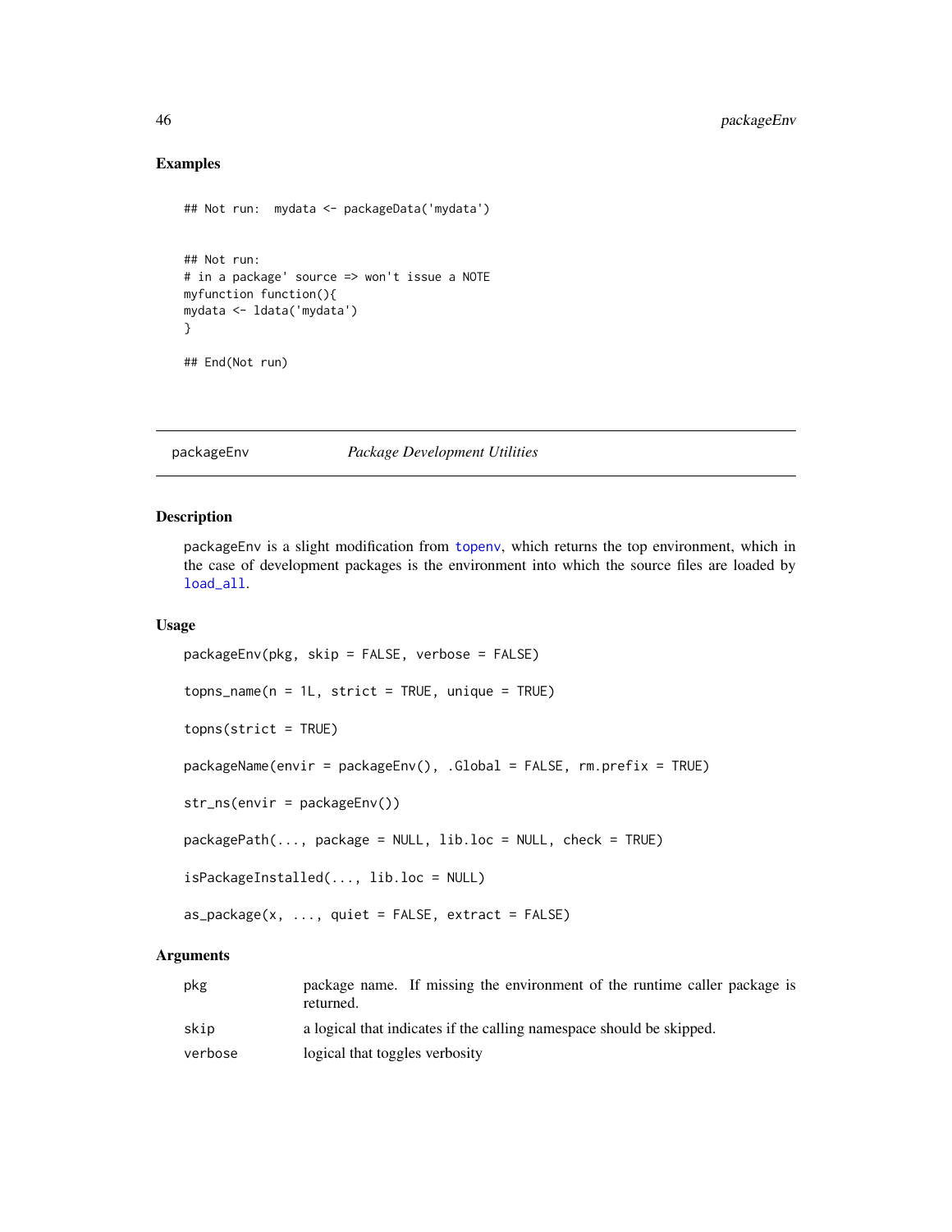## Examples

```
## Not run:  mydata <- packageData('mydata')


## Not run:
# in a package' source => won't issue a NOTE
myfunction function(){
mydata <- ldata('mydata')
}

## End(Not run)
```

---

packageEnv *Package Development Utilities*

---

## Description

packageEnv is a slight modification from topenv, which returns the top environment, which in the case of development packages is the environment into which the source files are loaded by load_all.

## Usage

```
packageEnv(pkg, skip = FALSE, verbose = FALSE)

topns_name(n = 1L, strict = TRUE, unique = TRUE)

topns(strict = TRUE)

packageName(envir = packageEnv(), .Global = FALSE, rm.prefix = TRUE)

str_ns(envir = packageEnv())

packagePath(..., package = NULL, lib.loc = NULL, check = TRUE)

isPackageInstalled(..., lib.loc = NULL)

as_package(x, ..., quiet = FALSE, extract = FALSE)
```

## Arguments

| | |
|---|---|
| pkg | package name. If missing the environment of the runtime caller package is returned. |
| skip | a logical that indicates if the calling namespace should be skipped. |
| verbose | logical that toggles verbosity |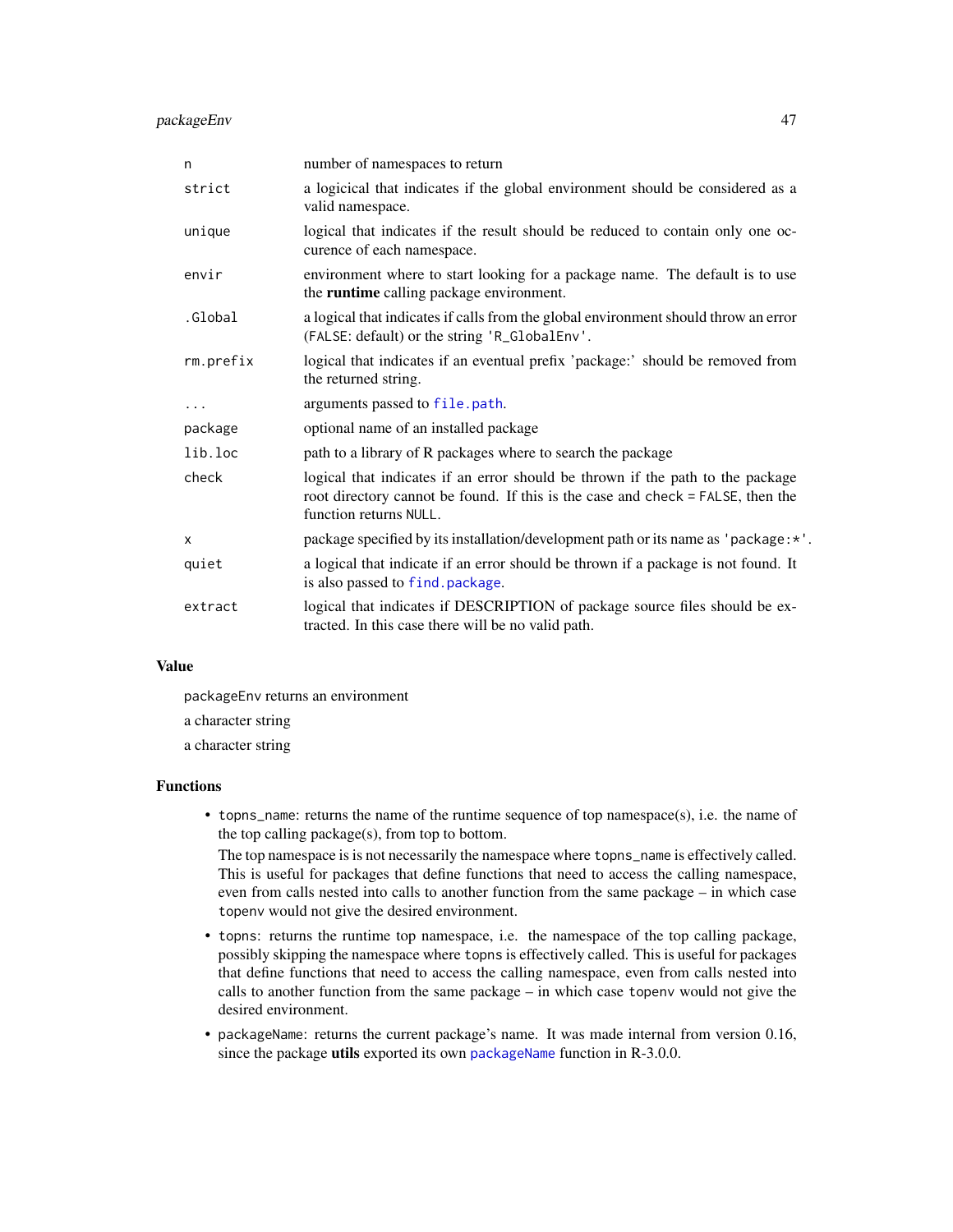| | |
|---|---|
| `n` | number of namespaces to return |
| `strict` | a logicical that indicates if the global environment should be considered as a valid namespace. |
| `unique` | logical that indicates if the result should be reduced to contain only one occurence of each namespace. |
| `envir` | environment where to start looking for a package name. The default is to use the **runtime** calling package environment. |
| `.Global` | a logical that indicates if calls from the global environment should throw an error (`FALSE`: default) or the string `'R_GlobalEnv'`. |
| `rm.prefix` | logical that indicates if an eventual prefix 'package:' should be removed from the returned string. |
| `...` | arguments passed to `file.path`. |
| `package` | optional name of an installed package |
| `lib.loc` | path to a library of R packages where to search the package |
| `check` | logical that indicates if an error should be thrown if the path to the package root directory cannot be found. If this is the case and `check = FALSE`, then the function returns `NULL`. |
| `x` | package specified by its installation/development path or its name as `'package:*'`. |
| `quiet` | a logical that indicate if an error should be thrown if a package is not found. It is also passed to `find.package`. |
| `extract` | logical that indicates if DESCRIPTION of package source files should be extracted. In this case there will be no valid path. |

### Value

`packageEnv` returns an environment

a character string

a character string

### Functions

- `topns_name`: returns the name of the runtime sequence of top namespace(s), i.e. the name of the top calling package(s), from top to bottom.

  The top namespace is is not necessarily the namespace where `topns_name` is effectively called. This is useful for packages that define functions that need to access the calling namespace, even from calls nested into calls to another function from the same package – in which case `topenv` would not give the desired environment.

- `topns`: returns the runtime top namespace, i.e. the namespace of the top calling package, possibly skipping the namespace where `topns` is effectively called. This is useful for packages that define functions that need to access the calling namespace, even from calls nested into calls to another function from the same package – in which case `topenv` would not give the desired environment.

- `packageName`: returns the current package's name. It was made internal from version 0.16, since the package **utils** exported its own `packageName` function in R-3.0.0.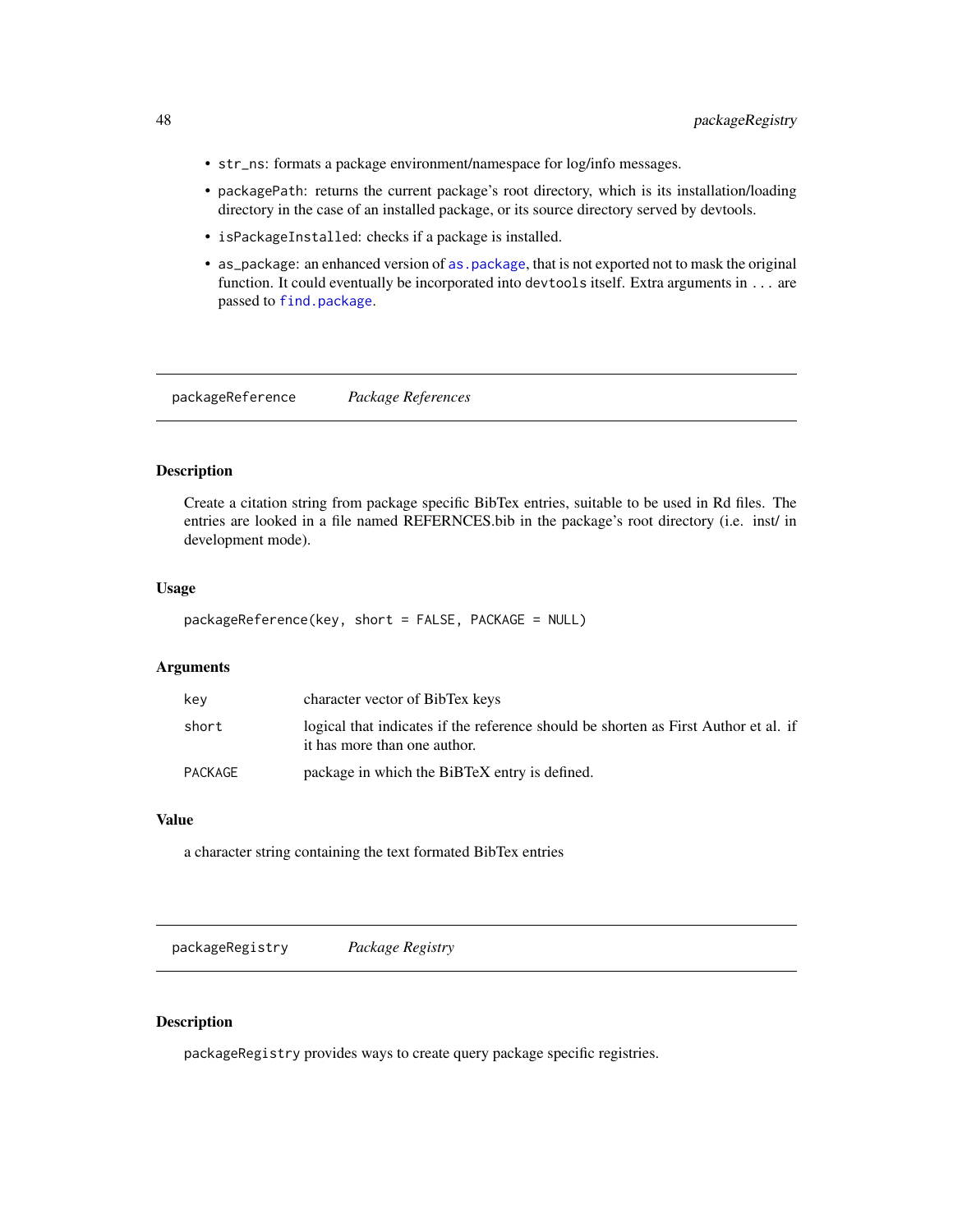- `str_ns`: formats a package environment/namespace for log/info messages.
- `packagePath`: returns the current package's root directory, which is its installation/loading directory in the case of an installed package, or its source directory served by devtools.
- `isPackageInstalled`: checks if a package is installed.
- `as_package`: an enhanced version of `as.package`, that is not exported not to mask the original function. It could eventually be incorporated into `devtools` itself. Extra arguments in `...` are passed to `find.package`.

---

## packageReference    *Package References*

---

### Description

Create a citation string from package specific BibTex entries, suitable to be used in Rd files. The entries are looked in a file named REFERNCES.bib in the package's root directory (i.e. inst/ in development mode).

### Usage

```
packageReference(key, short = FALSE, PACKAGE = NULL)
```

### Arguments

| | |
|---|---|
| `key` | character vector of BibTex keys |
| `short` | logical that indicates if the reference should be shorten as First Author et al. if it has more than one author. |
| `PACKAGE` | package in which the BiBTeX entry is defined. |

### Value

a character string containing the text formated BibTex entries

---

## packageRegistry    *Package Registry*

---

### Description

`packageRegistry` provides ways to create query package specific registries.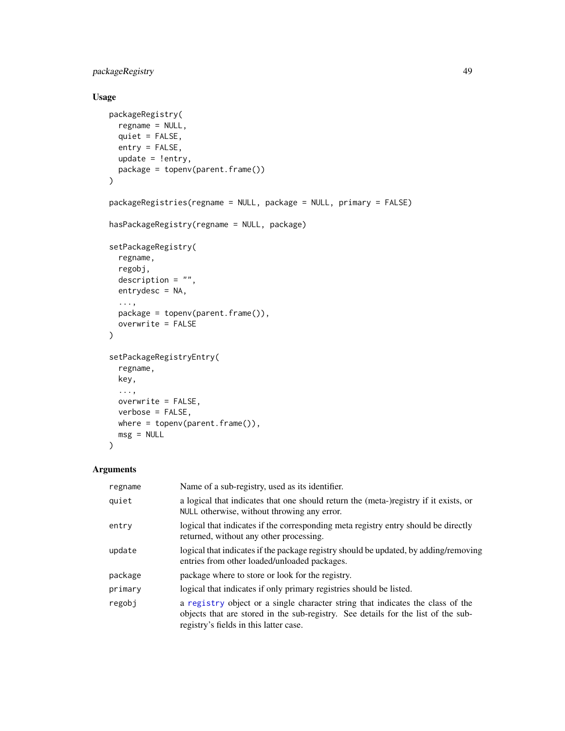## Usage

```
packageRegistry(
  regname = NULL,
  quiet = FALSE,
  entry = FALSE,
  update = !entry,
  package = topenv(parent.frame())
)

packageRegistries(regname = NULL, package = NULL, primary = FALSE)

hasPackageRegistry(regname = NULL, package)

setPackageRegistry(
  regname,
  regobj,
  description = "",
  entrydesc = NA,
  ...,
  package = topenv(parent.frame()),
  overwrite = FALSE
)

setPackageRegistryEntry(
  regname,
  key,
  ...,
  overwrite = FALSE,
  verbose = FALSE,
  where = topenv(parent.frame()),
  msg = NULL
)
```

## Arguments

| | |
|---|---|
| `regname` | Name of a sub-registry, used as its identifier. |
| `quiet` | a logical that indicates that one should return the (meta-)registry if it exists, or `NULL` otherwise, without throwing any error. |
| `entry` | logical that indicates if the corresponding meta registry entry should be directly returned, without any other processing. |
| `update` | logical that indicates if the package registry should be updated, by adding/removing entries from other loaded/unloaded packages. |
| `package` | package where to store or look for the registry. |
| `primary` | logical that indicates if only primary registries should be listed. |
| `regobj` | a `registry` object or a single character string that indicates the class of the objects that are stored in the sub-registry. See details for the list of the sub-registry's fields in this latter case. |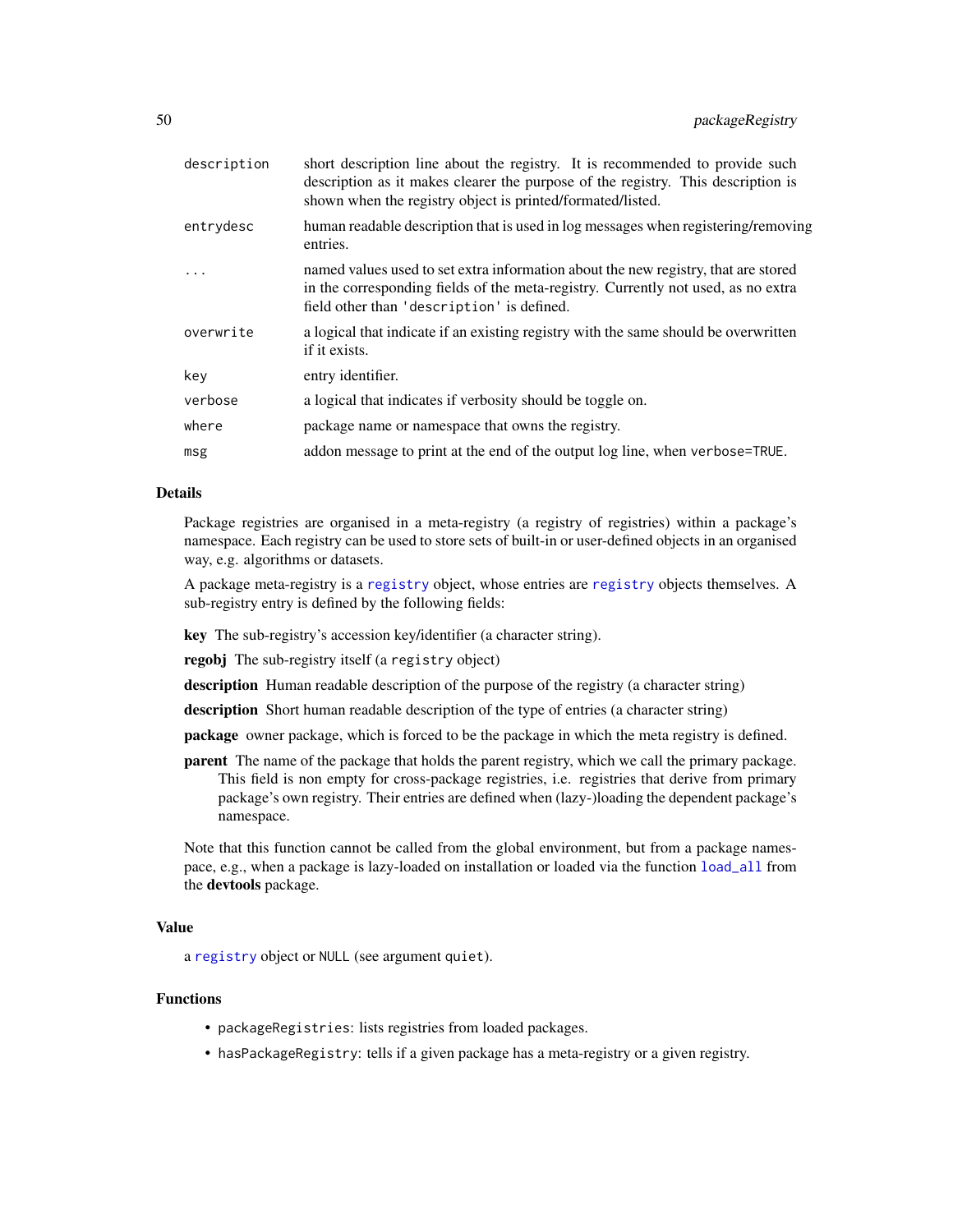| | |
|---|---|
| `description` | short description line about the registry. It is recommended to provide such description as it makes clearer the purpose of the registry. This description is shown when the registry object is printed/formated/listed. |
| `entrydesc` | human readable description that is used in log messages when registering/removing entries. |
| `...` | named values used to set extra information about the new registry, that are stored in the corresponding fields of the meta-registry. Currently not used, as no extra field other than `'description'` is defined. |
| `overwrite` | a logical that indicate if an existing registry with the same should be overwritten if it exists. |
| `key` | entry identifier. |
| `verbose` | a logical that indicates if verbosity should be toggle on. |
| `where` | package name or namespace that owns the registry. |
| `msg` | addon message to print at the end of the output log line, when `verbose=TRUE`. |

## Details

Package registries are organised in a meta-registry (a registry of registries) within a package's namespace. Each registry can be used to store sets of built-in or user-defined objects in an organised way, e.g. algorithms or datasets.

A package meta-registry is a `registry` object, whose entries are `registry` objects themselves. A sub-registry entry is defined by the following fields:

**key** The sub-registry's accession key/identifier (a character string).

**regobj** The sub-registry itself (a `registry` object)

**description** Human readable description of the purpose of the registry (a character string)

**description** Short human readable description of the type of entries (a character string)

**package** owner package, which is forced to be the package in which the meta registry is defined.

**parent** The name of the package that holds the parent registry, which we call the primary package. This field is non empty for cross-package registries, i.e. registries that derive from primary package's own registry. Their entries are defined when (lazy-)loading the dependent package's namespace.

Note that this function cannot be called from the global environment, but from a package namespace, e.g., when a package is lazy-loaded on installation or loaded via the function `load_all` from the **devtools** package.

## Value

a `registry` object or `NULL` (see argument `quiet`).

## Functions

- `packageRegistries`: lists registries from loaded packages.
- `hasPackageRegistry`: tells if a given package has a meta-registry or a given registry.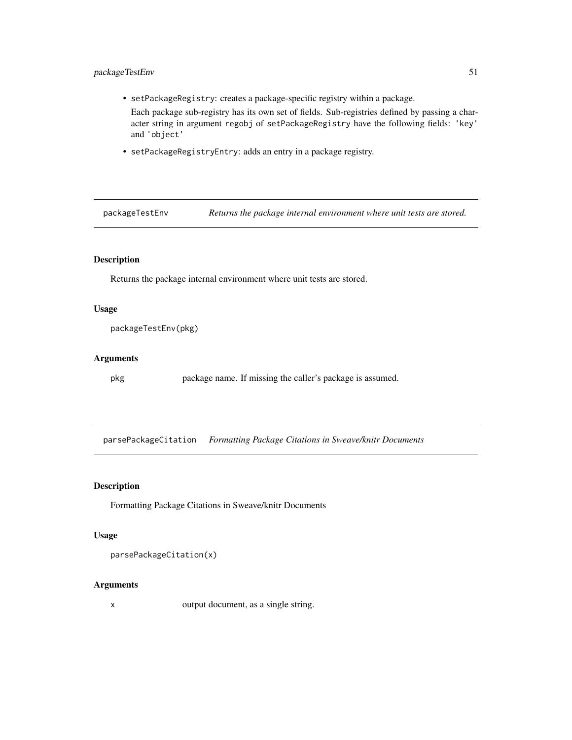- `setPackageRegistry`: creates a package-specific registry within a package.

  Each package sub-registry has its own set of fields. Sub-registries defined by passing a character string in argument `regobj` of `setPackageRegistry` have the following fields: `'key'` and `'object'`

- `setPackageRegistryEntry`: adds an entry in a package registry.

---

## packageTestEnv — *Returns the package internal environment where unit tests are stored.*

### Description

Returns the package internal environment where unit tests are stored.

### Usage

```
packageTestEnv(pkg)
```

### Arguments

| | |
|---|---|
| `pkg` | package name. If missing the caller's package is assumed. |

---

## parsePackageCitation — *Formatting Package Citations in Sweave/knitr Documents*

### Description

Formatting Package Citations in Sweave/knitr Documents

### Usage

```
parsePackageCitation(x)
```

### Arguments

| | |
|---|---|
| `x` | output document, as a single string. |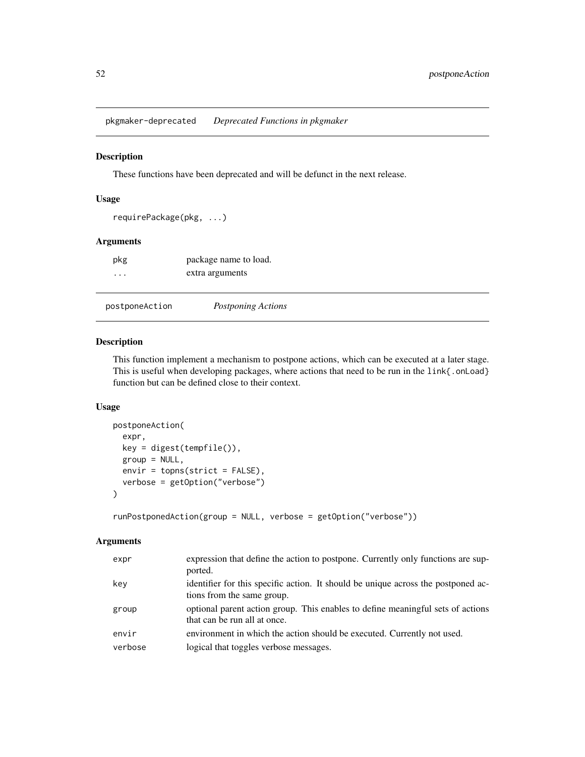## pkgmaker-deprecated *Deprecated Functions in pkgmaker*

### Description

These functions have been deprecated and will be defunct in the next release.

### Usage

```
requirePackage(pkg, ...)
```

### Arguments

| | |
|---|---|
| pkg | package name to load. |
| ... | extra arguments |

## postponeAction *Postponing Actions*

### Description

This function implement a mechanism to postpone actions, which can be executed at a later stage. This is useful when developing packages, where actions that need to be run in the `link{.onLoad}` function but can be defined close to their context.

### Usage

```
postponeAction(
  expr,
  key = digest(tempfile()),
  group = NULL,
  envir = topns(strict = FALSE),
  verbose = getOption("verbose")
)

runPostponedAction(group = NULL, verbose = getOption("verbose"))
```

### Arguments

| | |
|---|---|
| expr | expression that define the action to postpone. Currently only functions are supported. |
| key | identifier for this specific action. It should be unique across the postponed actions from the same group. |
| group | optional parent action group. This enables to define meaningful sets of actions that can be run all at once. |
| envir | environment in which the action should be executed. Currently not used. |
| verbose | logical that toggles verbose messages. |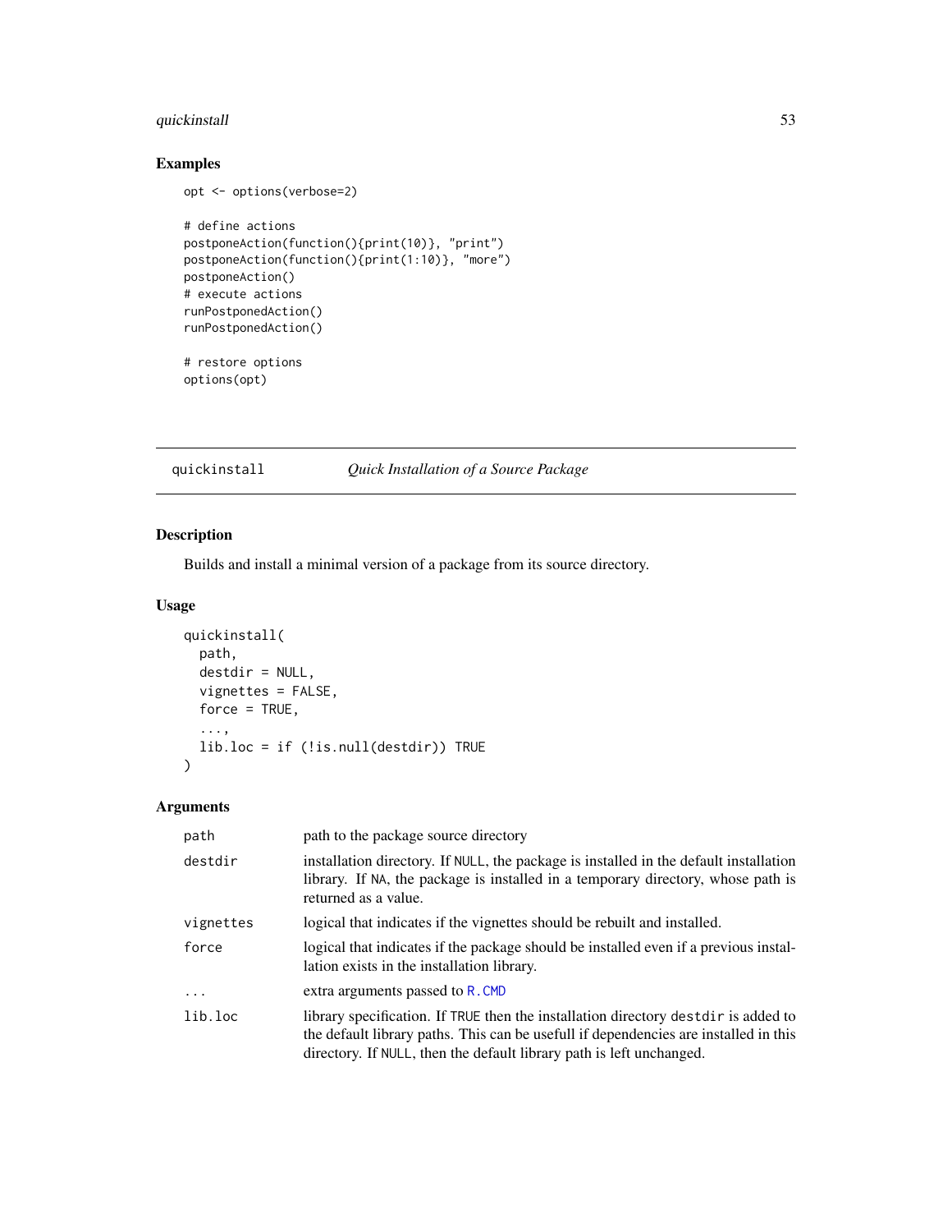## Examples

```
opt <- options(verbose=2)

# define actions
postponeAction(function(){print(10)}, "print")
postponeAction(function(){print(1:10)}, "more")
postponeAction()
# execute actions
runPostponedAction()
runPostponedAction()

# restore options
options(opt)
```

---

# quickinstall — *Quick Installation of a Source Package*

---

## Description

Builds and install a minimal version of a package from its source directory.

## Usage

```
quickinstall(
  path,
  destdir = NULL,
  vignettes = FALSE,
  force = TRUE,
  ...,
  lib.loc = if (!is.null(destdir)) TRUE
)
```

## Arguments

| | |
|---|---|
| `path` | path to the package source directory |
| `destdir` | installation directory. If `NULL`, the package is installed in the default installation library. If `NA`, the package is installed in a temporary directory, whose path is returned as a value. |
| `vignettes` | logical that indicates if the vignettes should be rebuilt and installed. |
| `force` | logical that indicates if the package should be installed even if a previous installation exists in the installation library. |
| `...` | extra arguments passed to `R.CMD` |
| `lib.loc` | library specification. If `TRUE` then the installation directory `destdir` is added to the default library paths. This can be usefull if dependencies are installed in this directory. If `NULL`, then the default library path is left unchanged. |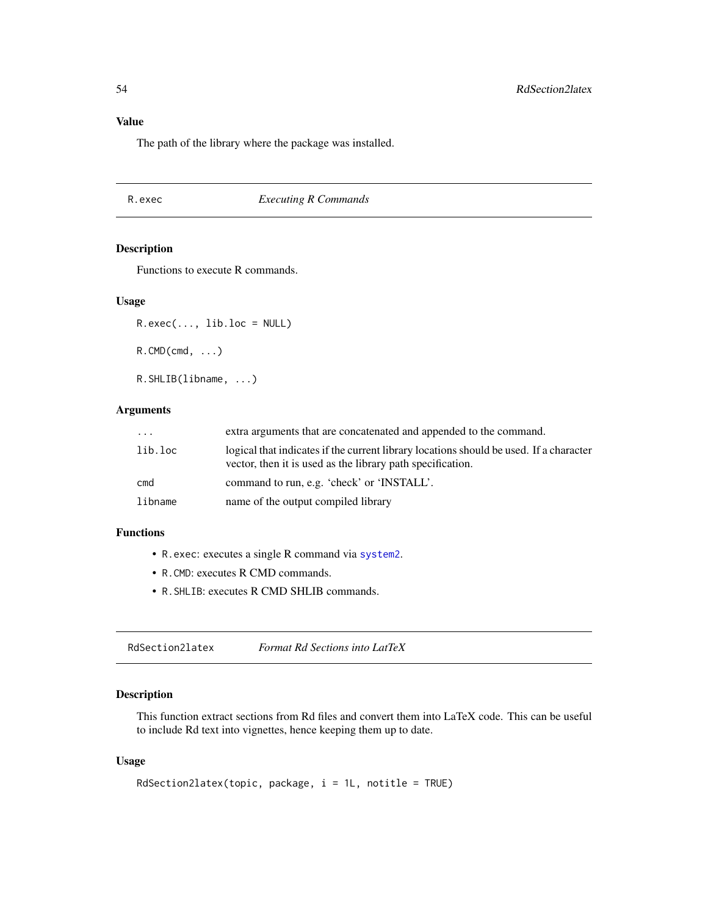### Value

The path of the library where the package was installed.

---

## R.exec — *Executing R Commands*

---

### Description

Functions to execute R commands.

### Usage

```
R.exec(..., lib.loc = NULL)

R.CMD(cmd, ...)

R.SHLIB(libname, ...)
```

### Arguments

| | |
|---|---|
| `...` | extra arguments that are concatenated and appended to the command. |
| `lib.loc` | logical that indicates if the current library locations should be used. If a character vector, then it is used as the library path specification. |
| `cmd` | command to run, e.g. 'check' or 'INSTALL'. |
| `libname` | name of the output compiled library |

### Functions

- `R.exec`: executes a single R command via `system2`.
- `R.CMD`: executes R CMD commands.
- `R.SHLIB`: executes R CMD SHLIB commands.

---

## RdSection2latex — *Format Rd Sections into LatTeX*

---

### Description

This function extract sections from Rd files and convert them into LaTeX code. This can be useful to include Rd text into vignettes, hence keeping them up to date.

### Usage

```
RdSection2latex(topic, package, i = 1L, notitle = TRUE)
```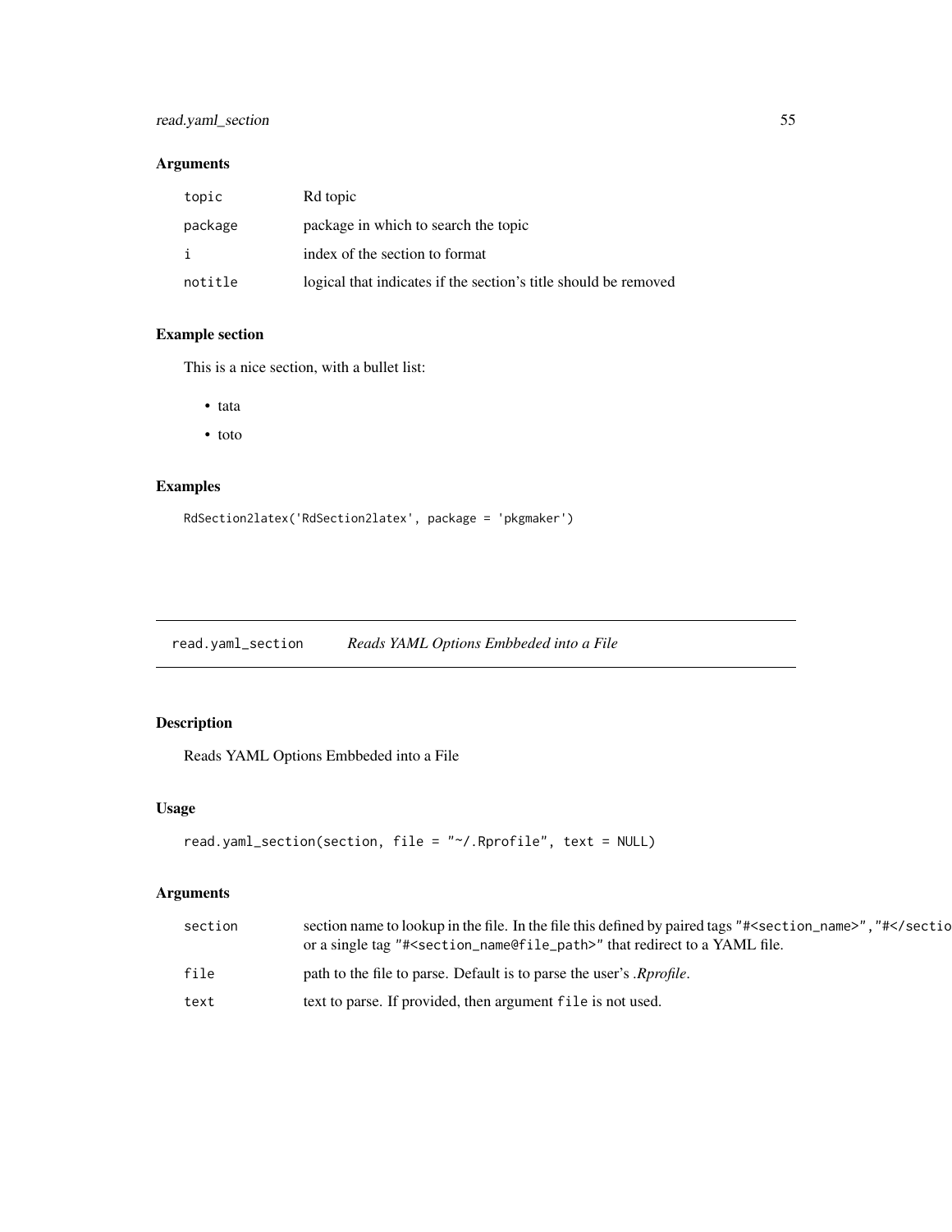## Arguments

| | |
|---|---|
| `topic` | Rd topic |
| `package` | package in which to search the topic |
| `i` | index of the section to format |
| `notitle` | logical that indicates if the section's title should be removed |

## Example section

This is a nice section, with a bullet list:

- tata
- toto

## Examples

```
RdSection2latex('RdSection2latex', package = 'pkgmaker')
```

---

# read.yaml_section — *Reads YAML Options Embbeded into a File*

---

## Description

Reads YAML Options Embbeded into a File

## Usage

```
read.yaml_section(section, file = "~/.Rprofile", text = NULL)
```

## Arguments

| | |
|---|---|
| `section` | section name to lookup in the file. In the file this defined by paired tags `"#<section_name>"`, `"#</sectio` or a single tag `"#<section_name@file_path>"` that redirect to a YAML file. |
| `file` | path to the file to parse. Default is to parse the user's *.Rprofile*. |
| `text` | text to parse. If provided, then argument `file` is not used. |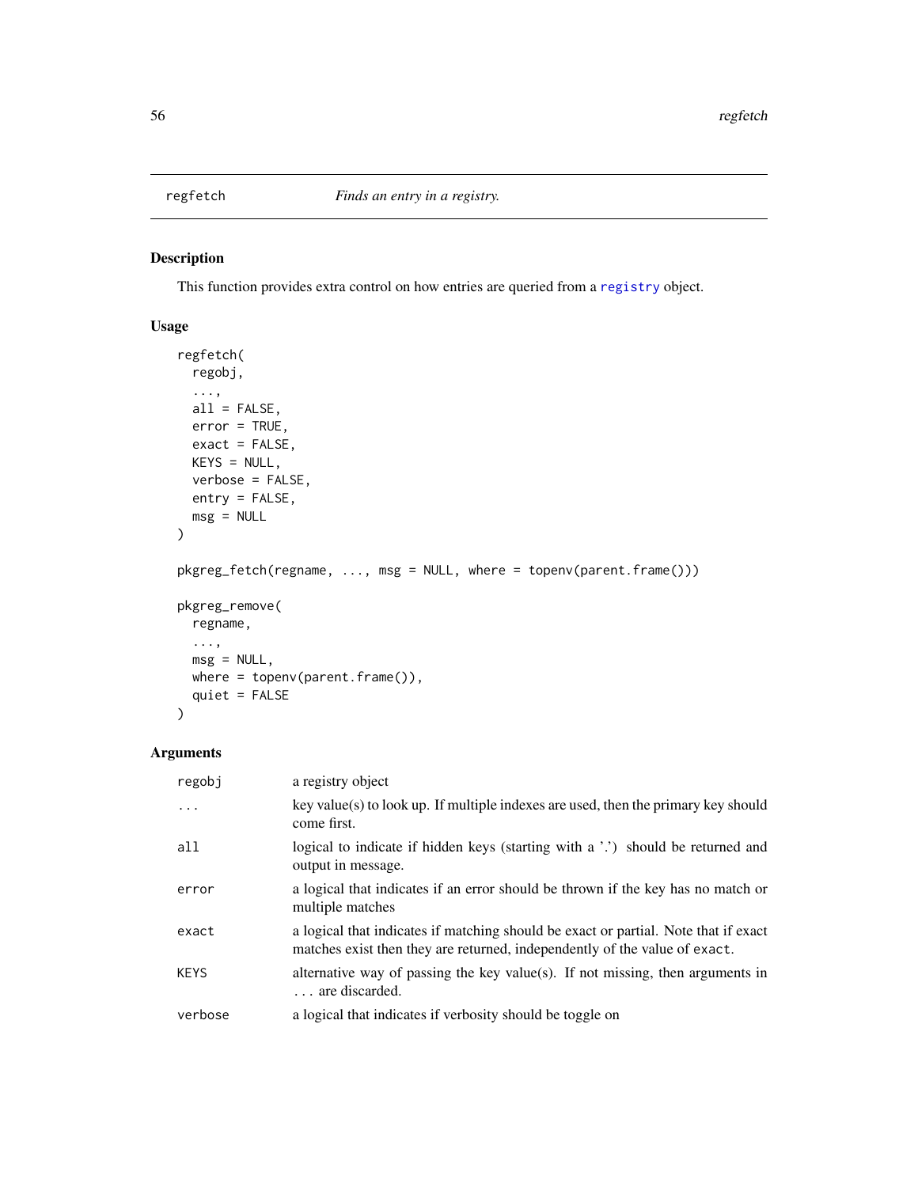# regfetch — *Finds an entry in a registry.*

## Description

This function provides extra control on how entries are queried from a registry object.

## Usage

```
regfetch(
  regobj,
  ...,
  all = FALSE,
  error = TRUE,
  exact = FALSE,
  KEYS = NULL,
  verbose = FALSE,
  entry = FALSE,
  msg = NULL
)

pkgreg_fetch(regname, ..., msg = NULL, where = topenv(parent.frame()))

pkgreg_remove(
  regname,
  ...,
  msg = NULL,
  where = topenv(parent.frame()),
  quiet = FALSE
)
```

## Arguments

| | |
|---|---|
| `regobj` | a registry object |
| `...` | key value(s) to look up. If multiple indexes are used, then the primary key should come first. |
| `all` | logical to indicate if hidden keys (starting with a '.') should be returned and output in message. |
| `error` | a logical that indicates if an error should be thrown if the key has no match or multiple matches |
| `exact` | a logical that indicates if matching should be exact or partial. Note that if exact matches exist then they are returned, independently of the value of `exact`. |
| `KEYS` | alternative way of passing the key value(s). If not missing, then arguments in ... are discarded. |
| `verbose` | a logical that indicates if verbosity should be toggle on |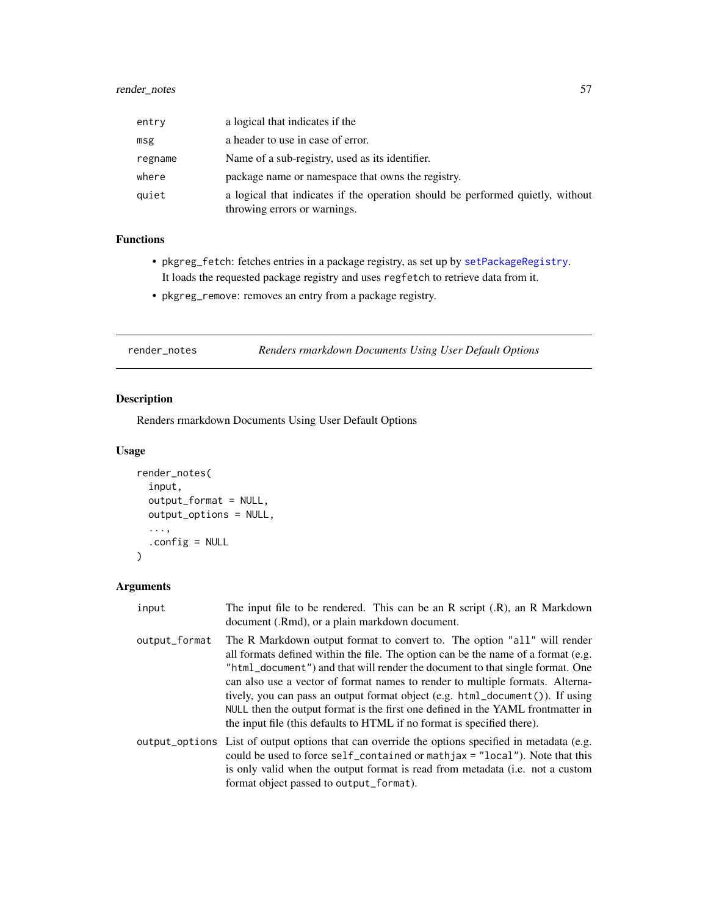| | |
|---|---|
| `entry` | a logical that indicates if the |
| `msg` | a header to use in case of error. |
| `regname` | Name of a sub-registry, used as its identifier. |
| `where` | package name or namespace that owns the registry. |
| `quiet` | a logical that indicates if the operation should be performed quietly, without throwing errors or warnings. |

### Functions

- `pkgreg_fetch`: fetches entries in a package registry, as set up by `setPackageRegistry`. It loads the requested package registry and uses `regfetch` to retrieve data from it.
- `pkgreg_remove`: removes an entry from a package registry.

---

## `render_notes` *Renders rmarkdown Documents Using User Default Options*

### Description

Renders rmarkdown Documents Using User Default Options

### Usage

```
render_notes(
  input,
  output_format = NULL,
  output_options = NULL,
  ...,
  .config = NULL
)
```

### Arguments

| | |
|---|---|
| `input` | The input file to be rendered. This can be an R script (.R), an R Markdown document (.Rmd), or a plain markdown document. |
| `output_format` | The R Markdown output format to convert to. The option `"all"` will render all formats defined within the file. The option can be the name of a format (e.g. `"html_document"`) and that will render the document to that single format. One can also use a vector of format names to render to multiple formats. Alternatively, you can pass an output format object (e.g. `html_document()`). If using `NULL` then the output format is the first one defined in the YAML frontmatter in the input file (this defaults to HTML if no format is specified there). |
| `output_options` | List of output options that can override the options specified in metadata (e.g. could be used to force `self_contained` or `mathjax = "local"`). Note that this is only valid when the output format is read from metadata (i.e. not a custom format object passed to `output_format`). |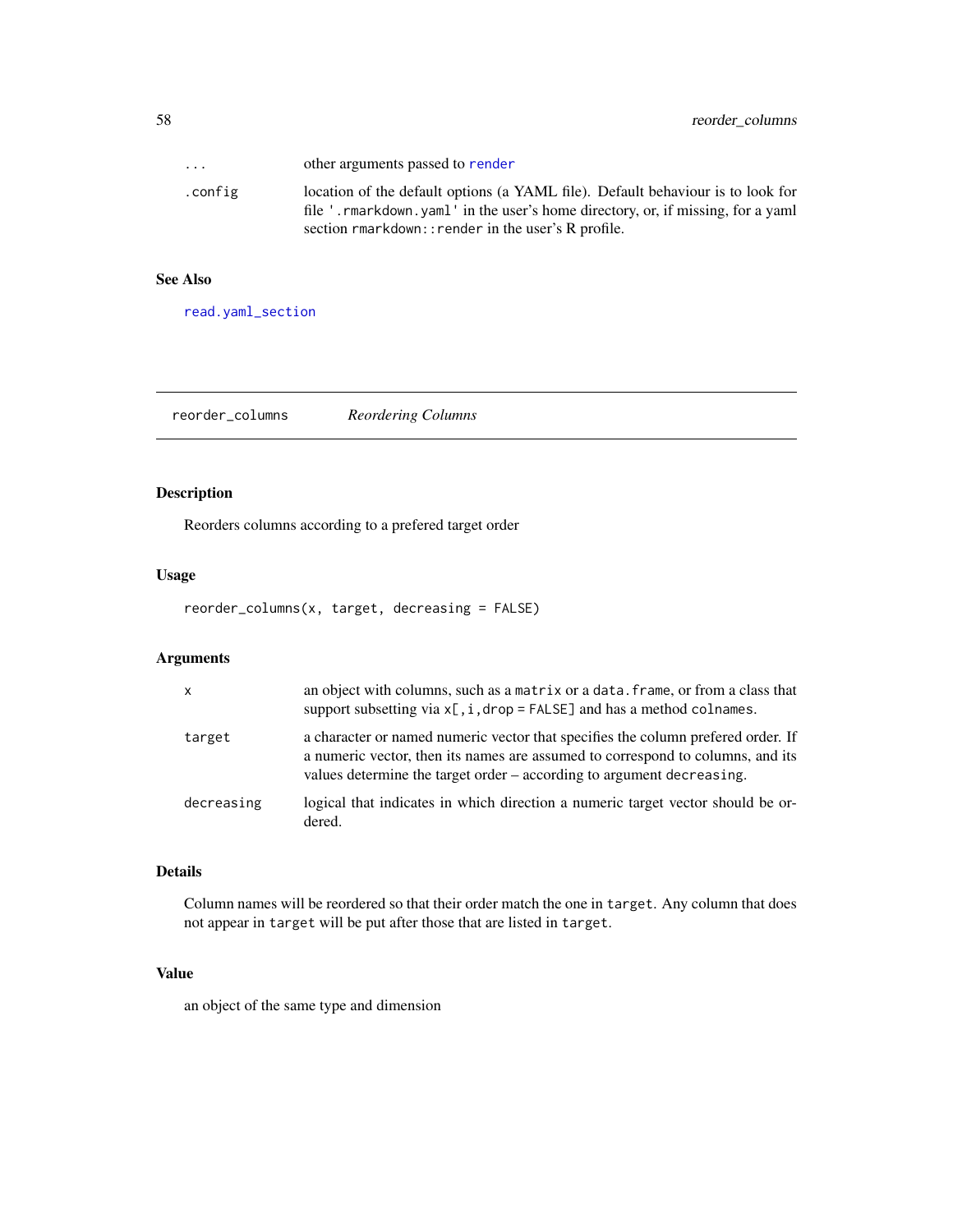| | |
|---|---|
| ... | other arguments passed to render |
| .config | location of the default options (a YAML file). Default behaviour is to look for file '.rmarkdown.yaml' in the user's home directory, or, if missing, for a yaml section rmarkdown::render in the user's R profile. |

## See Also

read.yaml_section

---

# reorder_columns    *Reordering Columns*

## Description

Reorders columns according to a prefered target order

## Usage

```
reorder_columns(x, target, decreasing = FALSE)
```

## Arguments

| | |
|---|---|
| x | an object with columns, such as a matrix or a data.frame, or from a class that support subsetting via x[,i,drop = FALSE] and has a method colnames. |
| target | a character or named numeric vector that specifies the column prefered order. If a numeric vector, then its names are assumed to correspond to columns, and its values determine the target order – according to argument decreasing. |
| decreasing | logical that indicates in which direction a numeric target vector should be ordered. |

## Details

Column names will be reordered so that their order match the one in target. Any column that does not appear in target will be put after those that are listed in target.

## Value

an object of the same type and dimension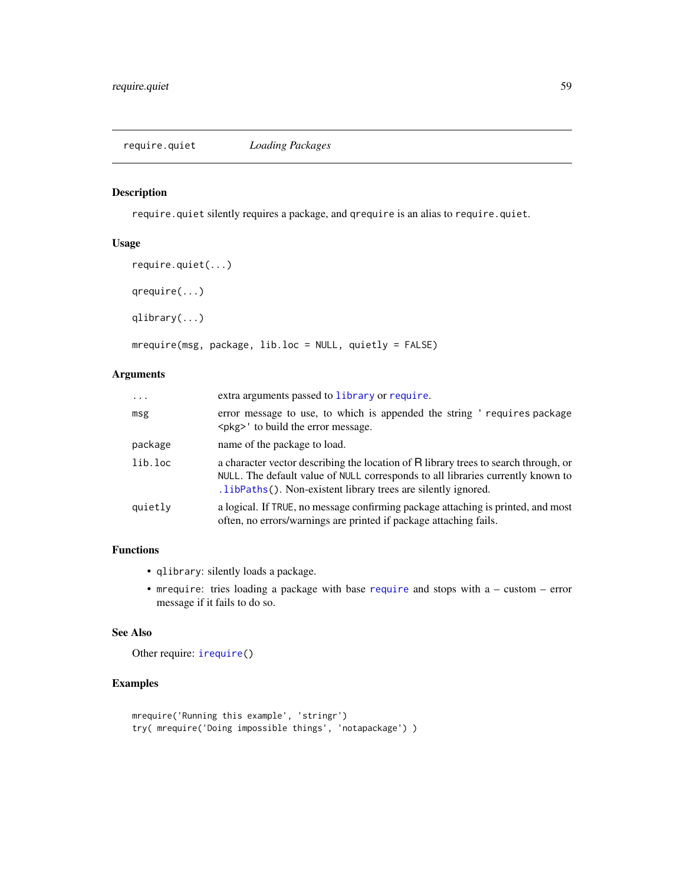# require.quiet *Loading Packages*

## Description

`require.quiet` silently requires a package, and `qrequire` is an alias to `require.quiet`.

## Usage

```
require.quiet(...)

qrequire(...)

qlibrary(...)

mrequire(msg, package, lib.loc = NULL, quietly = FALSE)
```

## Arguments

| | |
|---|---|
| `...` | extra arguments passed to `library` or `require`. |
| `msg` | error message to use, to which is appended the string `' requires package <pkg>'` to build the error message. |
| `package` | name of the package to load. |
| `lib.loc` | a character vector describing the location of R library trees to search through, or `NULL`. The default value of `NULL` corresponds to all libraries currently known to `.libPaths()`. Non-existent library trees are silently ignored. |
| `quietly` | a logical. If `TRUE`, no message confirming package attaching is printed, and most often, no errors/warnings are printed if package attaching fails. |

## Functions

- `qlibrary`: silently loads a package.
- `mrequire`: tries loading a package with base `require` and stops with a – custom – error message if it fails to do so.

## See Also

Other require: `irequire()`

## Examples

```
mrequire('Running this example', 'stringr')
try( mrequire('Doing impossible things', 'notapackage') )
```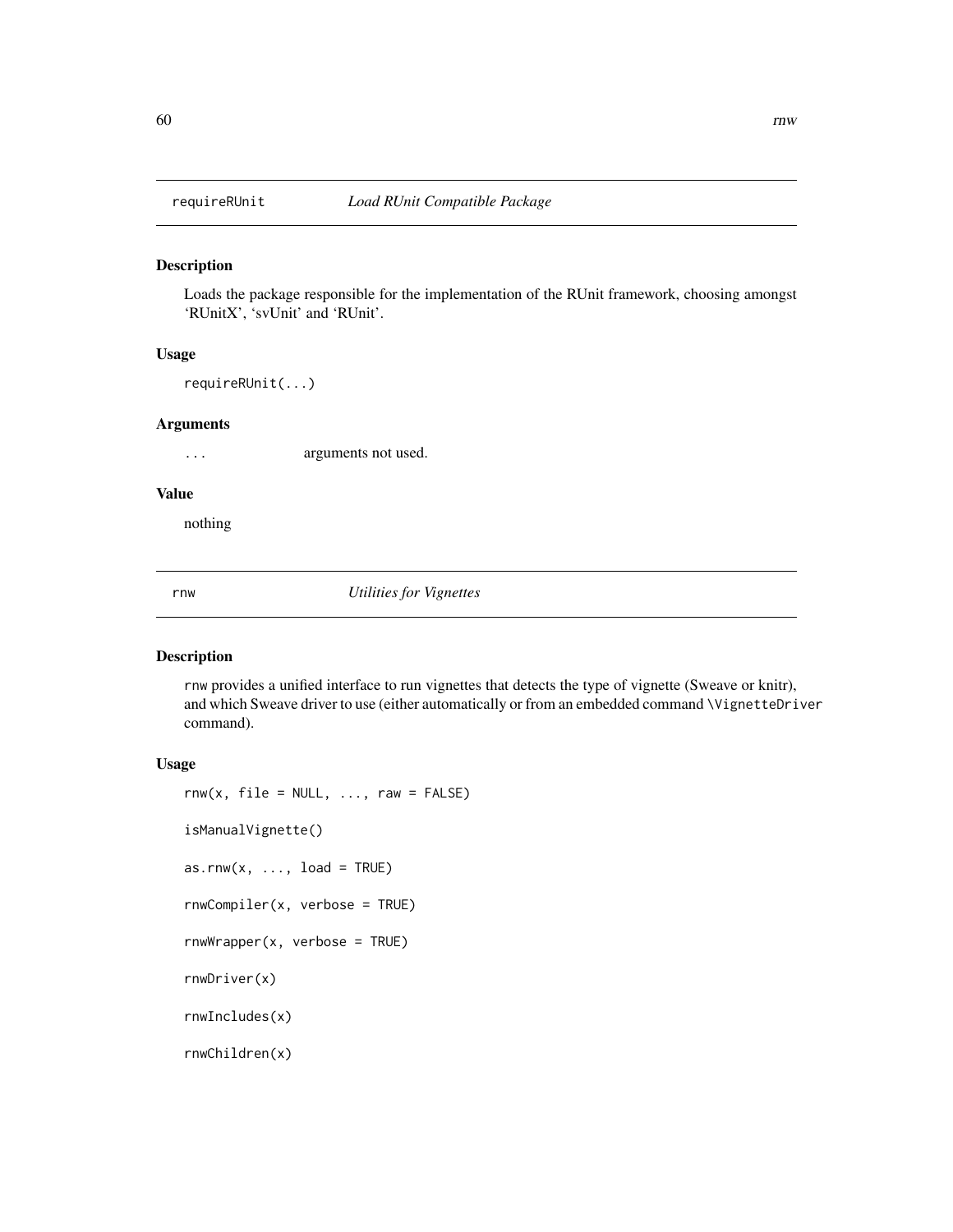## requireRUnit *Load RUnit Compatible Package*

### Description

Loads the package responsible for the implementation of the RUnit framework, choosing amongst 'RUnitX', 'svUnit' and 'RUnit'.

### Usage

```
requireRUnit(...)
```

### Arguments

| | |
|---|---|
| ... | arguments not used. |

### Value

nothing

## rnw *Utilities for Vignettes*

### Description

rnw provides a unified interface to run vignettes that detects the type of vignette (Sweave or knitr), and which Sweave driver to use (either automatically or from an embedded command \VignetteDriver command).

### Usage

```
rnw(x, file = NULL, ..., raw = FALSE)

isManualVignette()

as.rnw(x, ..., load = TRUE)

rnwCompiler(x, verbose = TRUE)

rnwWrapper(x, verbose = TRUE)

rnwDriver(x)

rnwIncludes(x)

rnwChildren(x)
```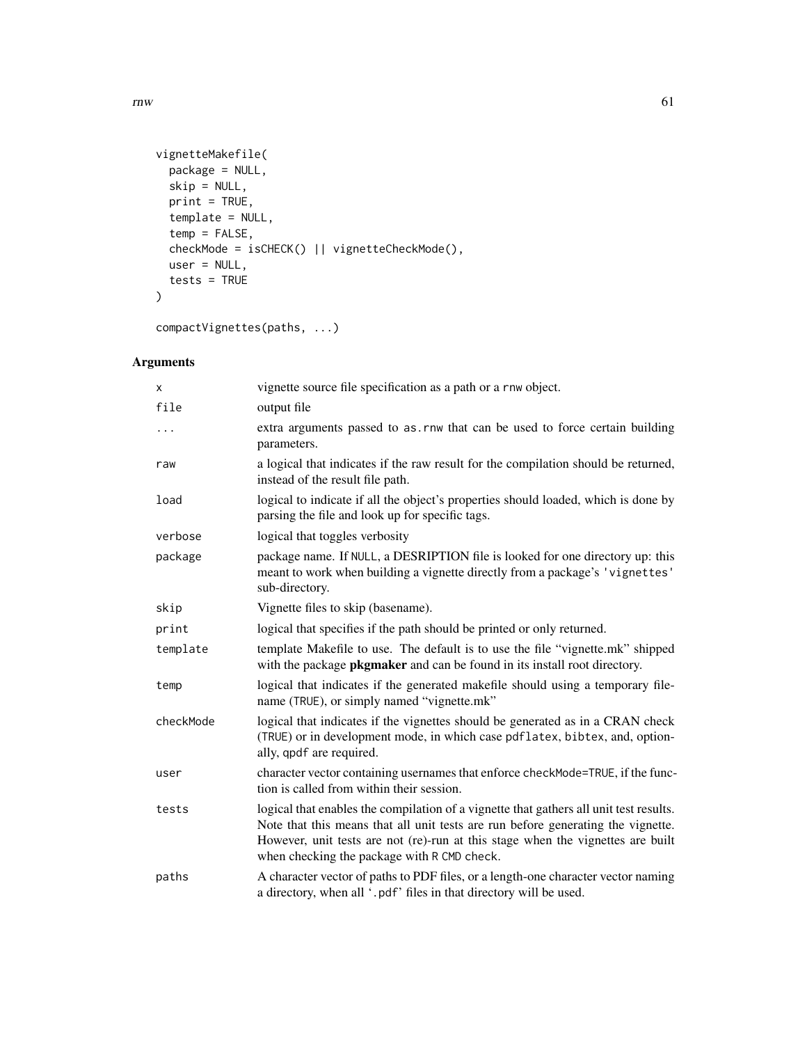```
vignetteMakefile(
  package = NULL,
  skip = NULL,
  print = TRUE,
  template = NULL,
  temp = FALSE,
  checkMode = isCHECK() || vignetteCheckMode(),
  user = NULL,
  tests = TRUE
)

compactVignettes(paths, ...)
```

## Arguments

| | |
|---|---|
| x | vignette source file specification as a path or a rnw object. |
| file | output file |
| ... | extra arguments passed to as.rnw that can be used to force certain building parameters. |
| raw | a logical that indicates if the raw result for the compilation should be returned, instead of the result file path. |
| load | logical to indicate if all the object's properties should loaded, which is done by parsing the file and look up for specific tags. |
| verbose | logical that toggles verbosity |
| package | package name. If NULL, a DESRIPTION file is looked for one directory up: this meant to work when building a vignette directly from a package's 'vignettes' sub-directory. |
| skip | Vignette files to skip (basename). |
| print | logical that specifies if the path should be printed or only returned. |
| template | template Makefile to use. The default is to use the file "vignette.mk" shipped with the package **pkgmaker** and can be found in its install root directory. |
| temp | logical that indicates if the generated makefile should using a temporary filename (TRUE), or simply named "vignette.mk" |
| checkMode | logical that indicates if the vignettes should be generated as in a CRAN check (TRUE) or in development mode, in which case pdflatex, bibtex, and, optionally, qpdf are required. |
| user | character vector containing usernames that enforce checkMode=TRUE, if the function is called from within their session. |
| tests | logical that enables the compilation of a vignette that gathers all unit test results. Note that this means that all unit tests are run before generating the vignette. However, unit tests are not (re)-run at this stage when the vignettes are built when checking the package with R CMD check. |
| paths | A character vector of paths to PDF files, or a length-one character vector naming a directory, when all '.pdf' files in that directory will be used. |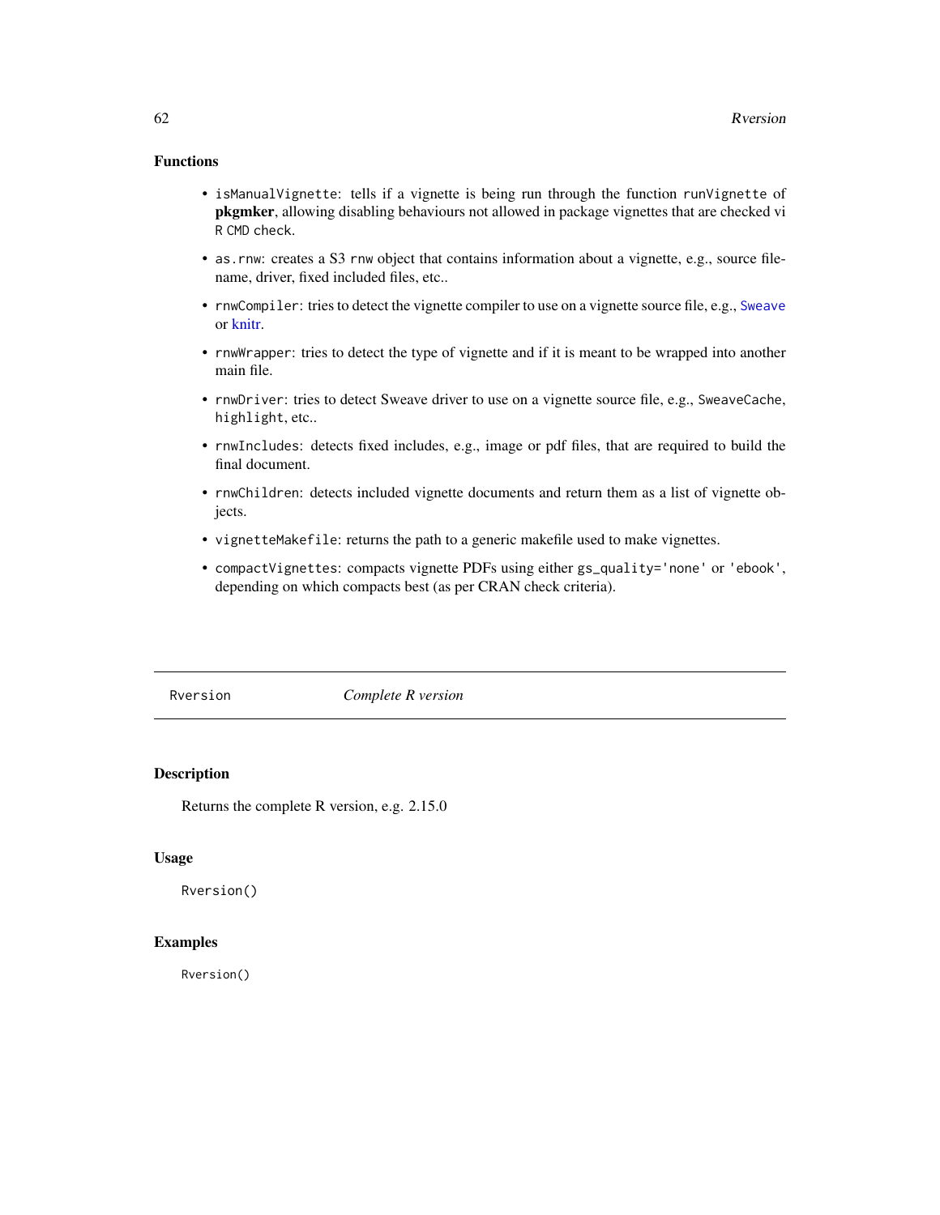### Functions

- `isManualVignette`: tells if a vignette is being run through the function `runVignette` of **pkgmker**, allowing disabling behaviours not allowed in package vignettes that are checked vi `R CMD check`.
- `as.rnw`: creates a S3 `rnw` object that contains information about a vignette, e.g., source filename, driver, fixed included files, etc..
- `rnwCompiler`: tries to detect the vignette compiler to use on a vignette source file, e.g., `Sweave` or knitr.
- `rnwWrapper`: tries to detect the type of vignette and if it is meant to be wrapped into another main file.
- `rnwDriver`: tries to detect Sweave driver to use on a vignette source file, e.g., `SweaveCache`, `highlight`, etc..
- `rnwIncludes`: detects fixed includes, e.g., image or pdf files, that are required to build the final document.
- `rnwChildren`: detects included vignette documents and return them as a list of vignette objects.
- `vignetteMakefile`: returns the path to a generic makefile used to make vignettes.
- `compactVignettes`: compacts vignette PDFs using either `gs_quality='none'` or `'ebook'`, depending on which compacts best (as per CRAN check criteria).

---

## Rversion — *Complete R version*

### Description

Returns the complete R version, e.g. 2.15.0

### Usage

```
Rversion()
```

### Examples

```
Rversion()
```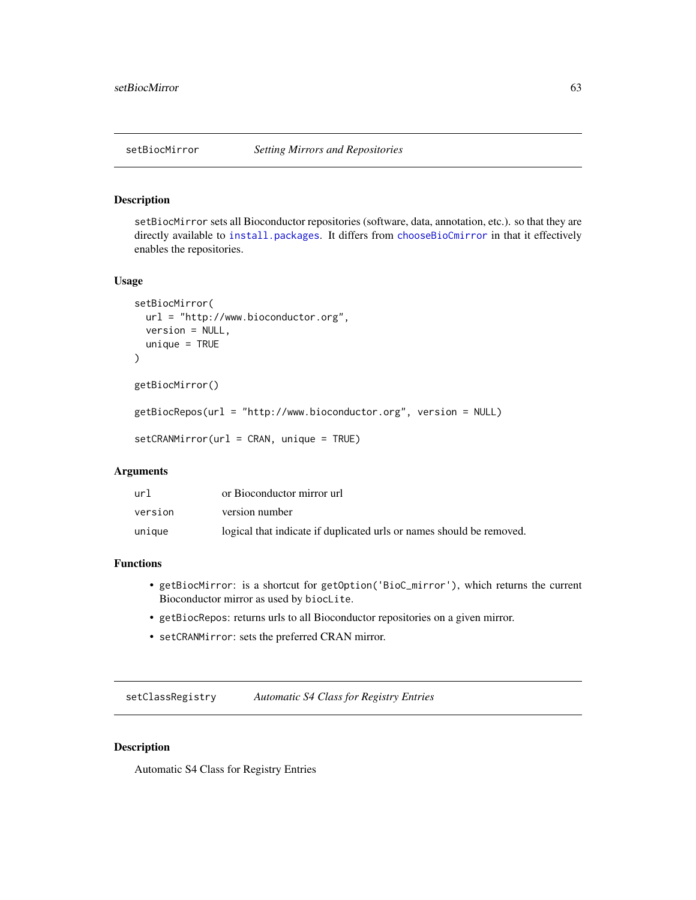## setBiocMirror — *Setting Mirrors and Repositories*

### Description

`setBiocMirror` sets all Bioconductor repositories (software, data, annotation, etc.). so that they are directly available to `install.packages`. It differs from `chooseBioCmirror` in that it effectively enables the repositories.

### Usage

```
setBiocMirror(
  url = "http://www.bioconductor.org",
  version = NULL,
  unique = TRUE
)

getBiocMirror()

getBiocRepos(url = "http://www.bioconductor.org", version = NULL)

setCRANMirror(url = CRAN, unique = TRUE)
```

### Arguments

| | |
|---|---|
| `url` | or Bioconductor mirror url |
| `version` | version number |
| `unique` | logical that indicate if duplicated urls or names should be removed. |

### Functions

- `getBiocMirror`: is a shortcut for `getOption('BioC_mirror')`, which returns the current Bioconductor mirror as used by `biocLite`.
- `getBiocRepos`: returns urls to all Bioconductor repositories on a given mirror.
- `setCRANMirror`: sets the preferred CRAN mirror.

## setClassRegistry — *Automatic S4 Class for Registry Entries*

### Description

Automatic S4 Class for Registry Entries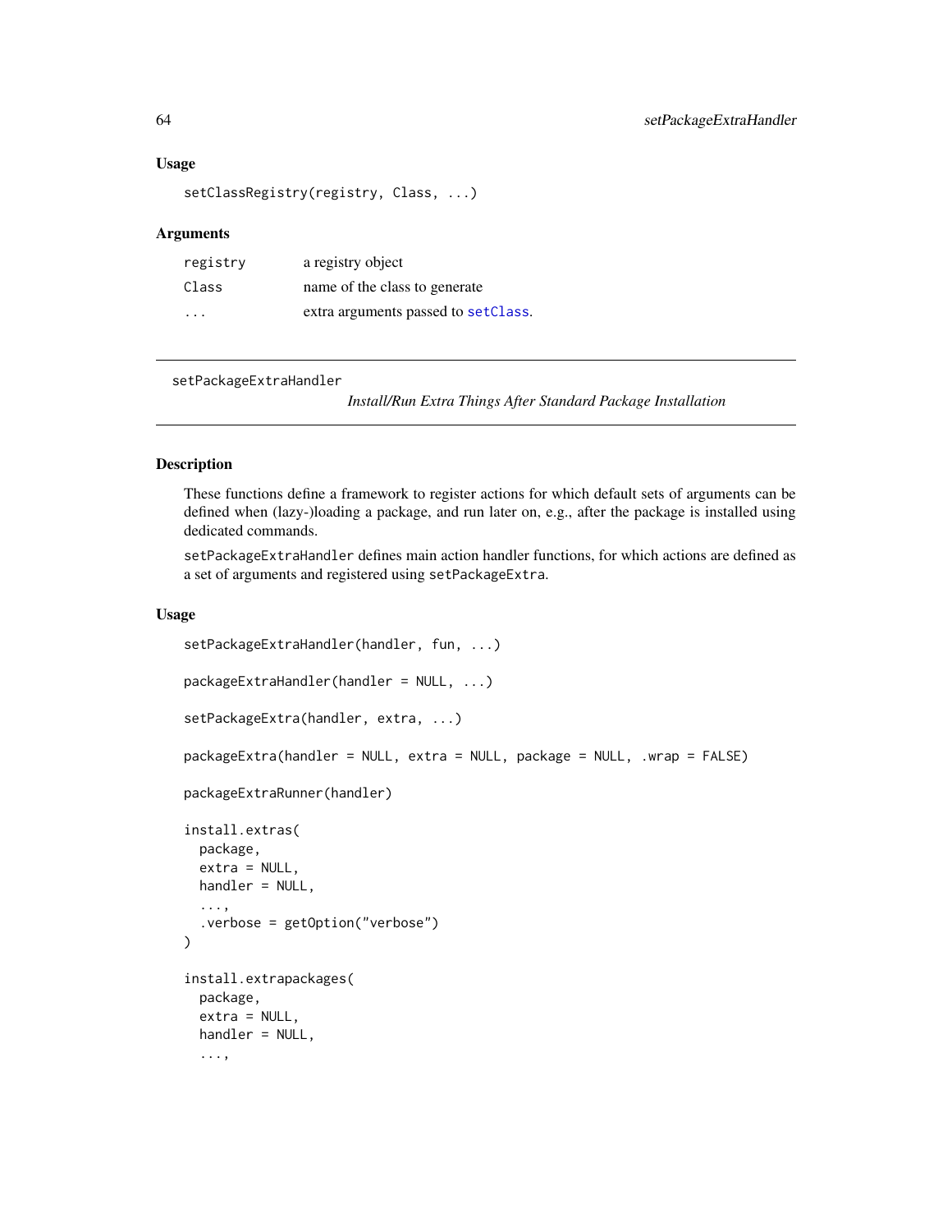### Usage

```
setClassRegistry(registry, Class, ...)
```

### Arguments

| | |
|---|---|
| registry | a registry object |
| Class | name of the class to generate |
| ... | extra arguments passed to setClass. |

---

## setPackageExtraHandler &nbsp;&nbsp;&nbsp; *Install/Run Extra Things After Standard Package Installation*

---

### Description

These functions define a framework to register actions for which default sets of arguments can be defined when (lazy-)loading a package, and run later on, e.g., after the package is installed using dedicated commands.

`setPackageExtraHandler` defines main action handler functions, for which actions are defined as a set of arguments and registered using `setPackageExtra`.

### Usage

```
setPackageExtraHandler(handler, fun, ...)

packageExtraHandler(handler = NULL, ...)

setPackageExtra(handler, extra, ...)

packageExtra(handler = NULL, extra = NULL, package = NULL, .wrap = FALSE)

packageExtraRunner(handler)

install.extras(
  package,
  extra = NULL,
  handler = NULL,
  ...,
  .verbose = getOption("verbose")
)

install.extrapackages(
  package,
  extra = NULL,
  handler = NULL,
  ...,
```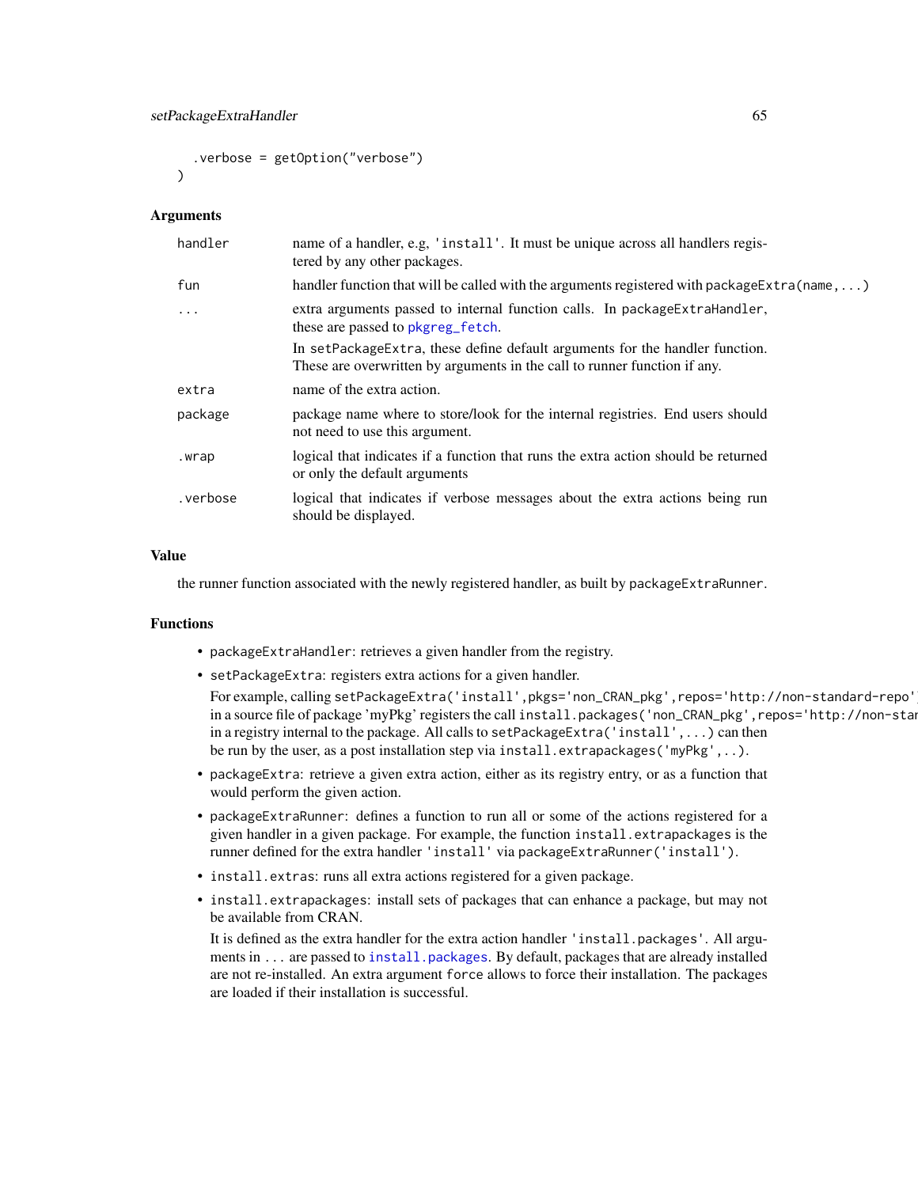```
  .verbose = getOption("verbose")
)
```

### Arguments

| | |
|---|---|
| handler | name of a handler, e.g, 'install'. It must be unique across all handlers registered by any other packages. |
| fun | handler function that will be called with the arguments registered with packageExtra(name,...) |
| ... | extra arguments passed to internal function calls. In packageExtraHandler, these are passed to pkgreg_fetch.<br><br>In setPackageExtra, these define default arguments for the handler function. These are overwritten by arguments in the call to runner function if any. |
| extra | name of the extra action. |
| package | package name where to store/look for the internal registries. End users should not need to use this argument. |
| .wrap | logical that indicates if a function that runs the extra action should be returned or only the default arguments |
| .verbose | logical that indicates if verbose messages about the extra actions being run should be displayed. |

### Value

the runner function associated with the newly registered handler, as built by packageExtraRunner.

### Functions

- packageExtraHandler: retrieves a given handler from the registry.
- setPackageExtra: registers extra actions for a given handler.

  For example, calling setPackageExtra('install',pkgs='non_CRAN_pkg',repos='http://non-standard-repo') in a source file of package 'myPkg' registers the call install.packages('non_CRAN_pkg',repos='http://non-standard-repo',...) in a registry internal to the package. All calls to setPackageExtra('install',...) can then be run by the user, as a post installation step via install.extrapackages('myPkg',..).
- packageExtra: retrieve a given extra action, either as its registry entry, or as a function that would perform the given action.
- packageExtraRunner: defines a function to run all or some of the actions registered for a given handler in a given package. For example, the function install.extrapackages is the runner defined for the extra handler 'install' via packageExtraRunner('install').
- install.extras: runs all extra actions registered for a given package.
- install.extrapackages: install sets of packages that can enhance a package, but may not be available from CRAN.

  It is defined as the extra handler for the extra action handler 'install.packages'. All arguments in ... are passed to install.packages. By default, packages that are already installed are not re-installed. An extra argument force allows to force their installation. The packages are loaded if their installation is successful.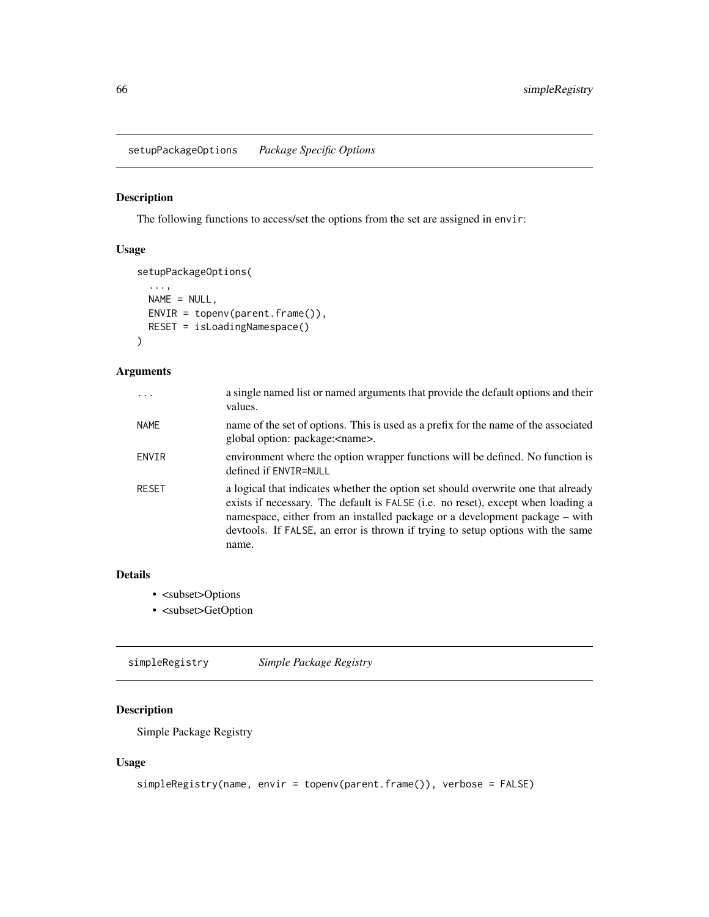## setupPackageOptions *Package Specific Options*

### Description

The following functions to access/set the options from the set are assigned in `envir`:

### Usage

```
setupPackageOptions(
  ...,
  NAME = NULL,
  ENVIR = topenv(parent.frame()),
  RESET = isLoadingNamespace()
)
```

### Arguments

| | |
|---|---|
| `...` | a single named list or named arguments that provide the default options and their values. |
| `NAME` | name of the set of options. This is used as a prefix for the name of the associated global option: package:<name>. |
| `ENVIR` | environment where the option wrapper functions will be defined. No function is defined if `ENVIR=NULL` |
| `RESET` | a logical that indicates whether the option set should overwrite one that already exists if necessary. The default is `FALSE` (i.e. no reset), except when loading a namespace, either from an installed package or a development package – with devtools. If `FALSE`, an error is thrown if trying to setup options with the same name. |

### Details

- <subset>Options
- <subset>GetOption

## simpleRegistry *Simple Package Registry*

### Description

Simple Package Registry

### Usage

```
simpleRegistry(name, envir = topenv(parent.frame()), verbose = FALSE)
```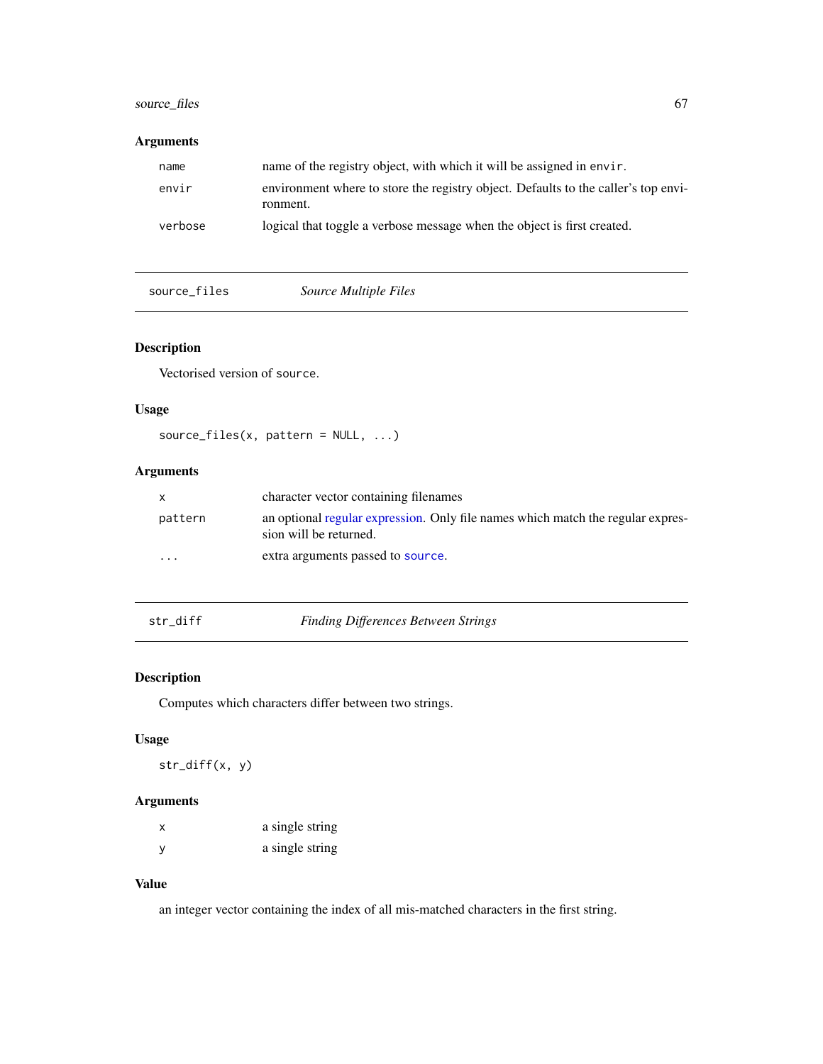### Arguments

| | |
|---|---|
| `name` | name of the registry object, with which it will be assigned in `envir`. |
| `envir` | environment where to store the registry object. Defaults to the caller's top environment. |
| `verbose` | logical that toggle a verbose message when the object is first created. |

---

## source_files — *Source Multiple Files*

### Description

Vectorised version of `source`.

### Usage

```
source_files(x, pattern = NULL, ...)
```

### Arguments

| | |
|---|---|
| `x` | character vector containing filenames |
| `pattern` | an optional regular expression. Only file names which match the regular expression will be returned. |
| `...` | extra arguments passed to `source`. |

---

## str_diff — *Finding Differences Between Strings*

### Description

Computes which characters differ between two strings.

### Usage

```
str_diff(x, y)
```

### Arguments

| | |
|---|---|
| `x` | a single string |
| `y` | a single string |

### Value

an integer vector containing the index of all mis-matched characters in the first string.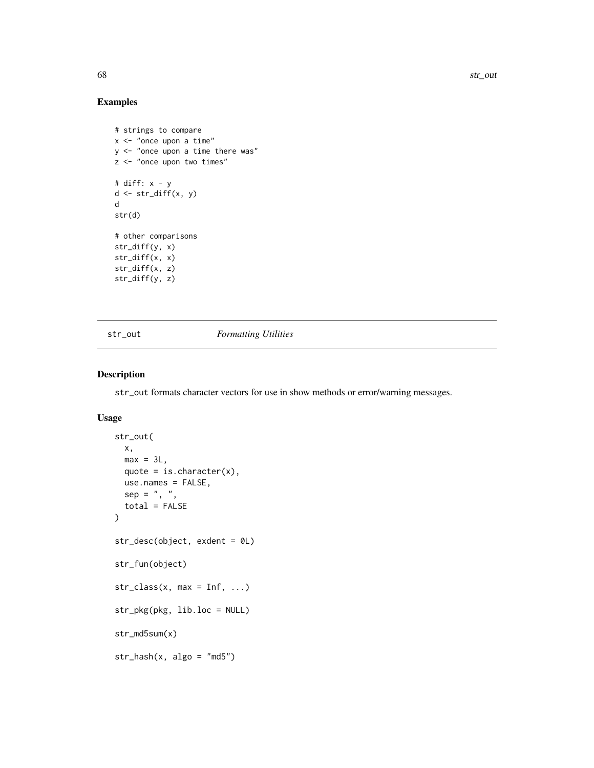## Examples

```
# strings to compare
x <- "once upon a time"
y <- "once upon a time there was"
z <- "once upon two times"

# diff: x - y
d <- str_diff(x, y)
d
str(d)

# other comparisons
str_diff(y, x)
str_diff(x, x)
str_diff(x, z)
str_diff(y, z)
```

---

str_out *Formatting Utilities*

---

## Description

str_out formats character vectors for use in show methods or error/warning messages.

## Usage

```
str_out(
  x,
  max = 3L,
  quote = is.character(x),
  use.names = FALSE,
  sep = ", ",
  total = FALSE
)

str_desc(object, exdent = 0L)

str_fun(object)

str_class(x, max = Inf, ...)

str_pkg(pkg, lib.loc = NULL)

str_md5sum(x)

str_hash(x, algo = "md5")
```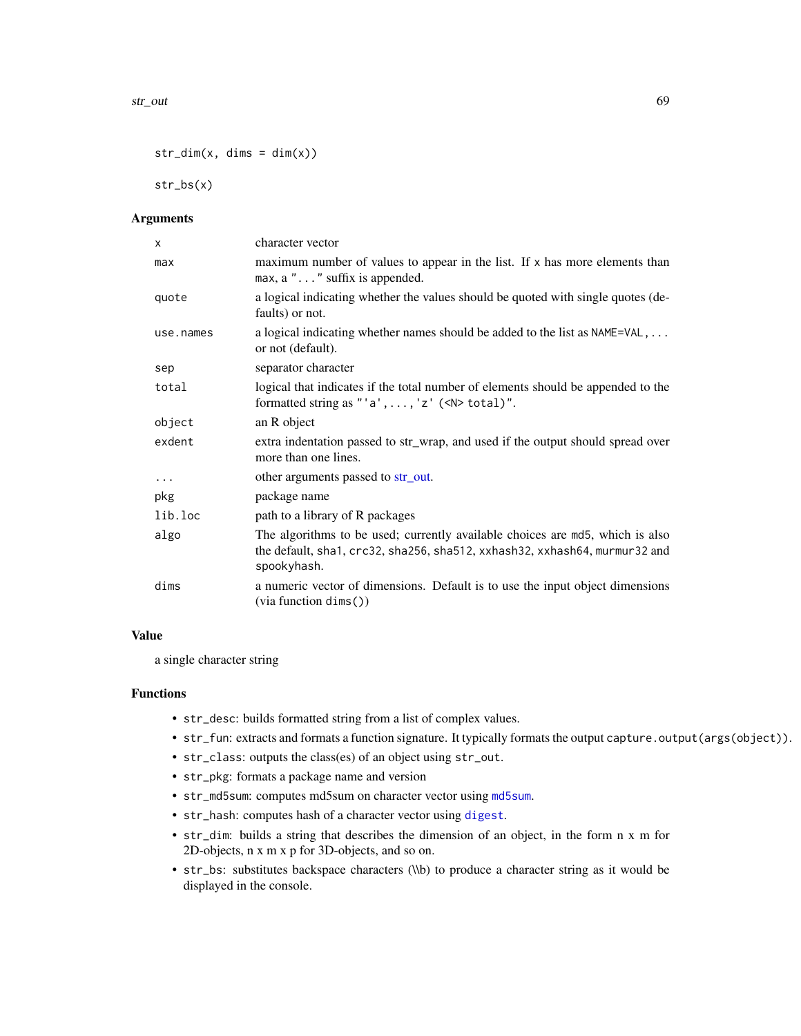```
str_dim(x, dims = dim(x))

str_bs(x)
```

## Arguments

| | |
|---|---|
| x | character vector |
| max | maximum number of values to appear in the list. If x has more elements than max, a "..." suffix is appended. |
| quote | a logical indicating whether the values should be quoted with single quotes (defaults) or not. |
| use.names | a logical indicating whether names should be added to the list as NAME=VAL, ... or not (default). |
| sep | separator character |
| total | logical that indicates if the total number of elements should be appended to the formatted string as "'a', ..., 'z' (<N> total)". |
| object | an R object |
| exdent | extra indentation passed to str_wrap, and used if the output should spread over more than one lines. |
| ... | other arguments passed to str_out. |
| pkg | package name |
| lib.loc | path to a library of R packages |
| algo | The algorithms to be used; currently available choices are md5, which is also the default, sha1, crc32, sha256, sha512, xxhash32, xxhash64, murmur32 and spookyhash. |
| dims | a numeric vector of dimensions. Default is to use the input object dimensions (via function dims()) |

## Value

a single character string

## Functions

- str_desc: builds formatted string from a list of complex values.
- str_fun: extracts and formats a function signature. It typically formats the output capture.output(args(object)).
- str_class: outputs the class(es) of an object using str_out.
- str_pkg: formats a package name and version
- str_md5sum: computes md5sum on character vector using md5sum.
- str_hash: computes hash of a character vector using digest.
- str_dim: builds a string that describes the dimension of an object, in the form n x m for 2D-objects, n x m x p for 3D-objects, and so on.
- str_bs: substitutes backspace characters (\\b) to produce a character string as it would be displayed in the console.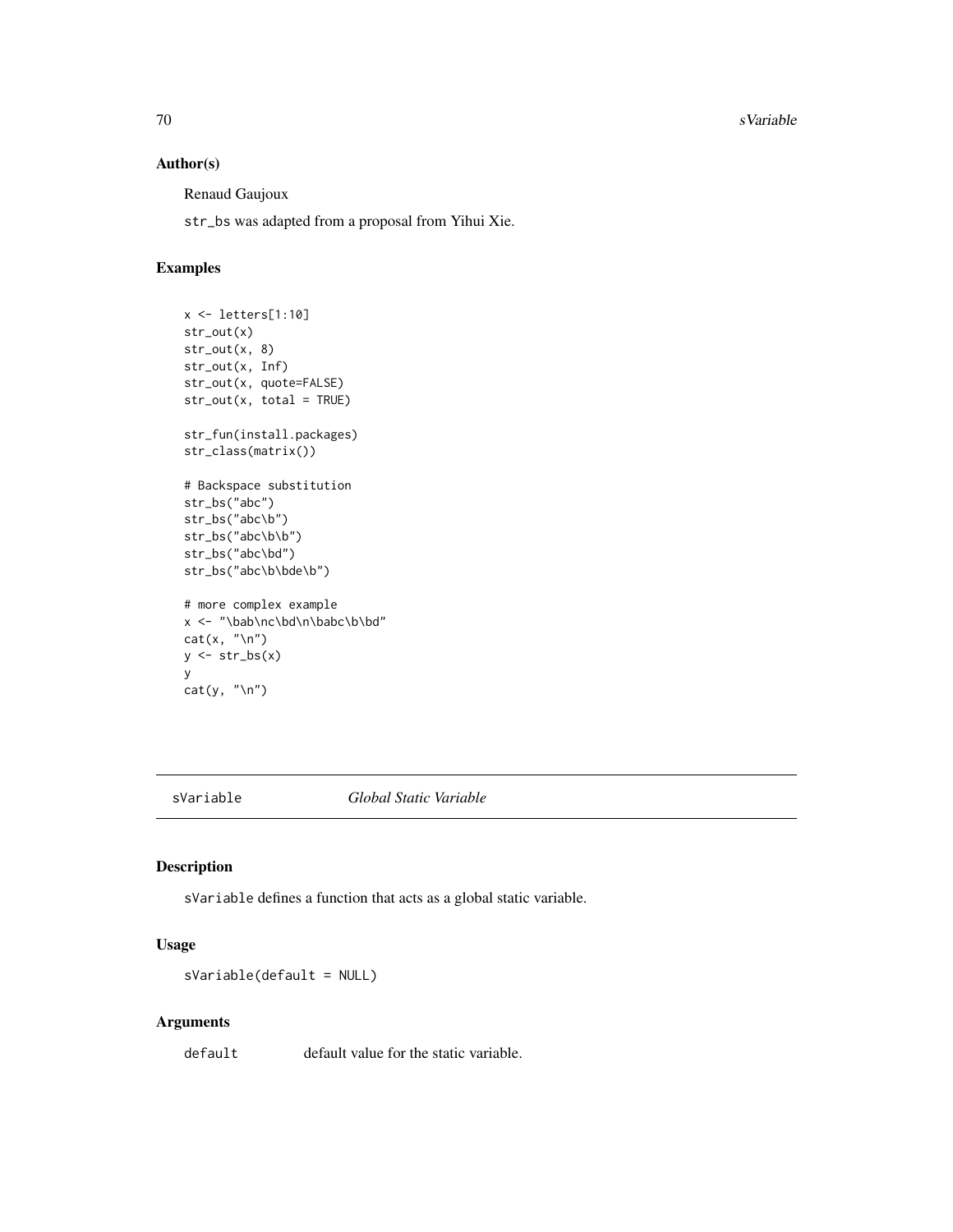### Author(s)

Renaud Gaujoux

str_bs was adapted from a proposal from Yihui Xie.

### Examples

```
x <- letters[1:10]
str_out(x)
str_out(x, 8)
str_out(x, Inf)
str_out(x, quote=FALSE)
str_out(x, total = TRUE)

str_fun(install.packages)
str_class(matrix())

# Backspace substitution
str_bs("abc")
str_bs("abc\b")
str_bs("abc\b\b")
str_bs("abc\bd")
str_bs("abc\b\bde\b")

# more complex example
x <- "\bab\nc\bd\n\babc\b\bd"
cat(x, "\n")
y <- str_bs(x)
y
cat(y, "\n")
```

---

## sVariable    *Global Static Variable*

### Description

sVariable defines a function that acts as a global static variable.

### Usage

```
sVariable(default = NULL)
```

### Arguments

| | |
|---|---|
| default | default value for the static variable. |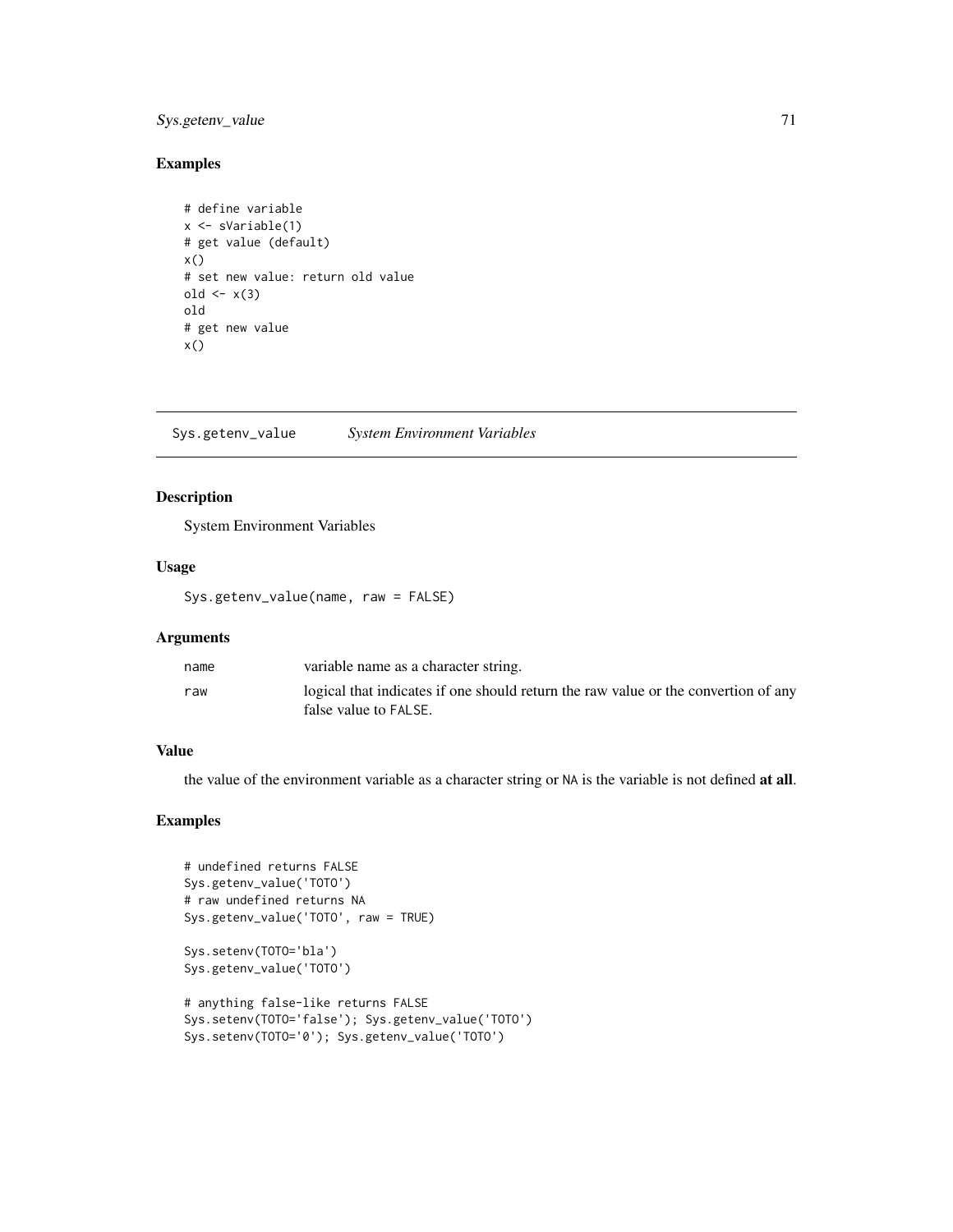## Examples

```
# define variable
x <- sVariable(1)
# get value (default)
x()
# set new value: return old value
old <- x(3)
old
# get new value
x()
```

---

# Sys.getenv_value *System Environment Variables*

---

### Description

System Environment Variables

### Usage

```
Sys.getenv_value(name, raw = FALSE)
```

### Arguments

| | |
|---|---|
| name | variable name as a character string. |
| raw | logical that indicates if one should return the raw value or the convertion of any false value to FALSE. |

### Value

the value of the environment variable as a character string or NA is the variable is not defined **at all**.

### Examples

```
# undefined returns FALSE
Sys.getenv_value('TOTO')
# raw undefined returns NA
Sys.getenv_value('TOTO', raw = TRUE)

Sys.setenv(TOTO='bla')
Sys.getenv_value('TOTO')

# anything false-like returns FALSE
Sys.setenv(TOTO='false'); Sys.getenv_value('TOTO')
Sys.setenv(TOTO='0'); Sys.getenv_value('TOTO')
```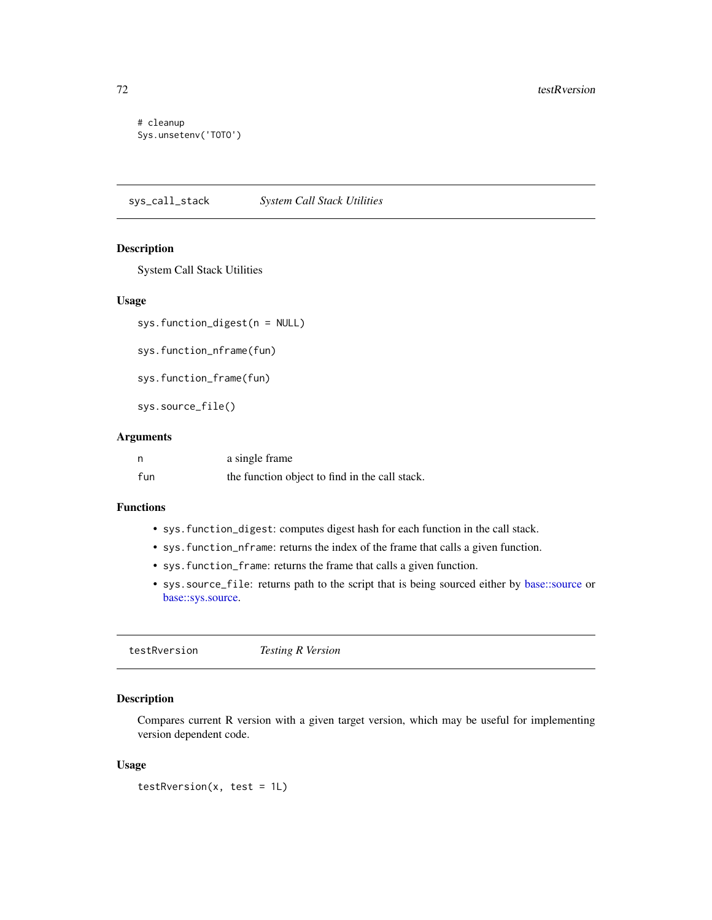```
# cleanup
Sys.unsetenv('TOTO')
```

## sys_call_stack *System Call Stack Utilities*

### Description

System Call Stack Utilities

### Usage

```
sys.function_digest(n = NULL)

sys.function_nframe(fun)

sys.function_frame(fun)

sys.source_file()
```

### Arguments

| | |
|---|---|
| n | a single frame |
| fun | the function object to find in the call stack. |

### Functions

- `sys.function_digest`: computes digest hash for each function in the call stack.
- `sys.function_nframe`: returns the index of the frame that calls a given function.
- `sys.function_frame`: returns the frame that calls a given function.
- `sys.source_file`: returns path to the script that is being sourced either by base::source or base::sys.source.

## testRversion *Testing R Version*

### Description

Compares current R version with a given target version, which may be useful for implementing version dependent code.

### Usage

```
testRversion(x, test = 1L)
```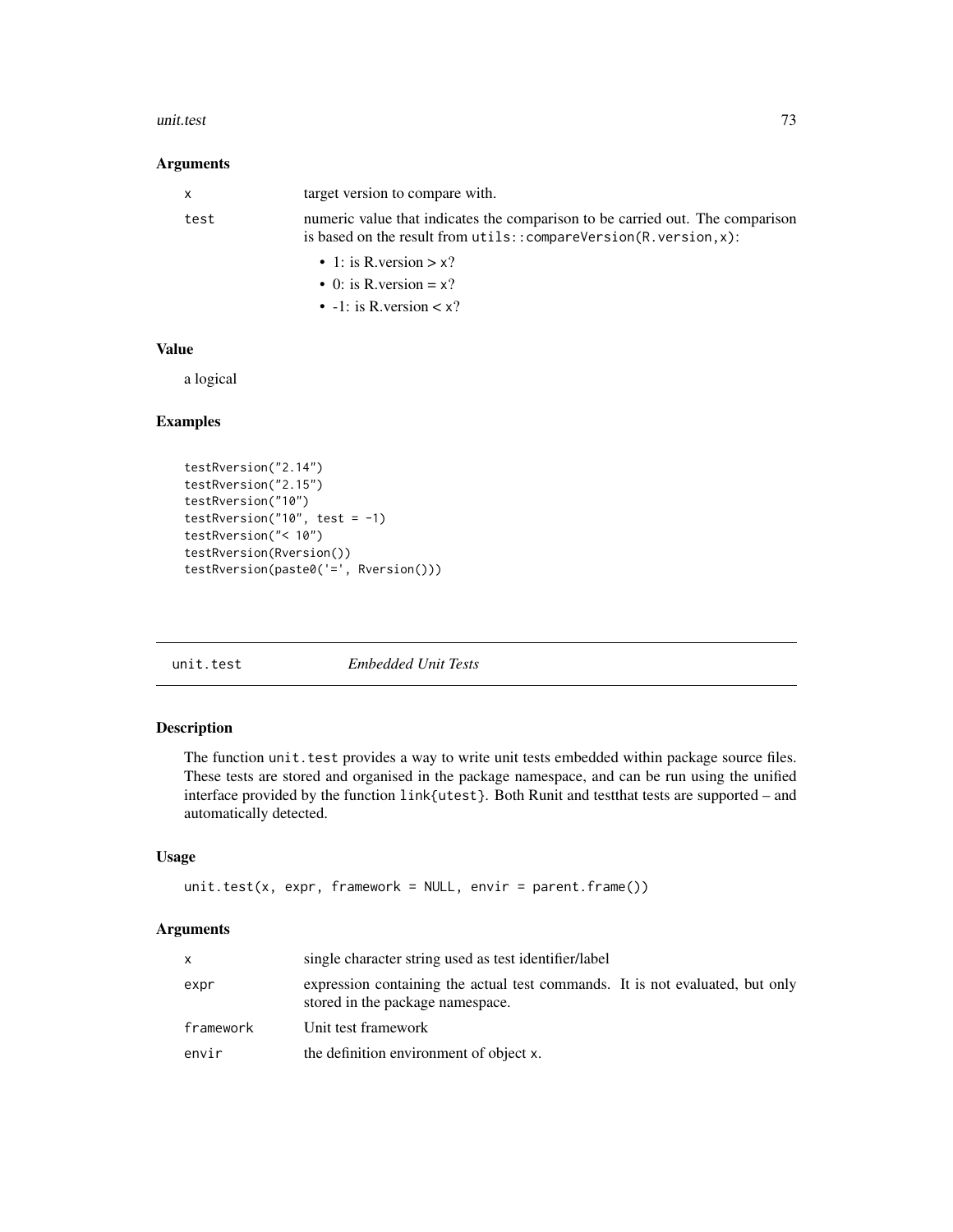### Arguments

| | |
|---|---|
| x | target version to compare with. |
| test | numeric value that indicates the comparison to be carried out. The comparison is based on the result from `utils::compareVersion(R.version,x)`: <br>• 1: is R.version > x? <br>• 0: is R.version = x? <br>• -1: is R.version < x? |

### Value

a logical

### Examples

```
testRversion("2.14")
testRversion("2.15")
testRversion("10")
testRversion("10", test = -1)
testRversion("< 10")
testRversion(Rversion())
testRversion(paste0('=', Rversion()))
```

## unit.test — *Embedded Unit Tests*

### Description

The function `unit.test` provides a way to write unit tests embedded within package source files. These tests are stored and organised in the package namespace, and can be run using the unified interface provided by the function `link{utest}`. Both Runit and testthat tests are supported – and automatically detected.

### Usage

```
unit.test(x, expr, framework = NULL, envir = parent.frame())
```

### Arguments

| | |
|---|---|
| x | single character string used as test identifier/label |
| expr | expression containing the actual test commands. It is not evaluated, but only stored in the package namespace. |
| framework | Unit test framework |
| envir | the definition environment of object x. |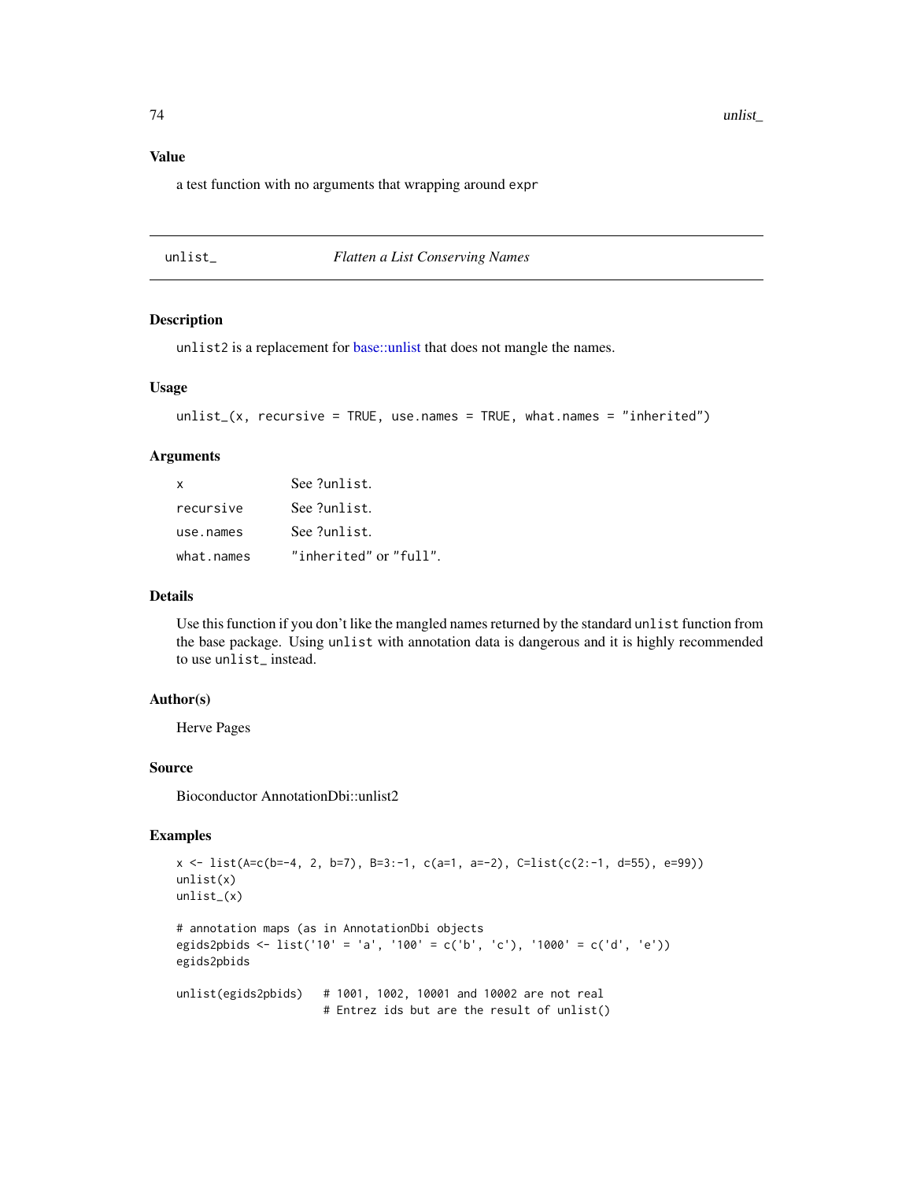### Value

a test function with no arguments that wrapping around `expr`

---

## unlist_ *Flatten a List Conserving Names*

---

### Description

`unlist2` is a replacement for base::unlist that does not mangle the names.

### Usage

```
unlist_(x, recursive = TRUE, use.names = TRUE, what.names = "inherited")
```

### Arguments

| | |
|---|---|
| `x` | See `?unlist`. |
| `recursive` | See `?unlist`. |
| `use.names` | See `?unlist`. |
| `what.names` | `"inherited"` or `"full"`. |

### Details

Use this function if you don't like the mangled names returned by the standard `unlist` function from the base package. Using `unlist` with annotation data is dangerous and it is highly recommended to use `unlist_` instead.

### Author(s)

Herve Pages

### Source

Bioconductor AnnotationDbi::unlist2

### Examples

```
x <- list(A=c(b=-4, 2, b=7), B=3:-1, c(a=1, a=-2), C=list(c(2:-1, d=55), e=99))
unlist(x)
unlist_(x)

# annotation maps (as in AnnotationDbi objects
egids2pbids <- list('10' = 'a', '100' = c('b', 'c'), '1000' = c('d', 'e'))
egids2pbids

unlist(egids2pbids)   # 1001, 1002, 10001 and 10002 are not real
                      # Entrez ids but are the result of unlist()
```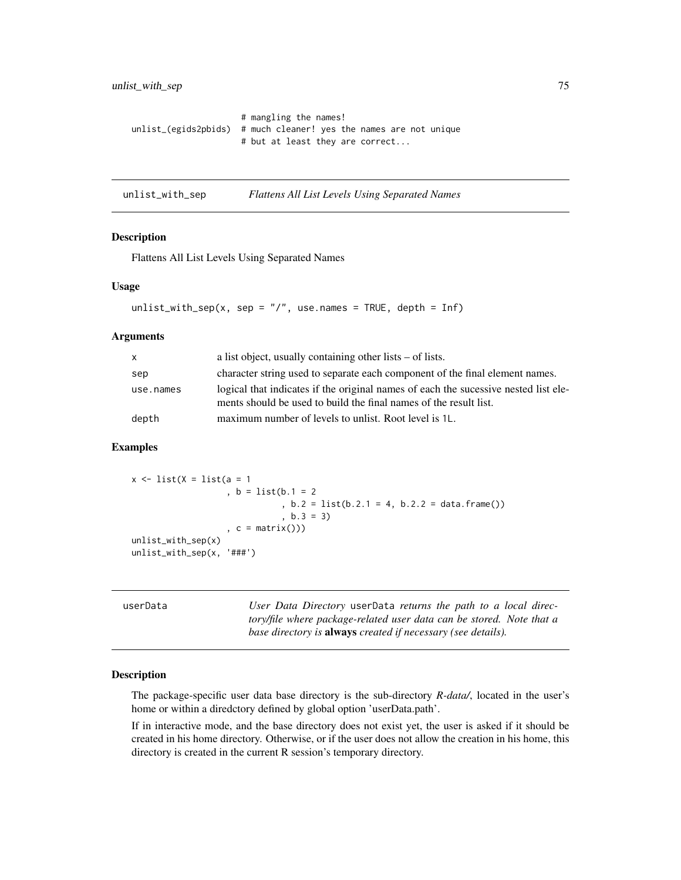```
                      # mangling the names!
unlist_(egids2pbids)  # much cleaner! yes the names are not unique
                      # but at least they are correct...
```

## unlist_with_sep — *Flattens All List Levels Using Separated Names*

### Description

Flattens All List Levels Using Separated Names

### Usage

```
unlist_with_sep(x, sep = "/", use.names = TRUE, depth = Inf)
```

### Arguments

| | |
|---|---|
| x | a list object, usually containing other lists – of lists. |
| sep | character string used to separate each component of the final element names. |
| use.names | logical that indicates if the original names of each the sucessive nested list elements should be used to build the final names of the result list. |
| depth | maximum number of levels to unlist. Root level is 1L. |

### Examples

```
x <- list(X = list(a = 1
                  , b = list(b.1 = 2
                            , b.2 = list(b.2.1 = 4, b.2.2 = data.frame())
                            , b.3 = 3)
                  , c = matrix()))
unlist_with_sep(x)
unlist_with_sep(x, '###')
```

## userData — *User Data Directory* userData *returns the path to a local directory/file where package-related user data can be stored. Note that a base directory is* **always** *created if necessary (see details).*

### Description

The package-specific user data base directory is the sub-directory *R-data/*, located in the user's home or within a diredctory defined by global option 'userData.path'.

If in interactive mode, and the base directory does not exist yet, the user is asked if it should be created in his home directory. Otherwise, or if the user does not allow the creation in his home, this directory is created in the current R session's temporary directory.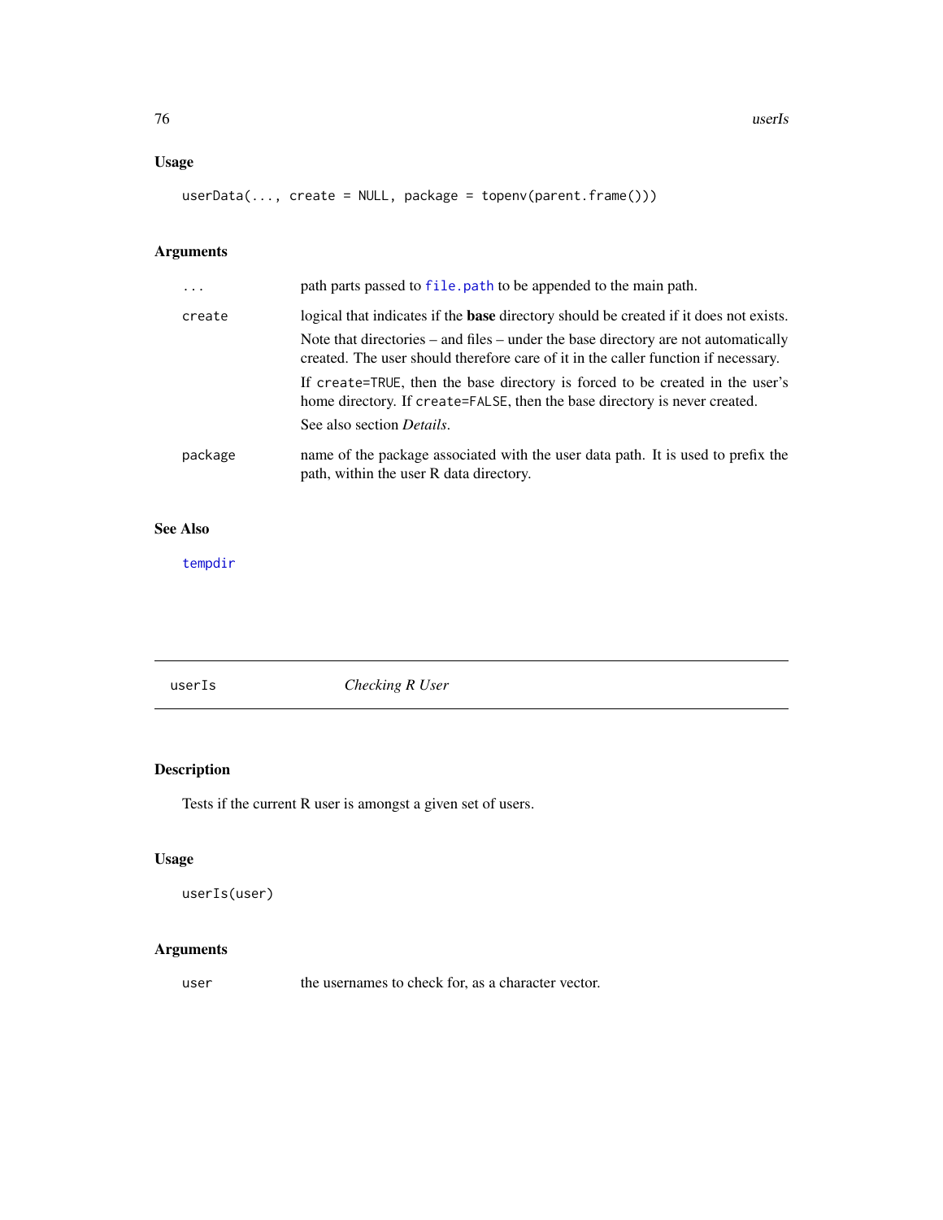### Usage

```
userData(..., create = NULL, package = topenv(parent.frame()))
```

### Arguments

| | |
|---|---|
| `...` | path parts passed to `file.path` to be appended to the main path. |
| `create` | logical that indicates if the **base** directory should be created if it does not exists.<br>Note that directories – and files – under the base directory are not automatically created. The user should therefore care of it in the caller function if necessary.<br>If `create=TRUE`, then the base directory is forced to be created in the user's home directory. If `create=FALSE`, then the base directory is never created.<br>See also section *Details*. |
| `package` | name of the package associated with the user data path. It is used to prefix the path, within the user R data directory. |

### See Also

`tempdir`

---

## userIs — *Checking R User*

### Description

Tests if the current R user is amongst a given set of users.

### Usage

```
userIs(user)
```

### Arguments

| | |
|---|---|
| `user` | the usernames to check for, as a character vector. |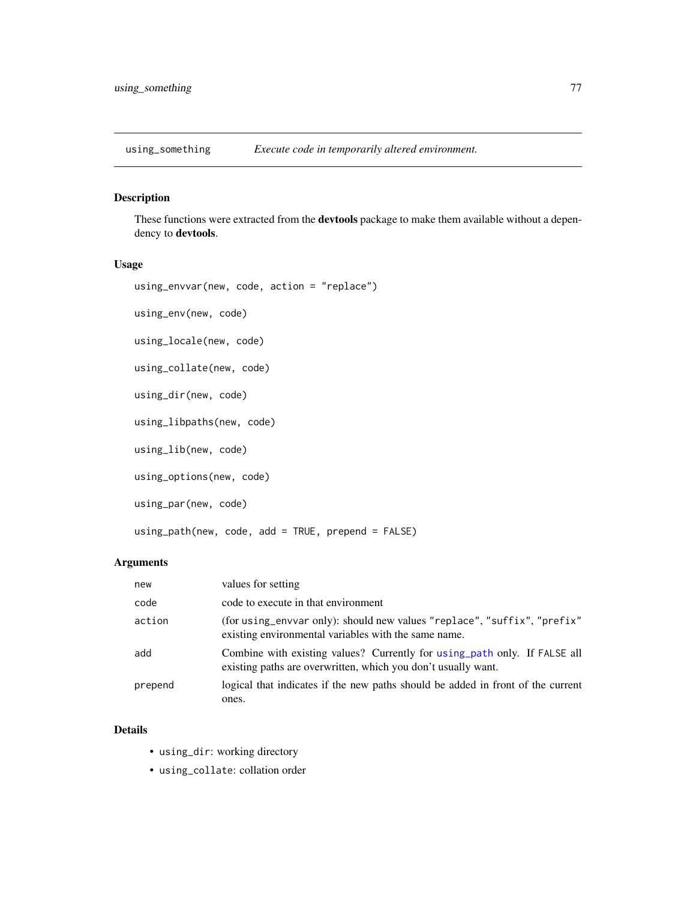## using_something — *Execute code in temporarily altered environment.*

### Description

These functions were extracted from the **devtools** package to make them available without a dependency to **devtools**.

### Usage

```
using_envvar(new, code, action = "replace")

using_env(new, code)

using_locale(new, code)

using_collate(new, code)

using_dir(new, code)

using_libpaths(new, code)

using_lib(new, code)

using_options(new, code)

using_par(new, code)

using_path(new, code, add = TRUE, prepend = FALSE)
```

### Arguments

| | |
|---|---|
| `new` | values for setting |
| `code` | code to execute in that environment |
| `action` | (for `using_envvar` only): should new values `"replace"`, `"suffix"`, `"prefix"` existing environmental variables with the same name. |
| `add` | Combine with existing values? Currently for `using_path` only. If `FALSE` all existing paths are overwritten, which you don't usually want. |
| `prepend` | logical that indicates if the new paths should be added in front of the current ones. |

### Details

- `using_dir`: working directory
- `using_collate`: collation order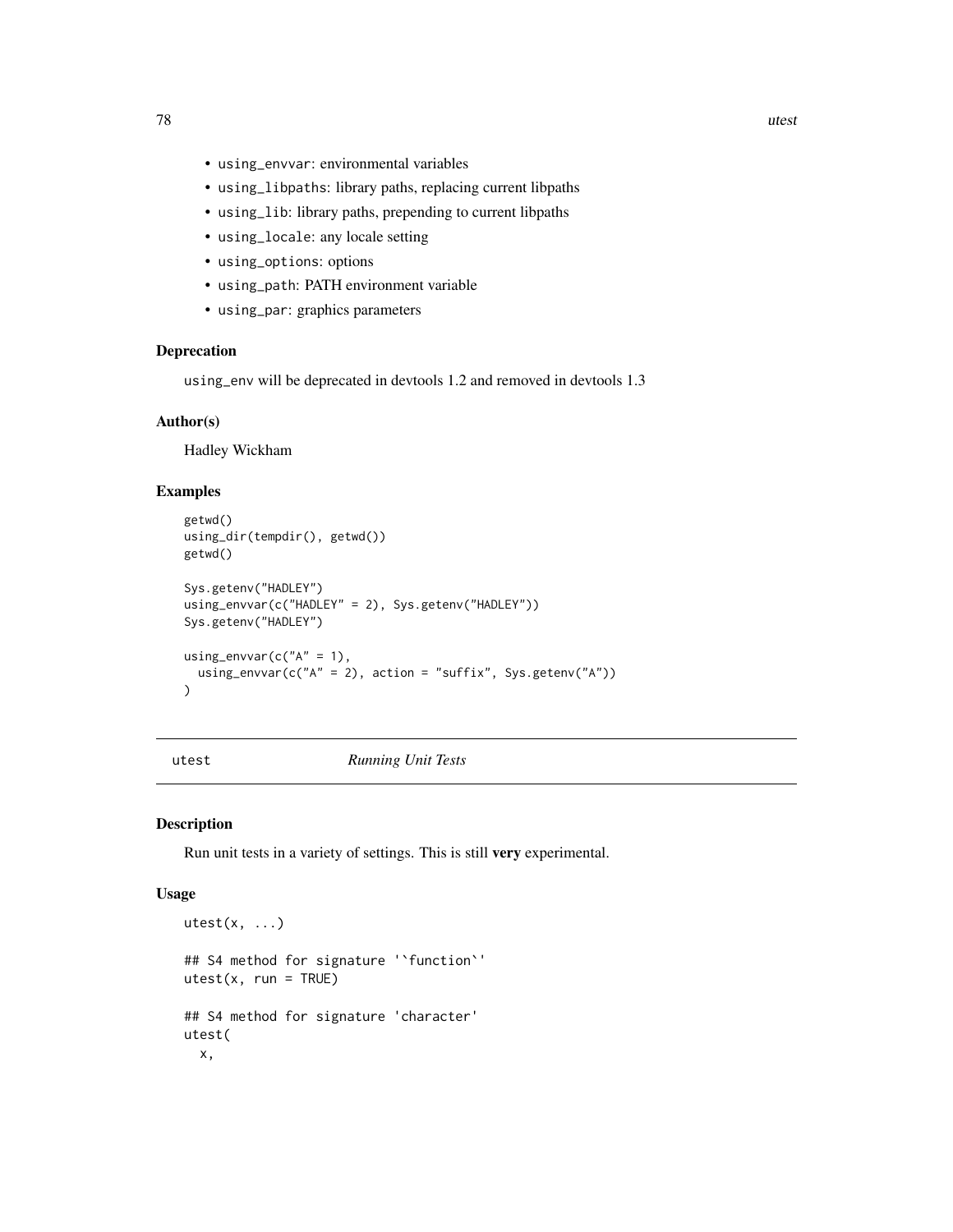- `using_envvar`: environmental variables
- `using_libpaths`: library paths, replacing current libpaths
- `using_lib`: library paths, prepending to current libpaths
- `using_locale`: any locale setting
- `using_options`: options
- `using_path`: PATH environment variable
- `using_par`: graphics parameters

### Deprecation

`using_env` will be deprecated in devtools 1.2 and removed in devtools 1.3

### Author(s)

Hadley Wickham

### Examples

```
getwd()
using_dir(tempdir(), getwd())
getwd()

Sys.getenv("HADLEY")
using_envvar(c("HADLEY" = 2), Sys.getenv("HADLEY"))
Sys.getenv("HADLEY")

using_envvar(c("A" = 1),
  using_envvar(c("A" = 2), action = "suffix", Sys.getenv("A"))
)
```

---

## `utest` *Running Unit Tests*

### Description

Run unit tests in a variety of settings. This is still **very** experimental.

### Usage

```
utest(x, ...)

## S4 method for signature '`function`'
utest(x, run = TRUE)

## S4 method for signature 'character'
utest(
  x,
```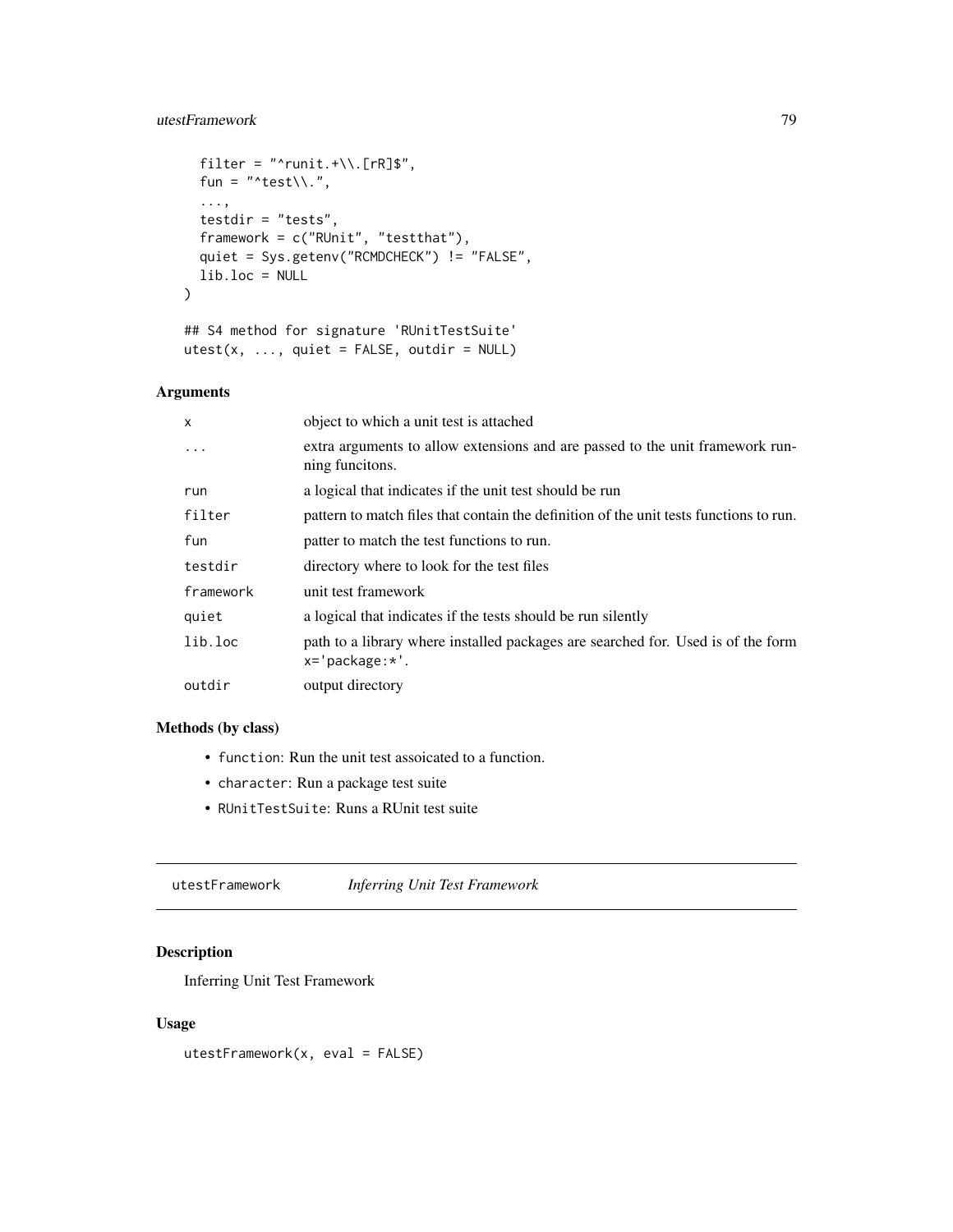```
  filter = "^runit.+\\.[rR]$",
  fun = "^test\\.",
  ...,
  testdir = "tests",
  framework = c("RUnit", "testthat"),
  quiet = Sys.getenv("RCMDCHECK") != "FALSE",
  lib.loc = NULL
)

## S4 method for signature 'RUnitTestSuite'
utest(x, ..., quiet = FALSE, outdir = NULL)
```

### Arguments

| | |
|---|---|
| `x` | object to which a unit test is attached |
| `...` | extra arguments to allow extensions and are passed to the unit framework running funcitons. |
| `run` | a logical that indicates if the unit test should be run |
| `filter` | pattern to match files that contain the definition of the unit tests functions to run. |
| `fun` | patter to match the test functions to run. |
| `testdir` | directory where to look for the test files |
| `framework` | unit test framework |
| `quiet` | a logical that indicates if the tests should be run silently |
| `lib.loc` | path to a library where installed packages are searched for. Used is of the form `x='package:*'`. |
| `outdir` | output directory |

### Methods (by class)

- `function`: Run the unit test assoicated to a function.
- `character`: Run a package test suite
- `RUnitTestSuite`: Runs a RUnit test suite

---

## utestFramework — *Inferring Unit Test Framework*

### Description

Inferring Unit Test Framework

### Usage

```
utestFramework(x, eval = FALSE)
```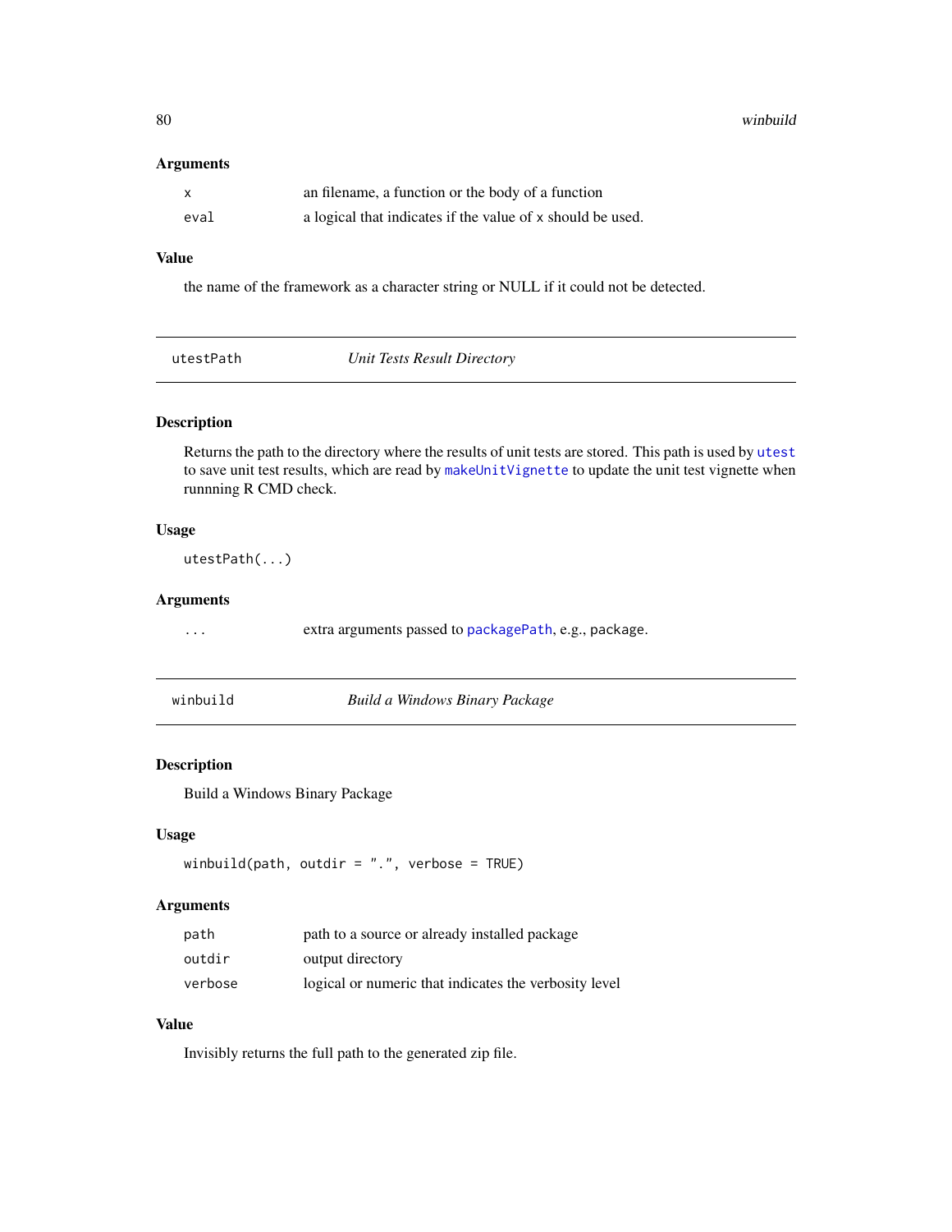### Arguments

| | |
|---|---|
| `x` | an filename, a function or the body of a function |
| `eval` | a logical that indicates if the value of `x` should be used. |

### Value

the name of the framework as a character string or NULL if it could not be detected.

---

## utestPath — *Unit Tests Result Directory*

---

### Description

Returns the path to the directory where the results of unit tests are stored. This path is used by `utest` to save unit test results, which are read by `makeUnitVignette` to update the unit test vignette when runnning R CMD check.

### Usage

```
utestPath(...)
```

### Arguments

| | |
|---|---|
| `...` | extra arguments passed to `packagePath`, e.g., `package`. |

---

## winbuild — *Build a Windows Binary Package*

---

### Description

Build a Windows Binary Package

### Usage

```
winbuild(path, outdir = ".", verbose = TRUE)
```

### Arguments

| | |
|---|---|
| `path` | path to a source or already installed package |
| `outdir` | output directory |
| `verbose` | logical or numeric that indicates the verbosity level |

### Value

Invisibly returns the full path to the generated zip file.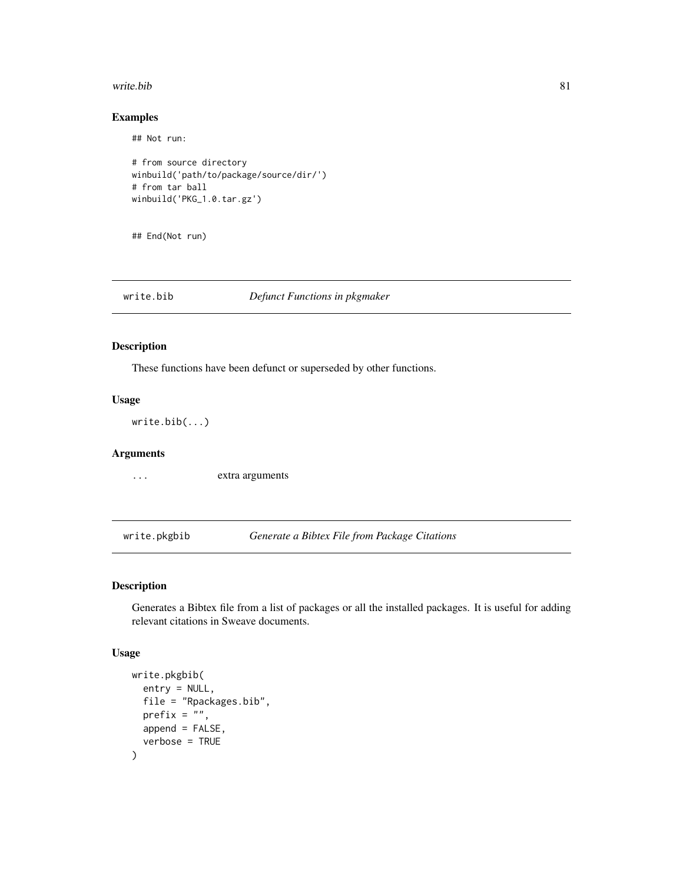## Examples

```
## Not run:

# from source directory
winbuild('path/to/package/source/dir/')
# from tar ball
winbuild('PKG_1.0.tar.gz')


## End(Not run)
```

# write.bib *Defunct Functions in pkgmaker*

## Description

These functions have been defunct or superseded by other functions.

## Usage

```
write.bib(...)
```

## Arguments

| | |
|---|---|
| ... | extra arguments |

# write.pkgbib *Generate a Bibtex File from Package Citations*

## Description

Generates a Bibtex file from a list of packages or all the installed packages. It is useful for adding relevant citations in Sweave documents.

## Usage

```
write.pkgbib(
  entry = NULL,
  file = "Rpackages.bib",
  prefix = "",
  append = FALSE,
  verbose = TRUE
)
```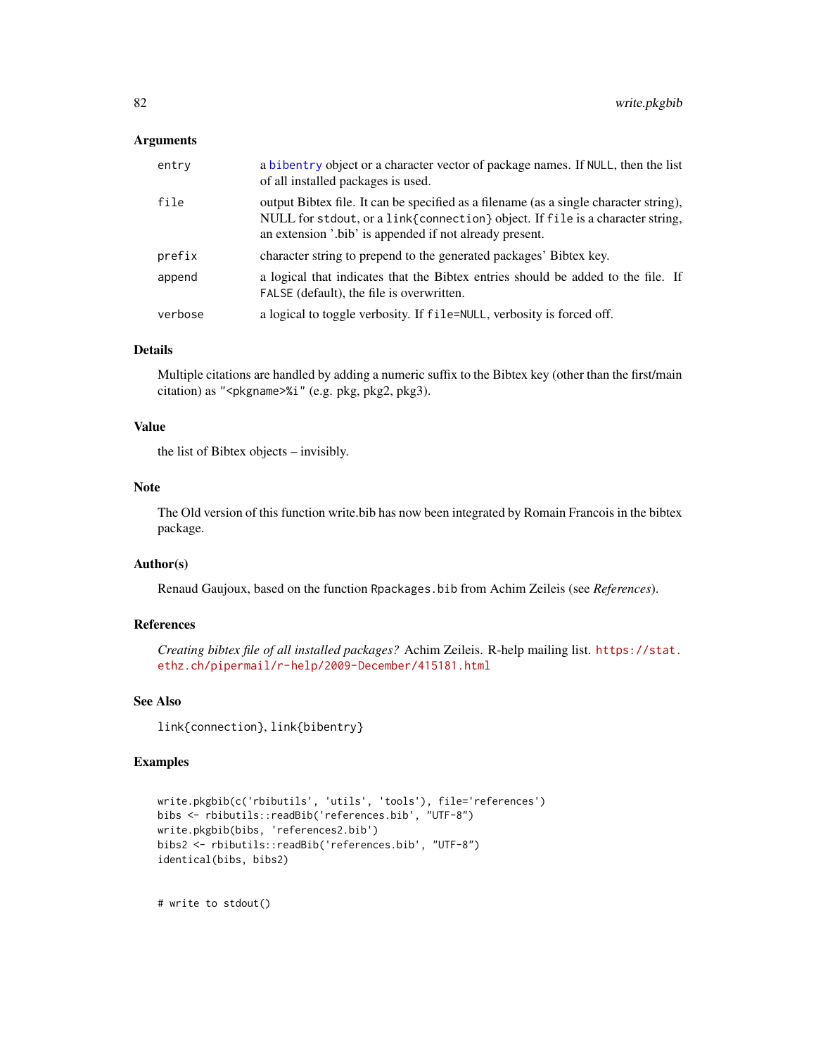### Arguments

| | |
|---|---|
| `entry` | a `bibentry` object or a character vector of package names. If `NULL`, then the list of all installed packages is used. |
| `file` | output Bibtex file. It can be specified as a filename (as a single character string), NULL for `stdout`, or a `link{connection}` object. If `file` is a character string, an extension '.bib' is appended if not already present. |
| `prefix` | character string to prepend to the generated packages' Bibtex key. |
| `append` | a logical that indicates that the Bibtex entries should be added to the file. If `FALSE` (default), the file is overwritten. |
| `verbose` | a logical to toggle verbosity. If `file=NULL`, verbosity is forced off. |

### Details

Multiple citations are handled by adding a numeric suffix to the Bibtex key (other than the first/main citation) as `"<pkgname>%i"` (e.g. pkg, pkg2, pkg3).

### Value

the list of Bibtex objects – invisibly.

### Note

The Old version of this function write.bib has now been integrated by Romain Francois in the bibtex package.

### Author(s)

Renaud Gaujoux, based on the function `Rpackages.bib` from Achim Zeileis (see *References*).

### References

*Creating bibtex file of all installed packages?* Achim Zeileis. R-help mailing list. https://stat.ethz.ch/pipermail/r-help/2009-December/415181.html

### See Also

`link{connection}`, `link{bibentry}`

### Examples

```
write.pkgbib(c('rbibutils', 'utils', 'tools'), file='references')
bibs <- rbibutils::readBib('references.bib', "UTF-8")
write.pkgbib(bibs, 'references2.bib')
bibs2 <- rbibutils::readBib('references.bib', "UTF-8")
identical(bibs, bibs2)


# write to stdout()
```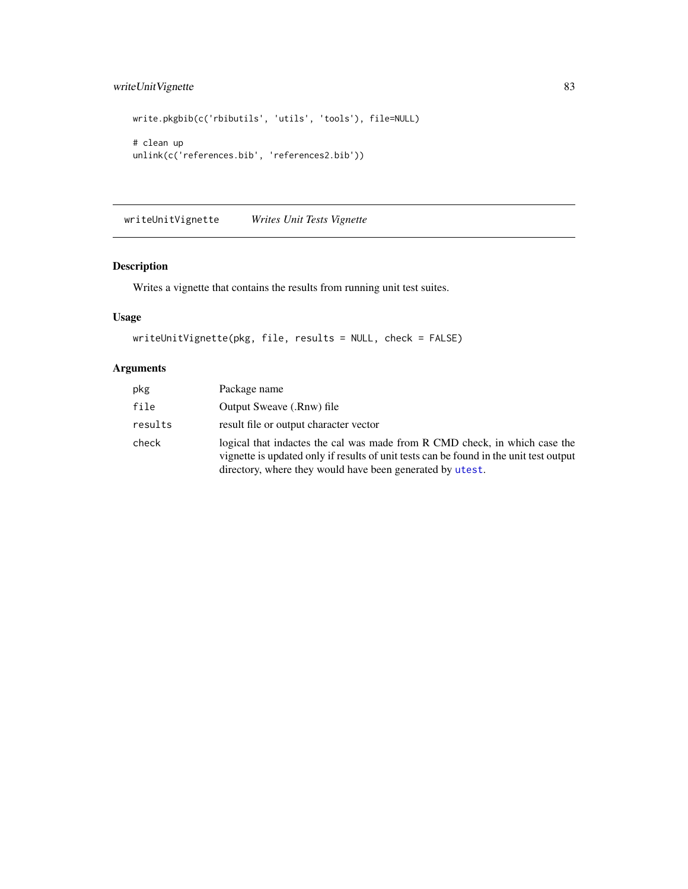```
write.pkgbib(c('rbibutils', 'utils', 'tools'), file=NULL)

# clean up
unlink(c('references.bib', 'references2.bib'))
```

---

## writeUnitVignette *Writes Unit Tests Vignette*

---

### Description

Writes a vignette that contains the results from running unit test suites.

### Usage

```
writeUnitVignette(pkg, file, results = NULL, check = FALSE)
```

### Arguments

| | |
|---|---|
| `pkg` | Package name |
| `file` | Output Sweave (.Rnw) file |
| `results` | result file or output character vector |
| `check` | logical that indactes the cal was made from R CMD check, in which case the vignette is updated only if results of unit tests can be found in the unit test output directory, where they would have been generated by `utest`. |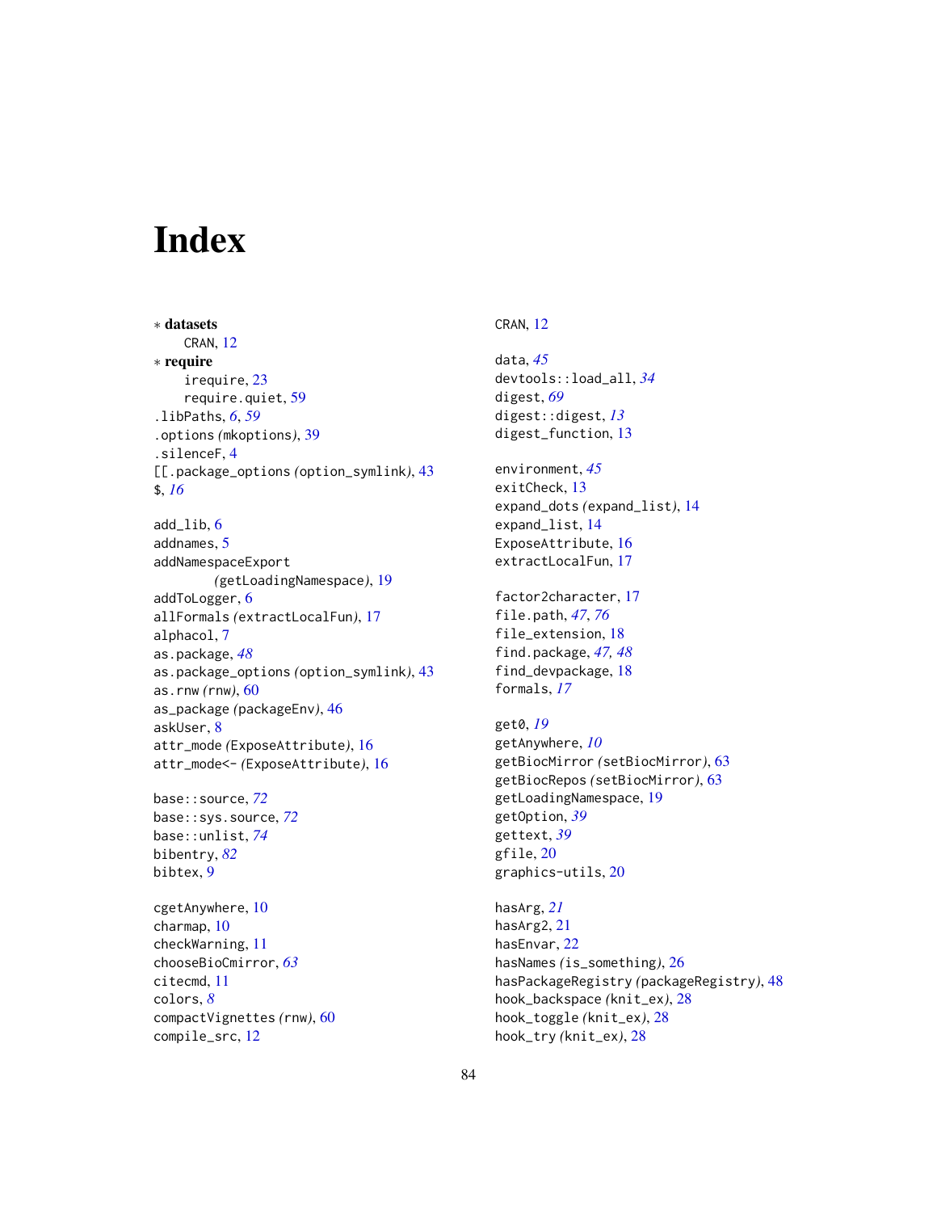# Index

∗ **datasets**
  CRAN, 12
∗ **require**
  irequire, 23
  require.quiet, 59
.libPaths, *6*, *59*
.options (mkoptions), 39
.silenceF, 4
[[.package_options (option_symlink), 43
$, *16*

add_lib, 6
addnames, 5
addNamespaceExport (getLoadingNamespace), 19
addToLogger, 6
allFormals (extractLocalFun), 17
alphacol, 7
as.package, *48*
as.package_options (option_symlink), 43
as.rnw (rnw), 60
as_package (packageEnv), 46
askUser, 8
attr_mode (ExposeAttribute), 16
attr_mode<- (ExposeAttribute), 16

base::source, *72*
base::sys.source, *72*
base::unlist, *74*
bibentry, *82*
bibtex, 9

cgetAnywhere, 10
charmap, 10
checkWarning, 11
chooseBioCmirror, *63*
citecmd, 11
colors, *8*
compactVignettes (rnw), 60
compile_src, 12
CRAN, 12

data, *45*
devtools::load_all, *34*
digest, *69*
digest::digest, *13*
digest_function, 13

environment, *45*
exitCheck, 13
expand_dots (expand_list), 14
expand_list, 14
ExposeAttribute, 16
extractLocalFun, 17

factor2character, 17
file.path, *47*, *76*
file_extension, 18
find.package, *47*, *48*
find_devpackage, 18
formals, *17*

get0, *19*
getAnywhere, *10*
getBiocMirror (setBiocMirror), 63
getBiocRepos (setBiocMirror), 63
getLoadingNamespace, 19
getOption, *39*
gettext, *39*
gfile, 20
graphics-utils, 20

hasArg, *21*
hasArg2, 21
hasEnvar, 22
hasNames (is_something), 26
hasPackageRegistry (packageRegistry), 48
hook_backspace (knit_ex), 28
hook_toggle (knit_ex), 28
hook_try (knit_ex), 28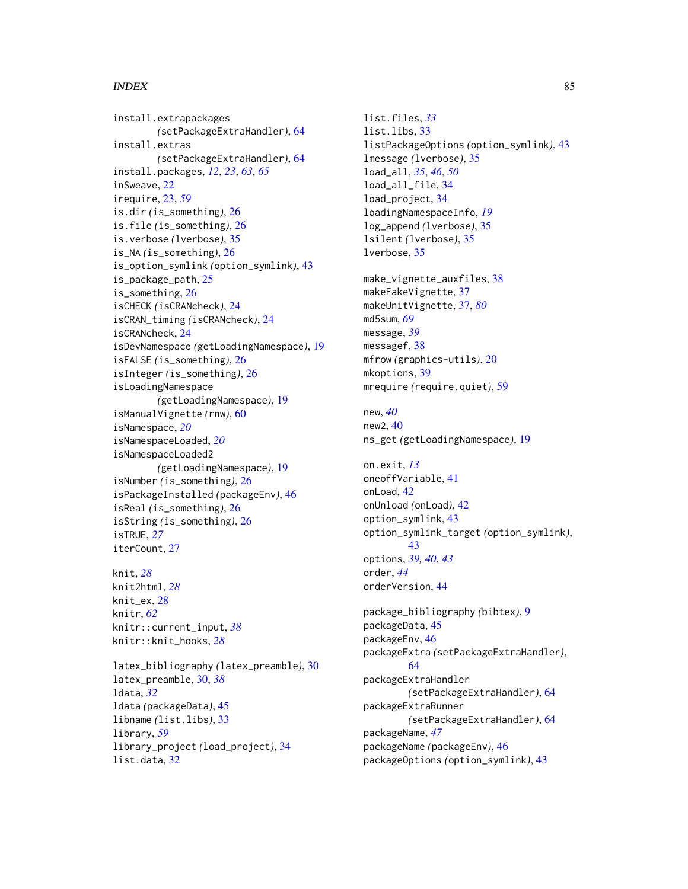install.extrapackages
(setPackageExtraHandler), 64
install.extras
(setPackageExtraHandler), 64
install.packages, *12*, *23*, *63*, *65*
inSweave, 22
irequire, 23, *59*
is.dir (is_something), 26
is.file (is_something), 26
is.verbose (lverbose), 35
is_NA (is_something), 26
is_option_symlink (option_symlink), 43
is_package_path, 25
is_something, 26
isCHECK (isCRANcheck), 24
isCRAN_timing (isCRANcheck), 24
isCRANcheck, 24
isDevNamespace (getLoadingNamespace), 19
isFALSE (is_something), 26
isInteger (is_something), 26
isLoadingNamespace
(getLoadingNamespace), 19
isManualVignette (rnw), 60
isNamespace, *20*
isNamespaceLoaded, *20*
isNamespaceLoaded2
(getLoadingNamespace), 19
isNumber (is_something), 26
isPackageInstalled (packageEnv), 46
isReal (is_something), 26
isString (is_something), 26
isTRUE, *27*
iterCount, 27

knit, *28*
knit2html, *28*
knit_ex, 28
knitr, *62*
knitr::current_input, *38*
knitr::knit_hooks, *28*

latex_bibliography (latex_preamble), 30
latex_preamble, 30, *38*
ldata, *32*
ldata (packageData), 45
libname (list.libs), 33
library, *59*
library_project (load_project), 34
list.data, 32
list.files, *33*
list.libs, 33
listPackageOptions (option_symlink), 43
lmessage (lverbose), 35
load_all, *35*, *46*, *50*
load_all_file, 34
load_project, 34
loadingNamespaceInfo, *19*
log_append (lverbose), 35
lsilent (lverbose), 35
lverbose, 35

make_vignette_auxfiles, 38
makeFakeVignette, 37
makeUnitVignette, 37, *80*
md5sum, *69*
message, *39*
messagef, 38
mfrow (graphics-utils), 20
mkoptions, 39
mrequire (require.quiet), 59

new, *40*
new2, 40
ns_get (getLoadingNamespace), 19

on.exit, *13*
oneoffVariable, 41
onLoad, 42
onUnload (onLoad), 42
option_symlink, 43
option_symlink_target (option_symlink), 43
options, *39*, *40*, *43*
order, *44*
orderVersion, 44

package_bibliography (bibtex), 9
packageData, 45
packageEnv, 46
packageExtra (setPackageExtraHandler), 64
packageExtraHandler
(setPackageExtraHandler), 64
packageExtraRunner
(setPackageExtraHandler), 64
packageName, *47*
packageName (packageEnv), 46
packageOptions (option_symlink), 43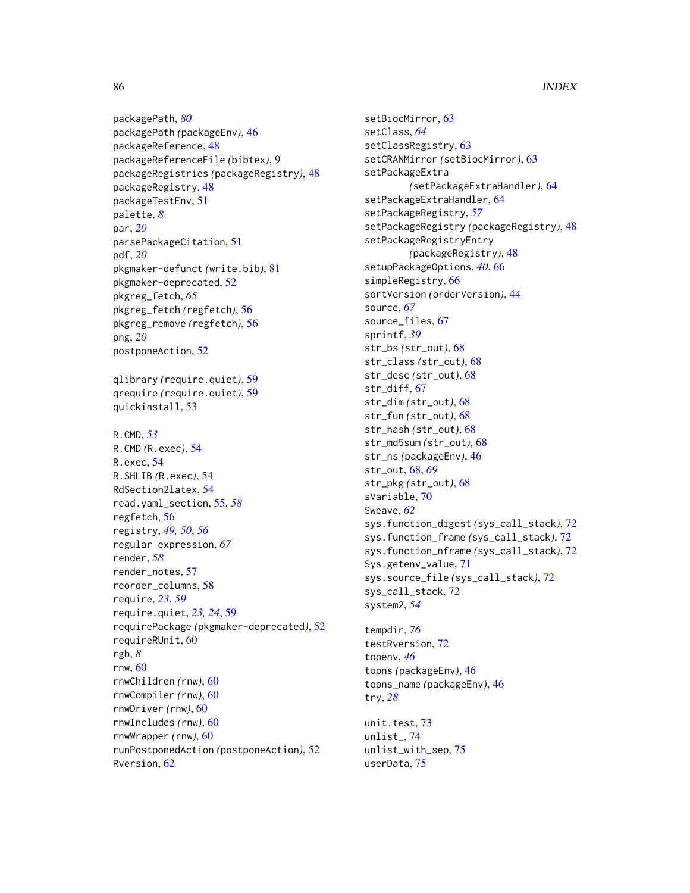packagePath, *80*
packagePath (packageEnv), 46
packageReference, 48
packageReferenceFile (bibtex), 9
packageRegistries (packageRegistry), 48
packageRegistry, 48
packageTestEnv, 51
palette, *8*
par, *20*
parsePackageCitation, 51
pdf, *20*
pkgmaker-defunct (write.bib), 81
pkgmaker-deprecated, 52
pkgreg_fetch, *65*
pkgreg_fetch (regfetch), 56
pkgreg_remove (regfetch), 56
png, *20*
postponeAction, 52

qlibrary (require.quiet), 59
qrequire (require.quiet), 59
quickinstall, 53

R.CMD, *53*
R.CMD (R.exec), 54
R.exec, 54
R.SHLIB (R.exec), 54
RdSection2latex, 54
read.yaml_section, 55, *58*
regfetch, 56
registry, *49, 50*, *56*
regular expression, *67*
render, *58*
render_notes, 57
reorder_columns, 58
require, *23*, *59*
require.quiet, *23, 24*, 59
requirePackage (pkgmaker-deprecated), 52
requireRUnit, 60
rgb, *8*
rnw, 60
rnwChildren (rnw), 60
rnwCompiler (rnw), 60
rnwDriver (rnw), 60
rnwIncludes (rnw), 60
rnwWrapper (rnw), 60
runPostponedAction (postponeAction), 52
Rversion, 62

setBiocMirror, 63
setClass, *64*
setClassRegistry, 63
setCRANMirror (setBiocMirror), 63
setPackageExtra (setPackageExtraHandler), 64
setPackageExtraHandler, 64
setPackageRegistry, *57*
setPackageRegistry (packageRegistry), 48
setPackageRegistryEntry (packageRegistry), 48
setupPackageOptions, *40*, 66
simpleRegistry, 66
sortVersion (orderVersion), 44
source, *67*
source_files, 67
sprintf, *39*
str_bs (str_out), 68
str_class (str_out), 68
str_desc (str_out), 68
str_diff, 67
str_dim (str_out), 68
str_fun (str_out), 68
str_hash (str_out), 68
str_md5sum (str_out), 68
str_ns (packageEnv), 46
str_out, 68, *69*
str_pkg (str_out), 68
sVariable, 70
Sweave, *62*
sys.function_digest (sys_call_stack), 72
sys.function_frame (sys_call_stack), 72
sys.function_nframe (sys_call_stack), 72
Sys.getenv_value, 71
sys.source_file (sys_call_stack), 72
sys_call_stack, 72
system2, *54*

tempdir, *76*
testRversion, 72
topenv, *46*
topns (packageEnv), 46
topns_name (packageEnv), 46
try, *28*

unit.test, 73
unlist_, 74
unlist_with_sep, 75
userData, 75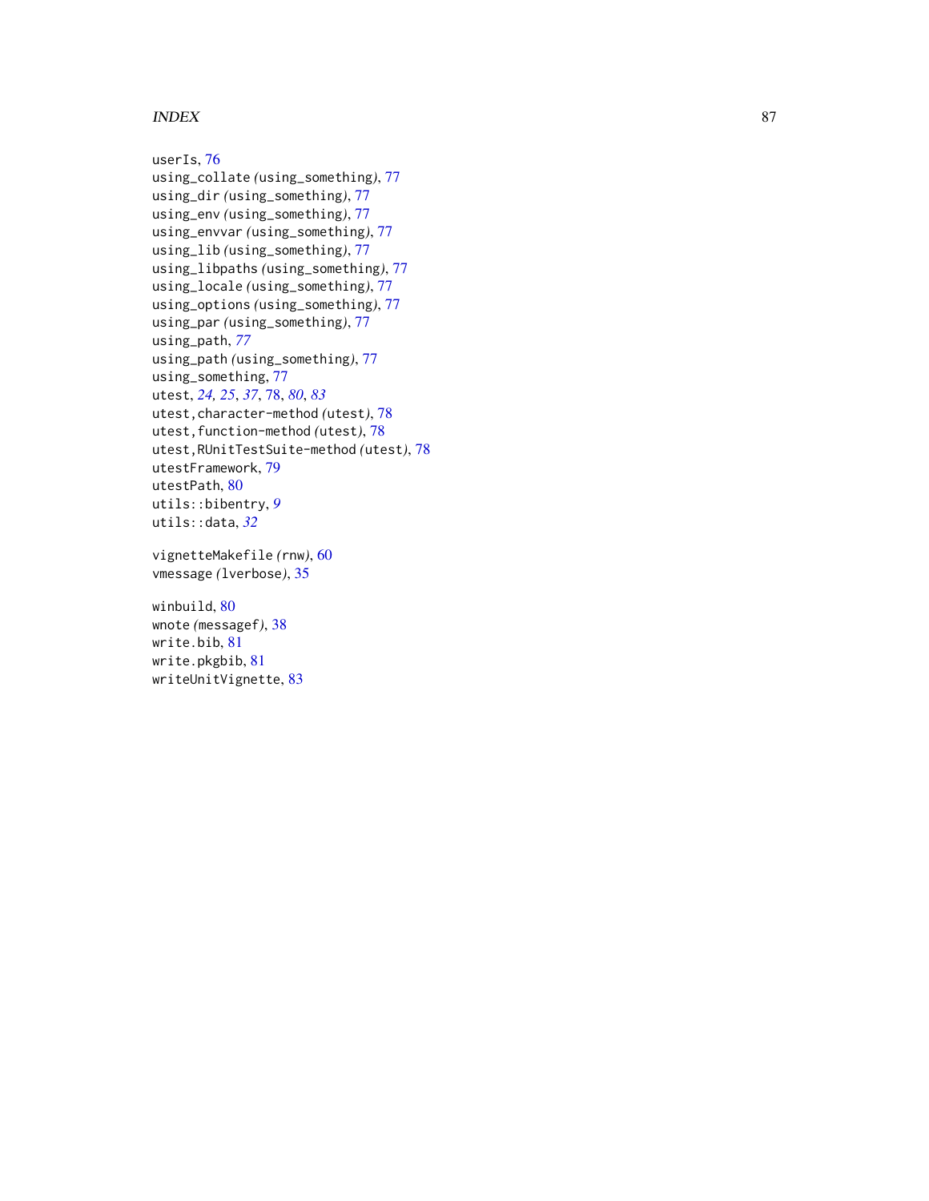userIs, 76
using_collate *(*using_something*)*, 77
using_dir *(*using_something*)*, 77
using_env *(*using_something*)*, 77
using_envvar *(*using_something*)*, 77
using_lib *(*using_something*)*, 77
using_libpaths *(*using_something*)*, 77
using_locale *(*using_something*)*, 77
using_options *(*using_something*)*, 77
using_par *(*using_something*)*, 77
using_path, *77*
using_path *(*using_something*)*, 77
using_something, 77
utest, *24, 25*, *37*, 78, *80*, *83*
utest,character-method *(*utest*)*, 78
utest,function-method *(*utest*)*, 78
utest,RUnitTestSuite-method *(*utest*)*, 78
utestFramework, 79
utestPath, 80
utils::bibentry, *9*
utils::data, *32*

vignetteMakefile *(*rnw*)*, 60
vmessage *(*lverbose*)*, 35

winbuild, 80
wnote *(*messagef*)*, 38
write.bib, 81
write.pkgbib, 81
writeUnitVignette, 83